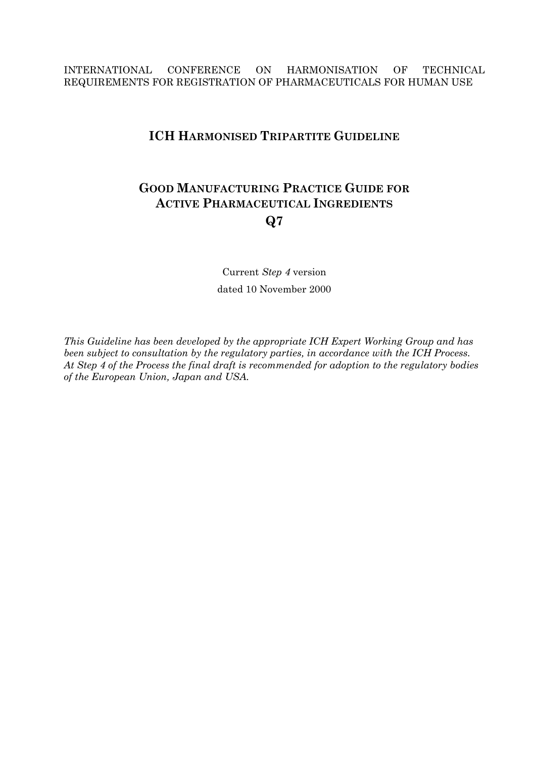INTERNATIONAL CONFERENCE ON HARMONISATION OF TECHNICAL REQUIREMENTS FOR REGISTRATION OF PHARMACEUTICALS FOR HUMAN USE

# ICH HARMONISED TRIPARTITE GUIDELINE

# GOOD MANUFACTURING PRACTICE GUIDE FOR ACTIVE PHARMACEUTICAL INGREDIENTS Q7

Current *Step 4* version

dated 10 November 2000

*This Guideline has been developed by the appropriate ICH Expert Working Group and has been subject to consultation by the regulatory parties, in accordance with the ICH Process. At Step 4 of the Process the final draft is recommended for adoption to the regulatory bodies of the European Union, Japan and USA.*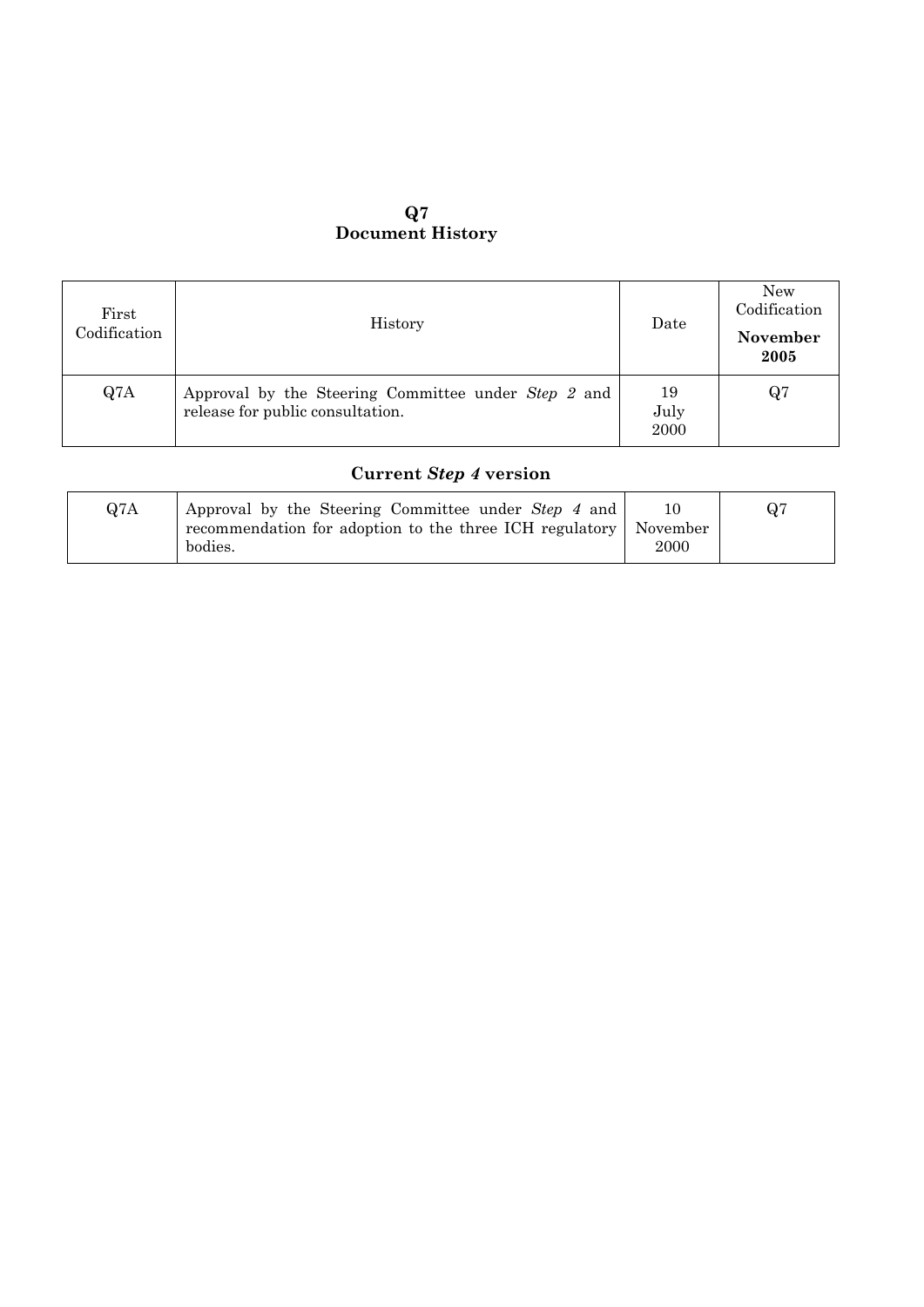# Q7
## Document History

| First Codification | History | Date | New Codification **November 2005** |
|---|---|---|---|
| Q7A | Approval by the Steering Committee under *Step 2* and release for public consultation. | 19 July 2000 | Q7 |

## Current *Step 4* version

| | | | |
|---|---|---|---|
| Q7A | Approval by the Steering Committee under *Step 4* and recommendation for adoption to the three ICH regulatory bodies. | 10 November 2000 | Q7 |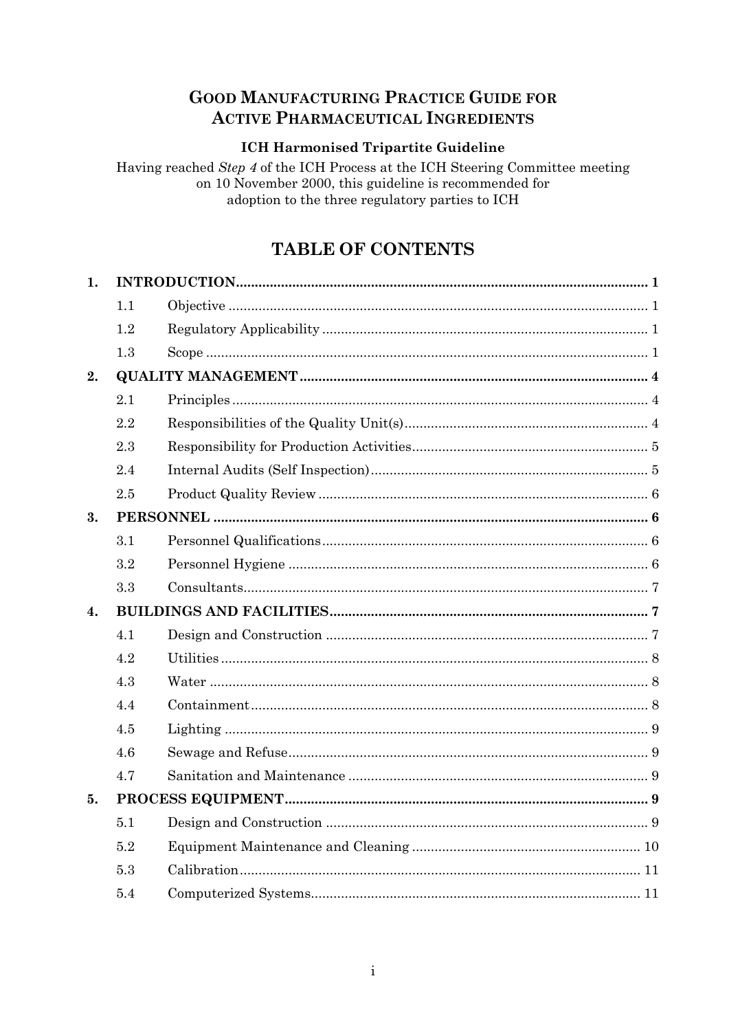# GOOD MANUFACTURING PRACTICE GUIDE FOR ACTIVE PHARMACEUTICAL INGREDIENTS

**ICH Harmonised Tripartite Guideline**

Having reached *Step 4* of the ICH Process at the ICH Steering Committee meeting on 10 November 2000, this guideline is recommended for adoption to the three regulatory parties to ICH

## TABLE OF CONTENTS

| | | | |
|---|---|---|---|
| **1.** | **INTRODUCTION** | | **1** |
| | 1.1 | Objective | 1 |
| | 1.2 | Regulatory Applicability | 1 |
| | 1.3 | Scope | 1 |
| **2.** | **QUALITY MANAGEMENT** | | **4** |
| | 2.1 | Principles | 4 |
| | 2.2 | Responsibilities of the Quality Unit(s) | 4 |
| | 2.3 | Responsibility for Production Activities | 5 |
| | 2.4 | Internal Audits (Self Inspection) | 5 |
| | 2.5 | Product Quality Review | 6 |
| **3.** | **PERSONNEL** | | **6** |
| | 3.1 | Personnel Qualifications | 6 |
| | 3.2 | Personnel Hygiene | 6 |
| | 3.3 | Consultants | 7 |
| **4.** | **BUILDINGS AND FACILITIES** | | **7** |
| | 4.1 | Design and Construction | 7 |
| | 4.2 | Utilities | 8 |
| | 4.3 | Water | 8 |
| | 4.4 | Containment | 8 |
| | 4.5 | Lighting | 9 |
| | 4.6 | Sewage and Refuse | 9 |
| | 4.7 | Sanitation and Maintenance | 9 |
| **5.** | **PROCESS EQUIPMENT** | | **9** |
| | 5.1 | Design and Construction | 9 |
| | 5.2 | Equipment Maintenance and Cleaning | 10 |
| | 5.3 | Calibration | 11 |
| | 5.4 | Computerized Systems | 11 |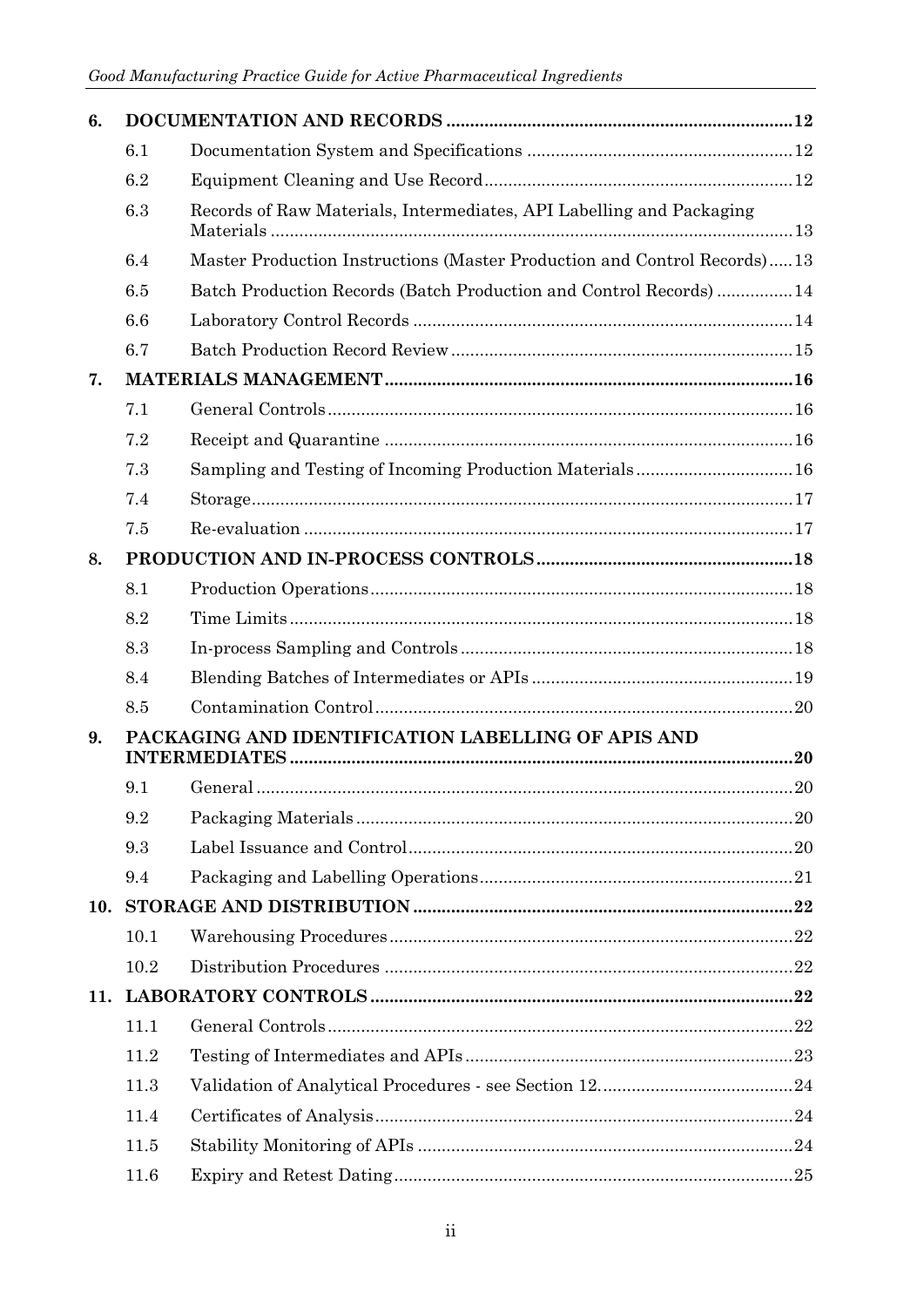| | | |
|---|---|---|
| **6.** | **DOCUMENTATION AND RECORDS** | **12** |
| 6.1 | Documentation System and Specifications | 12 |
| 6.2 | Equipment Cleaning and Use Record | 12 |
| 6.3 | Records of Raw Materials, Intermediates, API Labelling and Packaging Materials | 13 |
| 6.4 | Master Production Instructions (Master Production and Control Records) | 13 |
| 6.5 | Batch Production Records (Batch Production and Control Records) | 14 |
| 6.6 | Laboratory Control Records | 14 |
| 6.7 | Batch Production Record Review | 15 |
| **7.** | **MATERIALS MANAGEMENT** | **16** |
| 7.1 | General Controls | 16 |
| 7.2 | Receipt and Quarantine | 16 |
| 7.3 | Sampling and Testing of Incoming Production Materials | 16 |
| 7.4 | Storage | 17 |
| 7.5 | Re-evaluation | 17 |
| **8.** | **PRODUCTION AND IN-PROCESS CONTROLS** | **18** |
| 8.1 | Production Operations | 18 |
| 8.2 | Time Limits | 18 |
| 8.3 | In-process Sampling and Controls | 18 |
| 8.4 | Blending Batches of Intermediates or APIs | 19 |
| 8.5 | Contamination Control | 20 |
| **9.** | **PACKAGING AND IDENTIFICATION LABELLING OF APIS AND INTERMEDIATES** | **20** |
| 9.1 | General | 20 |
| 9.2 | Packaging Materials | 20 |
| 9.3 | Label Issuance and Control | 20 |
| 9.4 | Packaging and Labelling Operations | 21 |
| **10.** | **STORAGE AND DISTRIBUTION** | **22** |
| 10.1 | Warehousing Procedures | 22 |
| 10.2 | Distribution Procedures | 22 |
| **11.** | **LABORATORY CONTROLS** | **22** |
| 11.1 | General Controls | 22 |
| 11.2 | Testing of Intermediates and APIs | 23 |
| 11.3 | Validation of Analytical Procedures - see Section 12. | 24 |
| 11.4 | Certificates of Analysis | 24 |
| 11.5 | Stability Monitoring of APIs | 24 |
| 11.6 | Expiry and Retest Dating | 25 |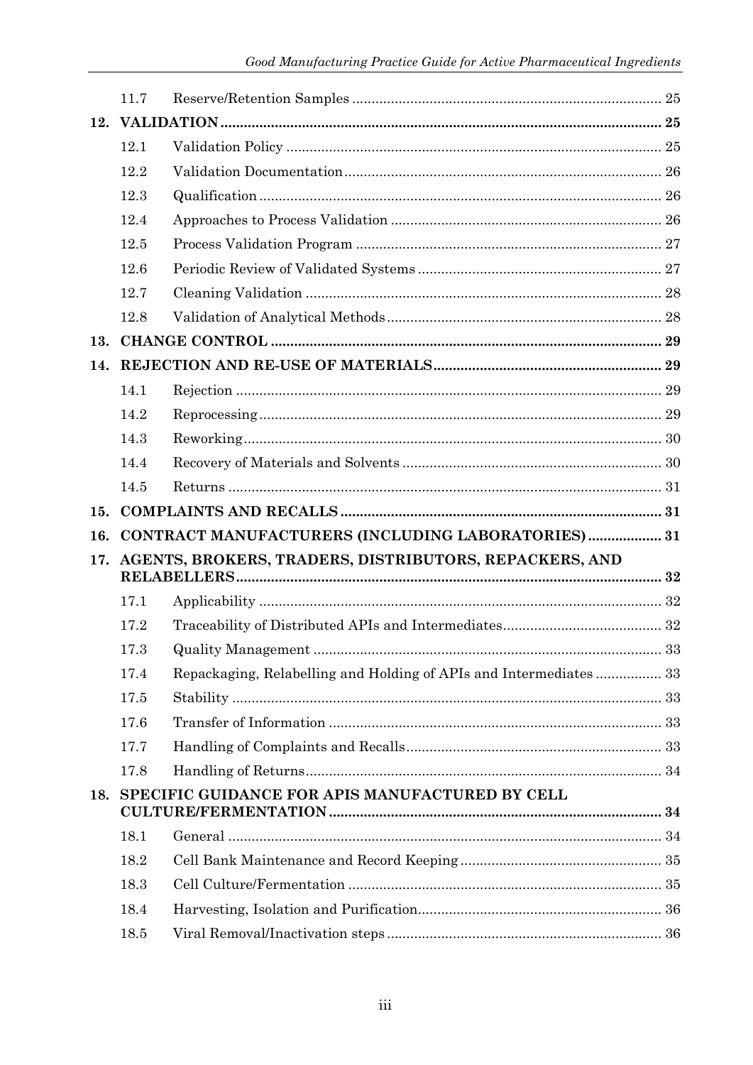| | | |
|---|---|---|
| 11.7 | Reserve/Retention Samples | 25 |
| **12.** | **VALIDATION** | **25** |
| 12.1 | Validation Policy | 25 |
| 12.2 | Validation Documentation | 26 |
| 12.3 | Qualification | 26 |
| 12.4 | Approaches to Process Validation | 26 |
| 12.5 | Process Validation Program | 27 |
| 12.6 | Periodic Review of Validated Systems | 27 |
| 12.7 | Cleaning Validation | 28 |
| 12.8 | Validation of Analytical Methods | 28 |
| **13.** | **CHANGE CONTROL** | **29** |
| **14.** | **REJECTION AND RE-USE OF MATERIALS** | **29** |
| 14.1 | Rejection | 29 |
| 14.2 | Reprocessing | 29 |
| 14.3 | Reworking | 30 |
| 14.4 | Recovery of Materials and Solvents | 30 |
| 14.5 | Returns | 31 |
| **15.** | **COMPLAINTS AND RECALLS** | **31** |
| **16.** | **CONTRACT MANUFACTURERS (INCLUDING LABORATORIES)** | **31** |
| **17.** | **AGENTS, BROKERS, TRADERS, DISTRIBUTORS, REPACKERS, AND RELABELLERS** | **32** |
| 17.1 | Applicability | 32 |
| 17.2 | Traceability of Distributed APIs and Intermediates | 32 |
| 17.3 | Quality Management | 33 |
| 17.4 | Repackaging, Relabelling and Holding of APIs and Intermediates | 33 |
| 17.5 | Stability | 33 |
| 17.6 | Transfer of Information | 33 |
| 17.7 | Handling of Complaints and Recalls | 33 |
| 17.8 | Handling of Returns | 34 |
| **18.** | **SPECIFIC GUIDANCE FOR APIS MANUFACTURED BY CELL CULTURE/FERMENTATION** | **34** |
| 18.1 | General | 34 |
| 18.2 | Cell Bank Maintenance and Record Keeping | 35 |
| 18.3 | Cell Culture/Fermentation | 35 |
| 18.4 | Harvesting, Isolation and Purification | 36 |
| 18.5 | Viral Removal/Inactivation steps | 36 |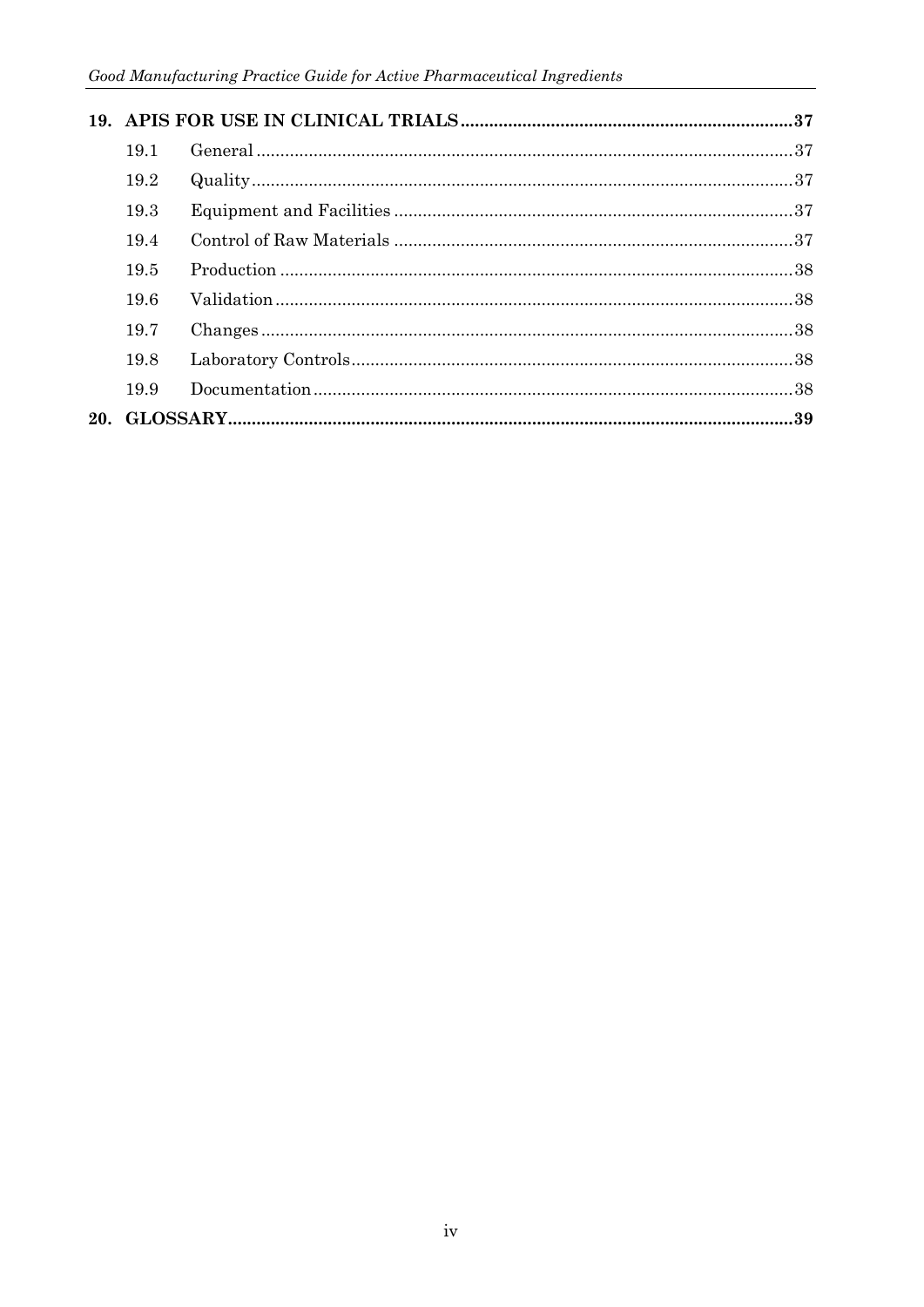| | | |
|---|---|---|
| **19.** | **APIS FOR USE IN CLINICAL TRIALS** | **37** |
| 19.1 | General | 37 |
| 19.2 | Quality | 37 |
| 19.3 | Equipment and Facilities | 37 |
| 19.4 | Control of Raw Materials | 37 |
| 19.5 | Production | 38 |
| 19.6 | Validation | 38 |
| 19.7 | Changes | 38 |
| 19.8 | Laboratory Controls | 38 |
| 19.9 | Documentation | 38 |
| **20.** | **GLOSSARY** | **39** |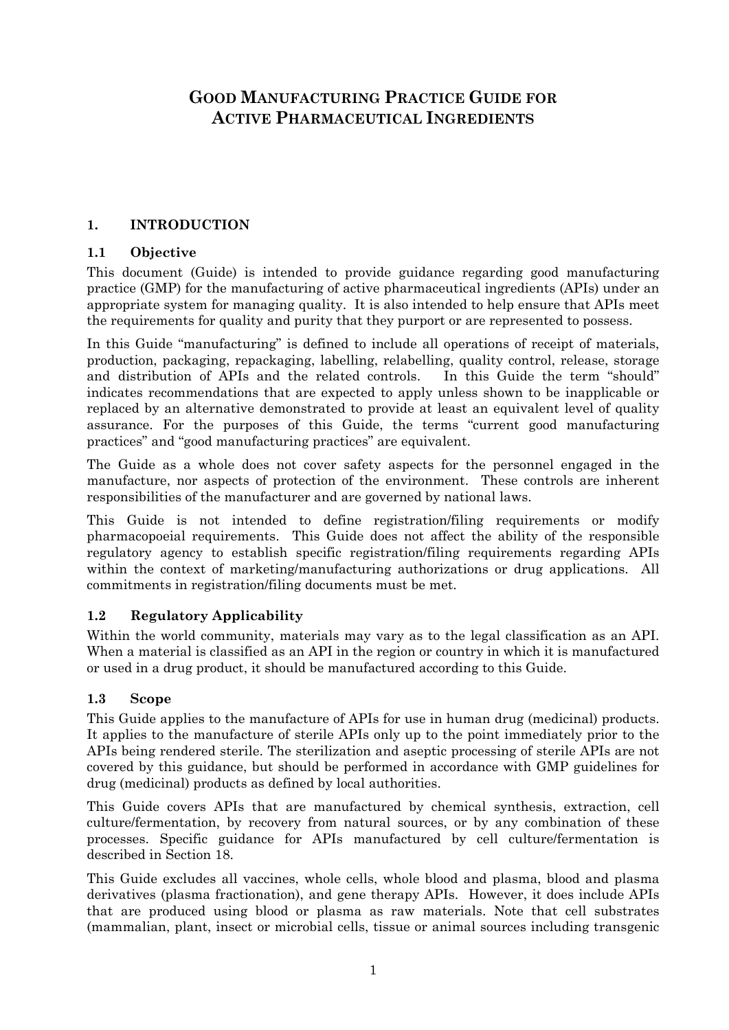# GOOD MANUFACTURING PRACTICE GUIDE FOR ACTIVE PHARMACEUTICAL INGREDIENTS

## 1. INTRODUCTION

### 1.1 Objective

This document (Guide) is intended to provide guidance regarding good manufacturing practice (GMP) for the manufacturing of active pharmaceutical ingredients (APIs) under an appropriate system for managing quality. It is also intended to help ensure that APIs meet the requirements for quality and purity that they purport or are represented to possess.

In this Guide "manufacturing" is defined to include all operations of receipt of materials, production, packaging, repackaging, labelling, relabelling, quality control, release, storage and distribution of APIs and the related controls. In this Guide the term "should" indicates recommendations that are expected to apply unless shown to be inapplicable or replaced by an alternative demonstrated to provide at least an equivalent level of quality assurance. For the purposes of this Guide, the terms "current good manufacturing practices" and "good manufacturing practices" are equivalent.

The Guide as a whole does not cover safety aspects for the personnel engaged in the manufacture, nor aspects of protection of the environment. These controls are inherent responsibilities of the manufacturer and are governed by national laws.

This Guide is not intended to define registration/filing requirements or modify pharmacopoeial requirements. This Guide does not affect the ability of the responsible regulatory agency to establish specific registration/filing requirements regarding APIs within the context of marketing/manufacturing authorizations or drug applications. All commitments in registration/filing documents must be met.

### 1.2 Regulatory Applicability

Within the world community, materials may vary as to the legal classification as an API. When a material is classified as an API in the region or country in which it is manufactured or used in a drug product, it should be manufactured according to this Guide.

### 1.3 Scope

This Guide applies to the manufacture of APIs for use in human drug (medicinal) products. It applies to the manufacture of sterile APIs only up to the point immediately prior to the APIs being rendered sterile. The sterilization and aseptic processing of sterile APIs are not covered by this guidance, but should be performed in accordance with GMP guidelines for drug (medicinal) products as defined by local authorities.

This Guide covers APIs that are manufactured by chemical synthesis, extraction, cell culture/fermentation, by recovery from natural sources, or by any combination of these processes. Specific guidance for APIs manufactured by cell culture/fermentation is described in Section 18.

This Guide excludes all vaccines, whole cells, whole blood and plasma, blood and plasma derivatives (plasma fractionation), and gene therapy APIs. However, it does include APIs that are produced using blood or plasma as raw materials. Note that cell substrates (mammalian, plant, insect or microbial cells, tissue or animal sources including transgenic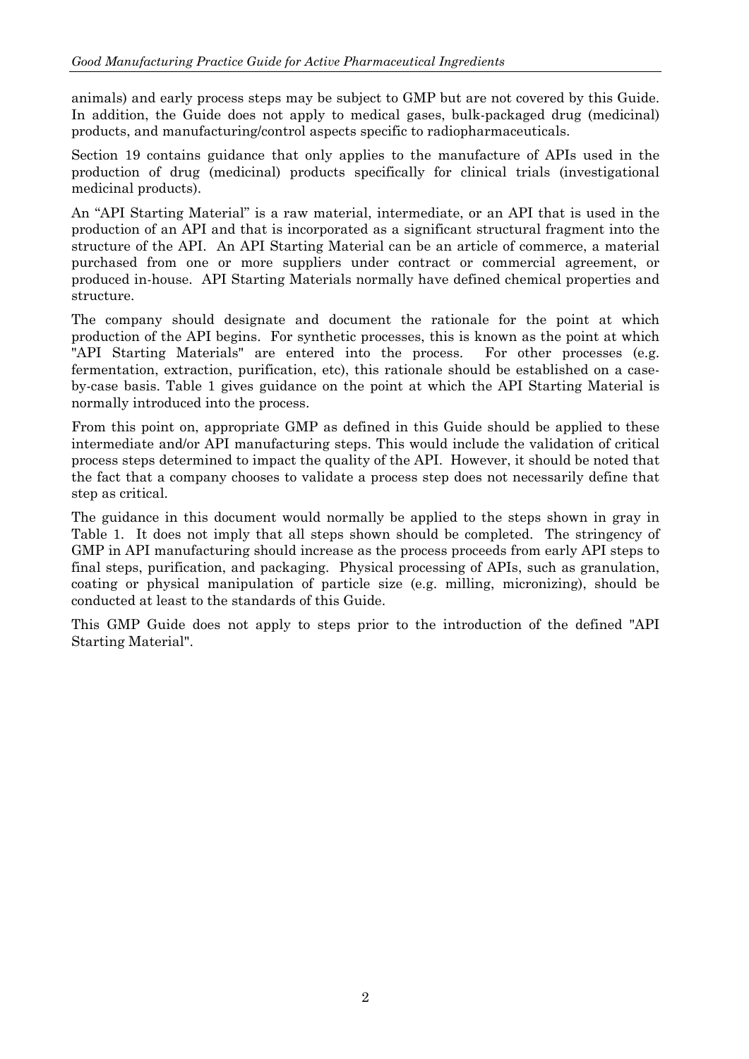animals) and early process steps may be subject to GMP but are not covered by this Guide. In addition, the Guide does not apply to medical gases, bulk-packaged drug (medicinal) products, and manufacturing/control aspects specific to radiopharmaceuticals.

Section 19 contains guidance that only applies to the manufacture of APIs used in the production of drug (medicinal) products specifically for clinical trials (investigational medicinal products).

An "API Starting Material" is a raw material, intermediate, or an API that is used in the production of an API and that is incorporated as a significant structural fragment into the structure of the API. An API Starting Material can be an article of commerce, a material purchased from one or more suppliers under contract or commercial agreement, or produced in-house. API Starting Materials normally have defined chemical properties and structure.

The company should designate and document the rationale for the point at which production of the API begins. For synthetic processes, this is known as the point at which "API Starting Materials" are entered into the process. For other processes (e.g. fermentation, extraction, purification, etc), this rationale should be established on a case-by-case basis. Table 1 gives guidance on the point at which the API Starting Material is normally introduced into the process.

From this point on, appropriate GMP as defined in this Guide should be applied to these intermediate and/or API manufacturing steps. This would include the validation of critical process steps determined to impact the quality of the API. However, it should be noted that the fact that a company chooses to validate a process step does not necessarily define that step as critical.

The guidance in this document would normally be applied to the steps shown in gray in Table 1. It does not imply that all steps shown should be completed. The stringency of GMP in API manufacturing should increase as the process proceeds from early API steps to final steps, purification, and packaging. Physical processing of APIs, such as granulation, coating or physical manipulation of particle size (e.g. milling, micronizing), should be conducted at least to the standards of this Guide.

This GMP Guide does not apply to steps prior to the introduction of the defined "API Starting Material".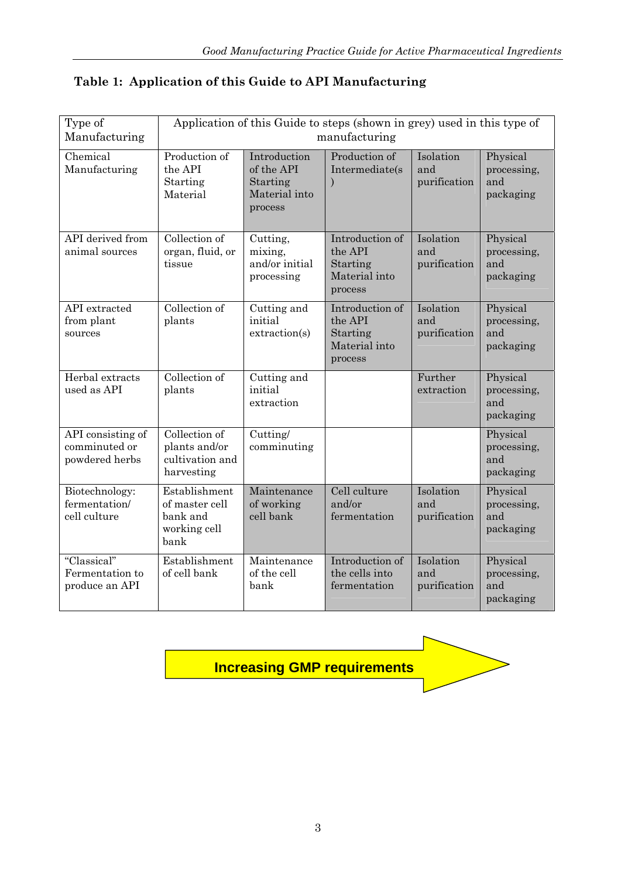**Table 1: Application of this Guide to API Manufacturing**

| Type of Manufacturing | Application of this Guide to steps (shown in grey) used in this type of manufacturing | | | | |
|---|---|---|---|---|---|
| Chemical Manufacturing | Production of the API Starting Material | Introduction of the API Starting Material into process | Production of Intermediate(s) | Isolation and purification | Physical processing, and packaging |
| API derived from animal sources | Collection of organ, fluid, or tissue | Cutting, mixing, and/or initial processing | Introduction of the API Starting Material into process | Isolation and purification | Physical processing, and packaging |
| API extracted from plant sources | Collection of plants | Cutting and initial extraction(s) | Introduction of the API Starting Material into process | Isolation and purification | Physical processing, and packaging |
| Herbal extracts used as API | Collection of plants | Cutting and initial extraction | | Further extraction | Physical processing, and packaging |
| API consisting of comminuted or powdered herbs | Collection of plants and/or cultivation and harvesting | Cutting/ comminuting | | | Physical processing, and packaging |
| Biotechnology: fermentation/ cell culture | Establishment of master cell bank and working cell bank | Maintenance of working cell bank | Cell culture and/or fermentation | Isolation and purification | Physical processing, and packaging |
| "Classical" Fermentation to produce an API | Establishment of cell bank | Maintenance of the cell bank | Introduction of the cells into fermentation | Isolation and purification | Physical processing, and packaging |

**Increasing GMP requirements** →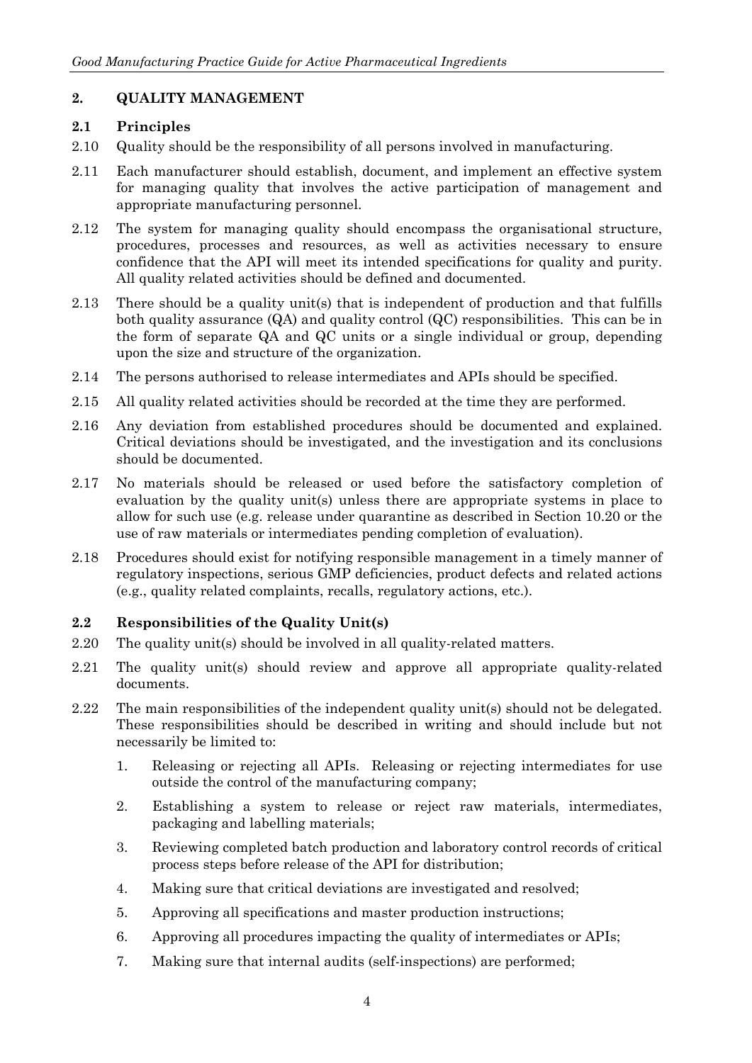## 2. QUALITY MANAGEMENT

### 2.1 Principles

2.10 Quality should be the responsibility of all persons involved in manufacturing.

2.11 Each manufacturer should establish, document, and implement an effective system for managing quality that involves the active participation of management and appropriate manufacturing personnel.

2.12 The system for managing quality should encompass the organisational structure, procedures, processes and resources, as well as activities necessary to ensure confidence that the API will meet its intended specifications for quality and purity. All quality related activities should be defined and documented.

2.13 There should be a quality unit(s) that is independent of production and that fulfills both quality assurance (QA) and quality control (QC) responsibilities. This can be in the form of separate QA and QC units or a single individual or group, depending upon the size and structure of the organization.

2.14 The persons authorised to release intermediates and APIs should be specified.

2.15 All quality related activities should be recorded at the time they are performed.

2.16 Any deviation from established procedures should be documented and explained. Critical deviations should be investigated, and the investigation and its conclusions should be documented.

2.17 No materials should be released or used before the satisfactory completion of evaluation by the quality unit(s) unless there are appropriate systems in place to allow for such use (e.g. release under quarantine as described in Section 10.20 or the use of raw materials or intermediates pending completion of evaluation).

2.18 Procedures should exist for notifying responsible management in a timely manner of regulatory inspections, serious GMP deficiencies, product defects and related actions (e.g., quality related complaints, recalls, regulatory actions, etc.).

### 2.2 Responsibilities of the Quality Unit(s)

2.20 The quality unit(s) should be involved in all quality-related matters.

2.21 The quality unit(s) should review and approve all appropriate quality-related documents.

2.22 The main responsibilities of the independent quality unit(s) should not be delegated. These responsibilities should be described in writing and should include but not necessarily be limited to:

1. Releasing or rejecting all APIs. Releasing or rejecting intermediates for use outside the control of the manufacturing company;
2. Establishing a system to release or reject raw materials, intermediates, packaging and labelling materials;
3. Reviewing completed batch production and laboratory control records of critical process steps before release of the API for distribution;
4. Making sure that critical deviations are investigated and resolved;
5. Approving all specifications and master production instructions;
6. Approving all procedures impacting the quality of intermediates or APIs;
7. Making sure that internal audits (self-inspections) are performed;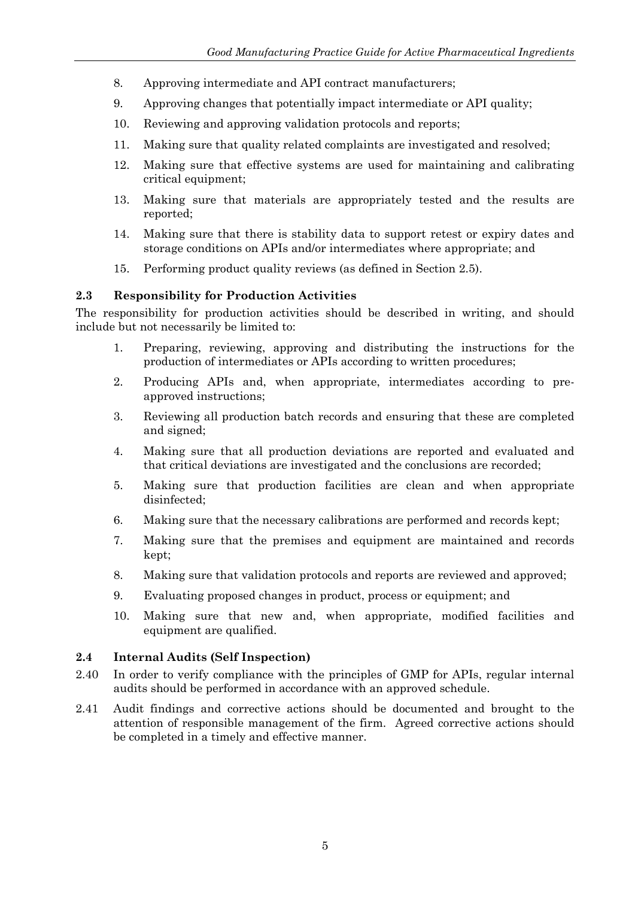8. Approving intermediate and API contract manufacturers;
9. Approving changes that potentially impact intermediate or API quality;
10. Reviewing and approving validation protocols and reports;
11. Making sure that quality related complaints are investigated and resolved;
12. Making sure that effective systems are used for maintaining and calibrating critical equipment;
13. Making sure that materials are appropriately tested and the results are reported;
14. Making sure that there is stability data to support retest or expiry dates and storage conditions on APIs and/or intermediates where appropriate; and
15. Performing product quality reviews (as defined in Section 2.5).

### 2.3 Responsibility for Production Activities

The responsibility for production activities should be described in writing, and should include but not necessarily be limited to:

1. Preparing, reviewing, approving and distributing the instructions for the production of intermediates or APIs according to written procedures;
2. Producing APIs and, when appropriate, intermediates according to pre-approved instructions;
3. Reviewing all production batch records and ensuring that these are completed and signed;
4. Making sure that all production deviations are reported and evaluated and that critical deviations are investigated and the conclusions are recorded;
5. Making sure that production facilities are clean and when appropriate disinfected;
6. Making sure that the necessary calibrations are performed and records kept;
7. Making sure that the premises and equipment are maintained and records kept;
8. Making sure that validation protocols and reports are reviewed and approved;
9. Evaluating proposed changes in product, process or equipment; and
10. Making sure that new and, when appropriate, modified facilities and equipment are qualified.

### 2.4 Internal Audits (Self Inspection)

2.40 In order to verify compliance with the principles of GMP for APIs, regular internal audits should be performed in accordance with an approved schedule.

2.41 Audit findings and corrective actions should be documented and brought to the attention of responsible management of the firm. Agreed corrective actions should be completed in a timely and effective manner.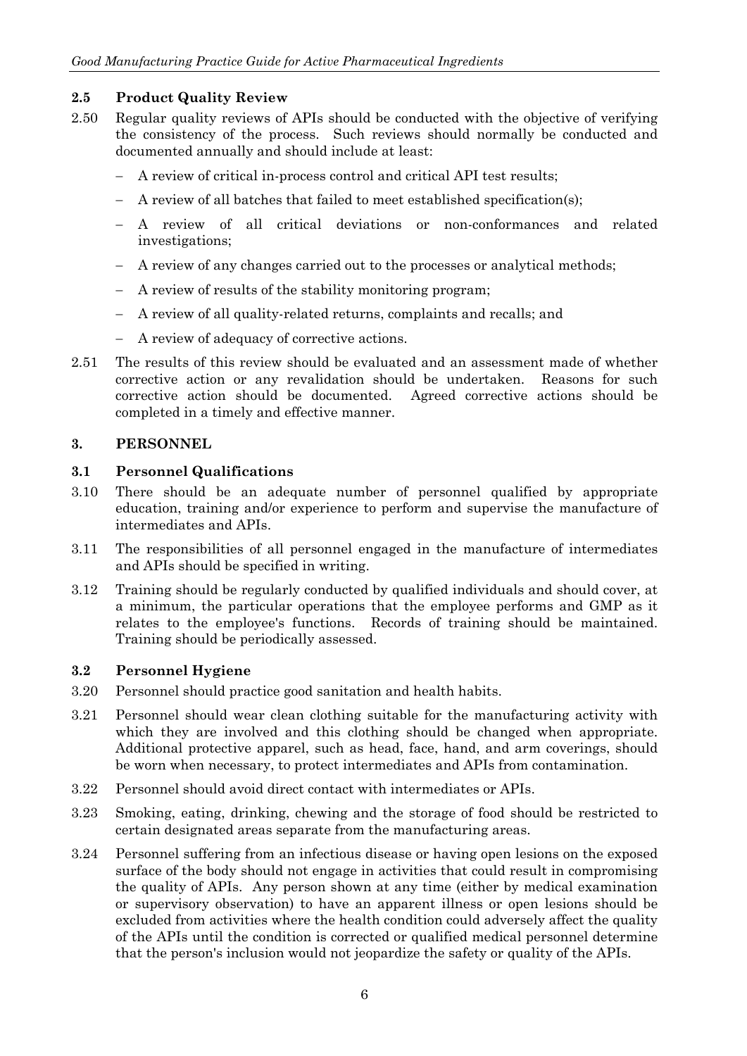### 2.5 Product Quality Review

2.50 Regular quality reviews of APIs should be conducted with the objective of verifying the consistency of the process. Such reviews should normally be conducted and documented annually and should include at least:

- A review of critical in-process control and critical API test results;
- A review of all batches that failed to meet established specification(s);
- A review of all critical deviations or non-conformances and related investigations;
- A review of any changes carried out to the processes or analytical methods;
- A review of results of the stability monitoring program;
- A review of all quality-related returns, complaints and recalls; and
- A review of adequacy of corrective actions.

2.51 The results of this review should be evaluated and an assessment made of whether corrective action or any revalidation should be undertaken. Reasons for such corrective action should be documented. Agreed corrective actions should be completed in a timely and effective manner.

## 3. PERSONNEL

### 3.1 Personnel Qualifications

3.10 There should be an adequate number of personnel qualified by appropriate education, training and/or experience to perform and supervise the manufacture of intermediates and APIs.

3.11 The responsibilities of all personnel engaged in the manufacture of intermediates and APIs should be specified in writing.

3.12 Training should be regularly conducted by qualified individuals and should cover, at a minimum, the particular operations that the employee performs and GMP as it relates to the employee's functions. Records of training should be maintained. Training should be periodically assessed.

### 3.2 Personnel Hygiene

3.20 Personnel should practice good sanitation and health habits.

3.21 Personnel should wear clean clothing suitable for the manufacturing activity with which they are involved and this clothing should be changed when appropriate. Additional protective apparel, such as head, face, hand, and arm coverings, should be worn when necessary, to protect intermediates and APIs from contamination.

3.22 Personnel should avoid direct contact with intermediates or APIs.

3.23 Smoking, eating, drinking, chewing and the storage of food should be restricted to certain designated areas separate from the manufacturing areas.

3.24 Personnel suffering from an infectious disease or having open lesions on the exposed surface of the body should not engage in activities that could result in compromising the quality of APIs. Any person shown at any time (either by medical examination or supervisory observation) to have an apparent illness or open lesions should be excluded from activities where the health condition could adversely affect the quality of the APIs until the condition is corrected or qualified medical personnel determine that the person's inclusion would not jeopardize the safety or quality of the APIs.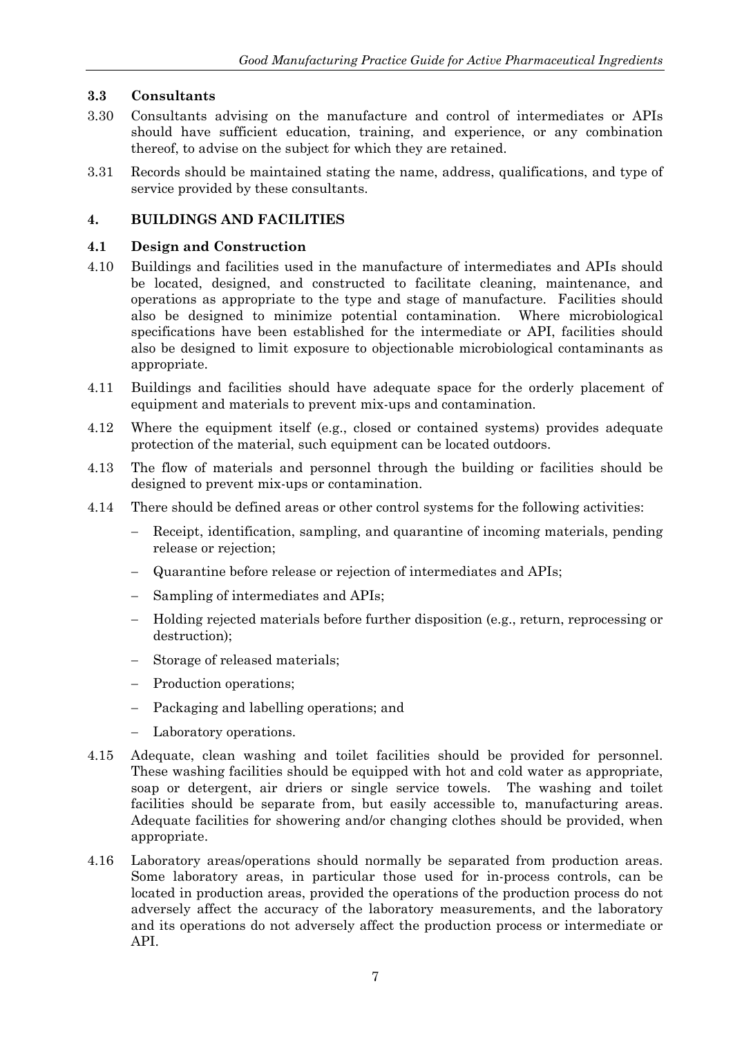### 3.3 Consultants

3.30 Consultants advising on the manufacture and control of intermediates or APIs should have sufficient education, training, and experience, or any combination thereof, to advise on the subject for which they are retained.

3.31 Records should be maintained stating the name, address, qualifications, and type of service provided by these consultants.

## 4. BUILDINGS AND FACILITIES

### 4.1 Design and Construction

4.10 Buildings and facilities used in the manufacture of intermediates and APIs should be located, designed, and constructed to facilitate cleaning, maintenance, and operations as appropriate to the type and stage of manufacture. Facilities should also be designed to minimize potential contamination. Where microbiological specifications have been established for the intermediate or API, facilities should also be designed to limit exposure to objectionable microbiological contaminants as appropriate.

4.11 Buildings and facilities should have adequate space for the orderly placement of equipment and materials to prevent mix-ups and contamination.

4.12 Where the equipment itself (e.g., closed or contained systems) provides adequate protection of the material, such equipment can be located outdoors.

4.13 The flow of materials and personnel through the building or facilities should be designed to prevent mix-ups or contamination.

4.14 There should be defined areas or other control systems for the following activities:

- Receipt, identification, sampling, and quarantine of incoming materials, pending release or rejection;
- Quarantine before release or rejection of intermediates and APIs;
- Sampling of intermediates and APIs;
- Holding rejected materials before further disposition (e.g., return, reprocessing or destruction);
- Storage of released materials;
- Production operations;
- Packaging and labelling operations; and
- Laboratory operations.

4.15 Adequate, clean washing and toilet facilities should be provided for personnel. These washing facilities should be equipped with hot and cold water as appropriate, soap or detergent, air driers or single service towels. The washing and toilet facilities should be separate from, but easily accessible to, manufacturing areas. Adequate facilities for showering and/or changing clothes should be provided, when appropriate.

4.16 Laboratory areas/operations should normally be separated from production areas. Some laboratory areas, in particular those used for in-process controls, can be located in production areas, provided the operations of the production process do not adversely affect the accuracy of the laboratory measurements, and the laboratory and its operations do not adversely affect the production process or intermediate or API.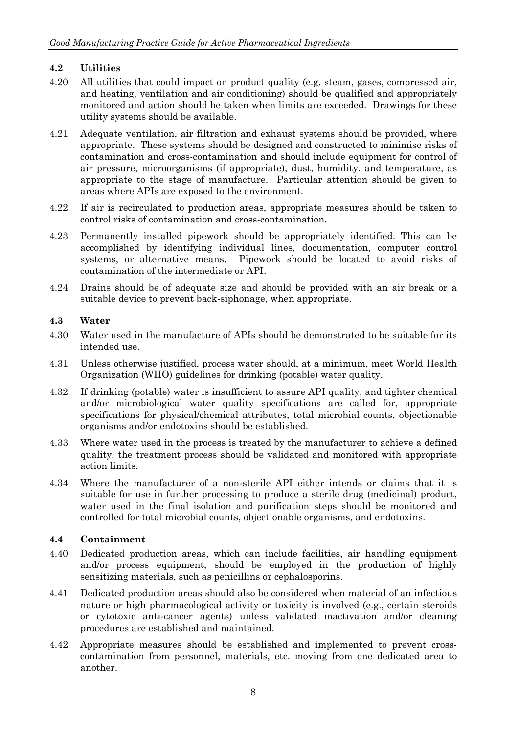## 4.2 Utilities

4.20 All utilities that could impact on product quality (e.g. steam, gases, compressed air, and heating, ventilation and air conditioning) should be qualified and appropriately monitored and action should be taken when limits are exceeded. Drawings for these utility systems should be available.

4.21 Adequate ventilation, air filtration and exhaust systems should be provided, where appropriate. These systems should be designed and constructed to minimise risks of contamination and cross-contamination and should include equipment for control of air pressure, microorganisms (if appropriate), dust, humidity, and temperature, as appropriate to the stage of manufacture. Particular attention should be given to areas where APIs are exposed to the environment.

4.22 If air is recirculated to production areas, appropriate measures should be taken to control risks of contamination and cross-contamination.

4.23 Permanently installed pipework should be appropriately identified. This can be accomplished by identifying individual lines, documentation, computer control systems, or alternative means. Pipework should be located to avoid risks of contamination of the intermediate or API.

4.24 Drains should be of adequate size and should be provided with an air break or a suitable device to prevent back-siphonage, when appropriate.

## 4.3 Water

4.30 Water used in the manufacture of APIs should be demonstrated to be suitable for its intended use.

4.31 Unless otherwise justified, process water should, at a minimum, meet World Health Organization (WHO) guidelines for drinking (potable) water quality.

4.32 If drinking (potable) water is insufficient to assure API quality, and tighter chemical and/or microbiological water quality specifications are called for, appropriate specifications for physical/chemical attributes, total microbial counts, objectionable organisms and/or endotoxins should be established.

4.33 Where water used in the process is treated by the manufacturer to achieve a defined quality, the treatment process should be validated and monitored with appropriate action limits.

4.34 Where the manufacturer of a non-sterile API either intends or claims that it is suitable for use in further processing to produce a sterile drug (medicinal) product, water used in the final isolation and purification steps should be monitored and controlled for total microbial counts, objectionable organisms, and endotoxins.

## 4.4 Containment

4.40 Dedicated production areas, which can include facilities, air handling equipment and/or process equipment, should be employed in the production of highly sensitizing materials, such as penicillins or cephalosporins.

4.41 Dedicated production areas should also be considered when material of an infectious nature or high pharmacological activity or toxicity is involved (e.g., certain steroids or cytotoxic anti-cancer agents) unless validated inactivation and/or cleaning procedures are established and maintained.

4.42 Appropriate measures should be established and implemented to prevent cross-contamination from personnel, materials, etc. moving from one dedicated area to another.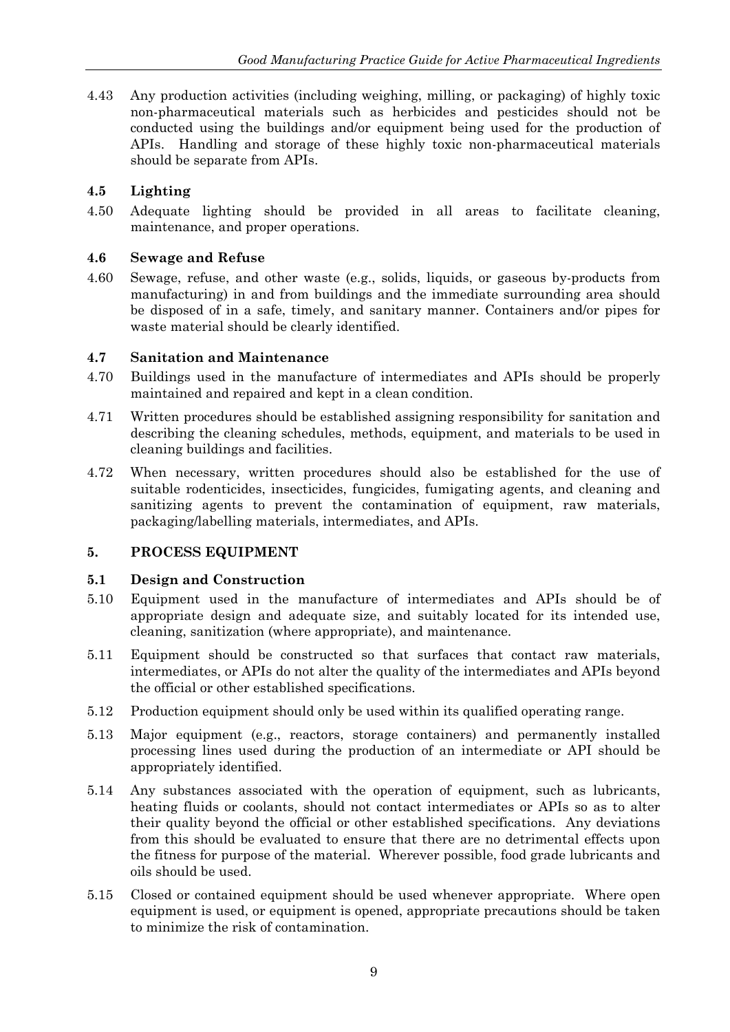4.43 Any production activities (including weighing, milling, or packaging) of highly toxic non-pharmaceutical materials such as herbicides and pesticides should not be conducted using the buildings and/or equipment being used for the production of APIs. Handling and storage of these highly toxic non-pharmaceutical materials should be separate from APIs.

### 4.5 Lighting

4.50 Adequate lighting should be provided in all areas to facilitate cleaning, maintenance, and proper operations.

### 4.6 Sewage and Refuse

4.60 Sewage, refuse, and other waste (e.g., solids, liquids, or gaseous by-products from manufacturing) in and from buildings and the immediate surrounding area should be disposed of in a safe, timely, and sanitary manner. Containers and/or pipes for waste material should be clearly identified.

### 4.7 Sanitation and Maintenance

4.70 Buildings used in the manufacture of intermediates and APIs should be properly maintained and repaired and kept in a clean condition.

4.71 Written procedures should be established assigning responsibility for sanitation and describing the cleaning schedules, methods, equipment, and materials to be used in cleaning buildings and facilities.

4.72 When necessary, written procedures should also be established for the use of suitable rodenticides, insecticides, fungicides, fumigating agents, and cleaning and sanitizing agents to prevent the contamination of equipment, raw materials, packaging/labelling materials, intermediates, and APIs.

## 5. PROCESS EQUIPMENT

### 5.1 Design and Construction

5.10 Equipment used in the manufacture of intermediates and APIs should be of appropriate design and adequate size, and suitably located for its intended use, cleaning, sanitization (where appropriate), and maintenance.

5.11 Equipment should be constructed so that surfaces that contact raw materials, intermediates, or APIs do not alter the quality of the intermediates and APIs beyond the official or other established specifications.

5.12 Production equipment should only be used within its qualified operating range.

5.13 Major equipment (e.g., reactors, storage containers) and permanently installed processing lines used during the production of an intermediate or API should be appropriately identified.

5.14 Any substances associated with the operation of equipment, such as lubricants, heating fluids or coolants, should not contact intermediates or APIs so as to alter their quality beyond the official or other established specifications. Any deviations from this should be evaluated to ensure that there are no detrimental effects upon the fitness for purpose of the material. Wherever possible, food grade lubricants and oils should be used.

5.15 Closed or contained equipment should be used whenever appropriate. Where open equipment is used, or equipment is opened, appropriate precautions should be taken to minimize the risk of contamination.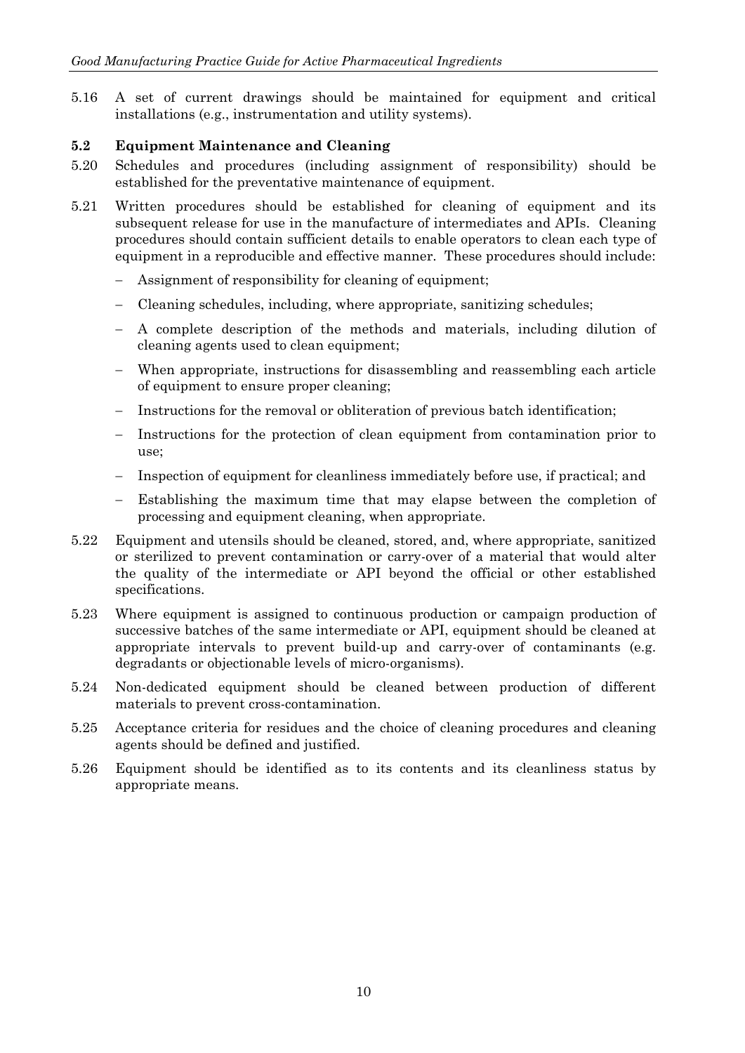5.16 A set of current drawings should be maintained for equipment and critical installations (e.g., instrumentation and utility systems).

### 5.2 Equipment Maintenance and Cleaning

5.20 Schedules and procedures (including assignment of responsibility) should be established for the preventative maintenance of equipment.

5.21 Written procedures should be established for cleaning of equipment and its subsequent release for use in the manufacture of intermediates and APIs. Cleaning procedures should contain sufficient details to enable operators to clean each type of equipment in a reproducible and effective manner. These procedures should include:

- Assignment of responsibility for cleaning of equipment;
- Cleaning schedules, including, where appropriate, sanitizing schedules;
- A complete description of the methods and materials, including dilution of cleaning agents used to clean equipment;
- When appropriate, instructions for disassembling and reassembling each article of equipment to ensure proper cleaning;
- Instructions for the removal or obliteration of previous batch identification;
- Instructions for the protection of clean equipment from contamination prior to use;
- Inspection of equipment for cleanliness immediately before use, if practical; and
- Establishing the maximum time that may elapse between the completion of processing and equipment cleaning, when appropriate.

5.22 Equipment and utensils should be cleaned, stored, and, where appropriate, sanitized or sterilized to prevent contamination or carry-over of a material that would alter the quality of the intermediate or API beyond the official or other established specifications.

5.23 Where equipment is assigned to continuous production or campaign production of successive batches of the same intermediate or API, equipment should be cleaned at appropriate intervals to prevent build-up and carry-over of contaminants (e.g. degradants or objectionable levels of micro-organisms).

5.24 Non-dedicated equipment should be cleaned between production of different materials to prevent cross-contamination.

5.25 Acceptance criteria for residues and the choice of cleaning procedures and cleaning agents should be defined and justified.

5.26 Equipment should be identified as to its contents and its cleanliness status by appropriate means.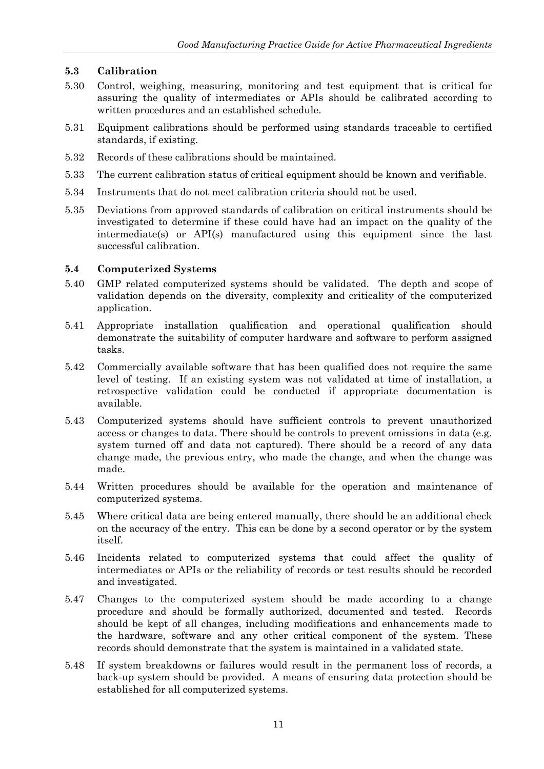### 5.3 Calibration

5.30 Control, weighing, measuring, monitoring and test equipment that is critical for assuring the quality of intermediates or APIs should be calibrated according to written procedures and an established schedule.

5.31 Equipment calibrations should be performed using standards traceable to certified standards, if existing.

5.32 Records of these calibrations should be maintained.

5.33 The current calibration status of critical equipment should be known and verifiable.

5.34 Instruments that do not meet calibration criteria should not be used.

5.35 Deviations from approved standards of calibration on critical instruments should be investigated to determine if these could have had an impact on the quality of the intermediate(s) or API(s) manufactured using this equipment since the last successful calibration.

### 5.4 Computerized Systems

5.40 GMP related computerized systems should be validated. The depth and scope of validation depends on the diversity, complexity and criticality of the computerized application.

5.41 Appropriate installation qualification and operational qualification should demonstrate the suitability of computer hardware and software to perform assigned tasks.

5.42 Commercially available software that has been qualified does not require the same level of testing. If an existing system was not validated at time of installation, a retrospective validation could be conducted if appropriate documentation is available.

5.43 Computerized systems should have sufficient controls to prevent unauthorized access or changes to data. There should be controls to prevent omissions in data (e.g. system turned off and data not captured). There should be a record of any data change made, the previous entry, who made the change, and when the change was made.

5.44 Written procedures should be available for the operation and maintenance of computerized systems.

5.45 Where critical data are being entered manually, there should be an additional check on the accuracy of the entry. This can be done by a second operator or by the system itself.

5.46 Incidents related to computerized systems that could affect the quality of intermediates or APIs or the reliability of records or test results should be recorded and investigated.

5.47 Changes to the computerized system should be made according to a change procedure and should be formally authorized, documented and tested. Records should be kept of all changes, including modifications and enhancements made to the hardware, software and any other critical component of the system. These records should demonstrate that the system is maintained in a validated state.

5.48 If system breakdowns or failures would result in the permanent loss of records, a back-up system should be provided. A means of ensuring data protection should be established for all computerized systems.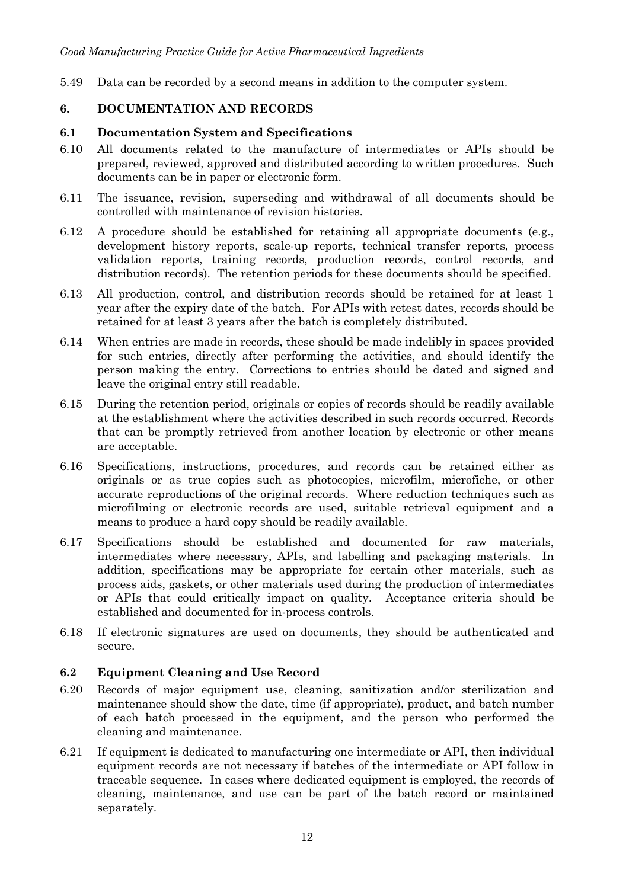5.49 Data can be recorded by a second means in addition to the computer system.

## 6. DOCUMENTATION AND RECORDS

### 6.1 Documentation System and Specifications

6.10 All documents related to the manufacture of intermediates or APIs should be prepared, reviewed, approved and distributed according to written procedures. Such documents can be in paper or electronic form.

6.11 The issuance, revision, superseding and withdrawal of all documents should be controlled with maintenance of revision histories.

6.12 A procedure should be established for retaining all appropriate documents (e.g., development history reports, scale-up reports, technical transfer reports, process validation reports, training records, production records, control records, and distribution records). The retention periods for these documents should be specified.

6.13 All production, control, and distribution records should be retained for at least 1 year after the expiry date of the batch. For APIs with retest dates, records should be retained for at least 3 years after the batch is completely distributed.

6.14 When entries are made in records, these should be made indelibly in spaces provided for such entries, directly after performing the activities, and should identify the person making the entry. Corrections to entries should be dated and signed and leave the original entry still readable.

6.15 During the retention period, originals or copies of records should be readily available at the establishment where the activities described in such records occurred. Records that can be promptly retrieved from another location by electronic or other means are acceptable.

6.16 Specifications, instructions, procedures, and records can be retained either as originals or as true copies such as photocopies, microfilm, microfiche, or other accurate reproductions of the original records. Where reduction techniques such as microfilming or electronic records are used, suitable retrieval equipment and a means to produce a hard copy should be readily available.

6.17 Specifications should be established and documented for raw materials, intermediates where necessary, APIs, and labelling and packaging materials. In addition, specifications may be appropriate for certain other materials, such as process aids, gaskets, or other materials used during the production of intermediates or APIs that could critically impact on quality. Acceptance criteria should be established and documented for in-process controls.

6.18 If electronic signatures are used on documents, they should be authenticated and secure.

### 6.2 Equipment Cleaning and Use Record

6.20 Records of major equipment use, cleaning, sanitization and/or sterilization and maintenance should show the date, time (if appropriate), product, and batch number of each batch processed in the equipment, and the person who performed the cleaning and maintenance.

6.21 If equipment is dedicated to manufacturing one intermediate or API, then individual equipment records are not necessary if batches of the intermediate or API follow in traceable sequence. In cases where dedicated equipment is employed, the records of cleaning, maintenance, and use can be part of the batch record or maintained separately.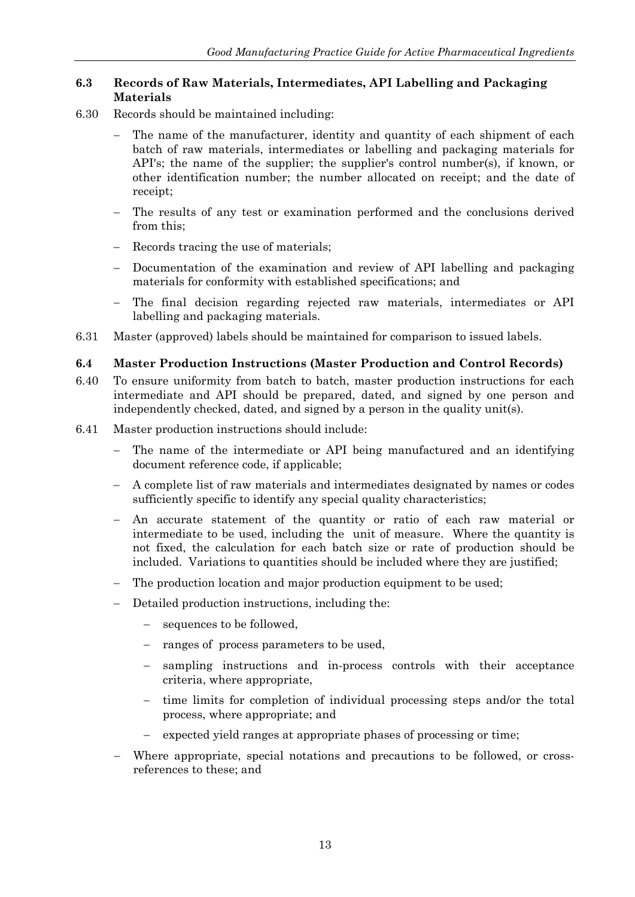### 6.3 Records of Raw Materials, Intermediates, API Labelling and Packaging Materials

6.30 Records should be maintained including:

- The name of the manufacturer, identity and quantity of each shipment of each batch of raw materials, intermediates or labelling and packaging materials for API's; the name of the supplier; the supplier's control number(s), if known, or other identification number; the number allocated on receipt; and the date of receipt;
- The results of any test or examination performed and the conclusions derived from this;
- Records tracing the use of materials;
- Documentation of the examination and review of API labelling and packaging materials for conformity with established specifications; and
- The final decision regarding rejected raw materials, intermediates or API labelling and packaging materials.

6.31 Master (approved) labels should be maintained for comparison to issued labels.

### 6.4 Master Production Instructions (Master Production and Control Records)

6.40 To ensure uniformity from batch to batch, master production instructions for each intermediate and API should be prepared, dated, and signed by one person and independently checked, dated, and signed by a person in the quality unit(s).

6.41 Master production instructions should include:

- The name of the intermediate or API being manufactured and an identifying document reference code, if applicable;
- A complete list of raw materials and intermediates designated by names or codes sufficiently specific to identify any special quality characteristics;
- An accurate statement of the quantity or ratio of each raw material or intermediate to be used, including the unit of measure. Where the quantity is not fixed, the calculation for each batch size or rate of production should be included. Variations to quantities should be included where they are justified;
- The production location and major production equipment to be used;
- Detailed production instructions, including the:
  - sequences to be followed,
  - ranges of process parameters to be used,
  - sampling instructions and in-process controls with their acceptance criteria, where appropriate,
  - time limits for completion of individual processing steps and/or the total process, where appropriate; and
  - expected yield ranges at appropriate phases of processing or time;
- Where appropriate, special notations and precautions to be followed, or cross-references to these; and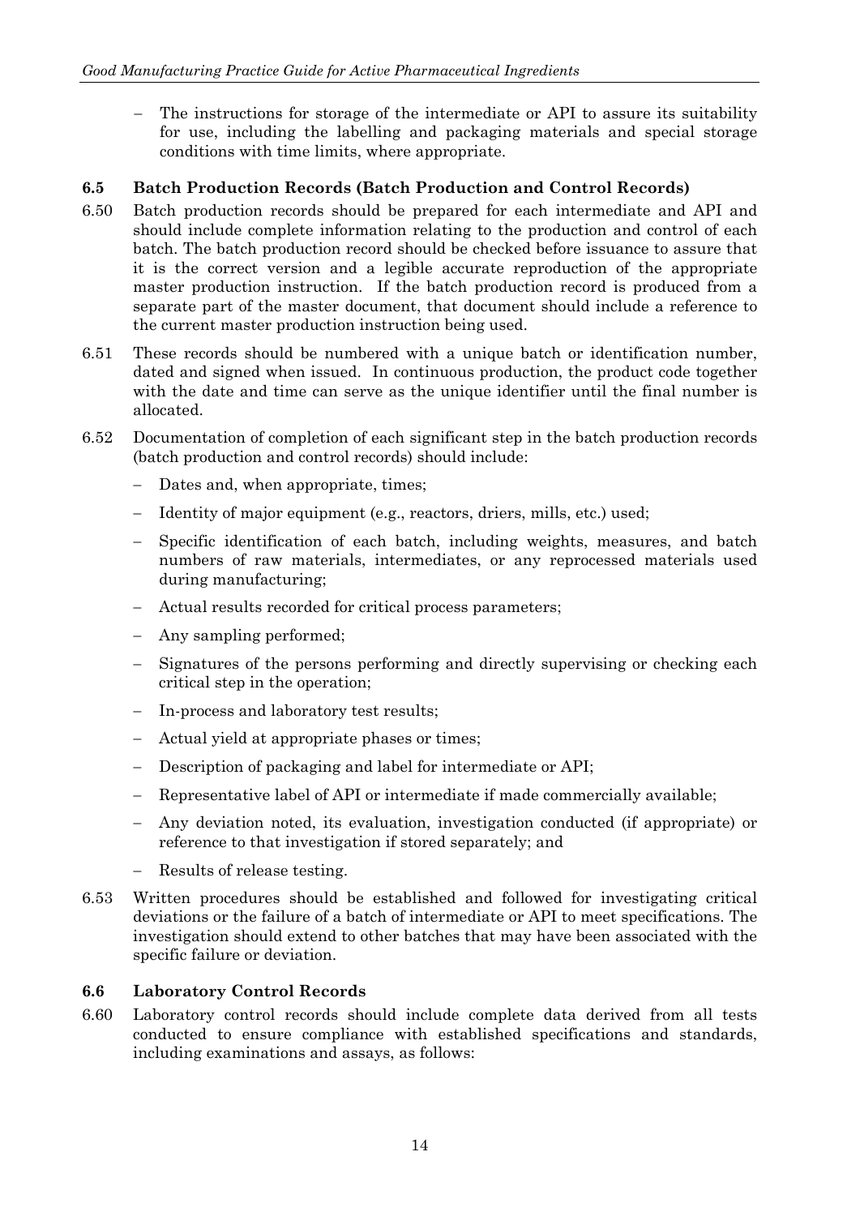- The instructions for storage of the intermediate or API to assure its suitability for use, including the labelling and packaging materials and special storage conditions with time limits, where appropriate.

### 6.5 Batch Production Records (Batch Production and Control Records)

6.50 Batch production records should be prepared for each intermediate and API and should include complete information relating to the production and control of each batch. The batch production record should be checked before issuance to assure that it is the correct version and a legible accurate reproduction of the appropriate master production instruction. If the batch production record is produced from a separate part of the master document, that document should include a reference to the current master production instruction being used.

6.51 These records should be numbered with a unique batch or identification number, dated and signed when issued. In continuous production, the product code together with the date and time can serve as the unique identifier until the final number is allocated.

6.52 Documentation of completion of each significant step in the batch production records (batch production and control records) should include:

- Dates and, when appropriate, times;
- Identity of major equipment (e.g., reactors, driers, mills, etc.) used;
- Specific identification of each batch, including weights, measures, and batch numbers of raw materials, intermediates, or any reprocessed materials used during manufacturing;
- Actual results recorded for critical process parameters;
- Any sampling performed;
- Signatures of the persons performing and directly supervising or checking each critical step in the operation;
- In-process and laboratory test results;
- Actual yield at appropriate phases or times;
- Description of packaging and label for intermediate or API;
- Representative label of API or intermediate if made commercially available;
- Any deviation noted, its evaluation, investigation conducted (if appropriate) or reference to that investigation if stored separately; and
- Results of release testing.

6.53 Written procedures should be established and followed for investigating critical deviations or the failure of a batch of intermediate or API to meet specifications. The investigation should extend to other batches that may have been associated with the specific failure or deviation.

### 6.6 Laboratory Control Records

6.60 Laboratory control records should include complete data derived from all tests conducted to ensure compliance with established specifications and standards, including examinations and assays, as follows: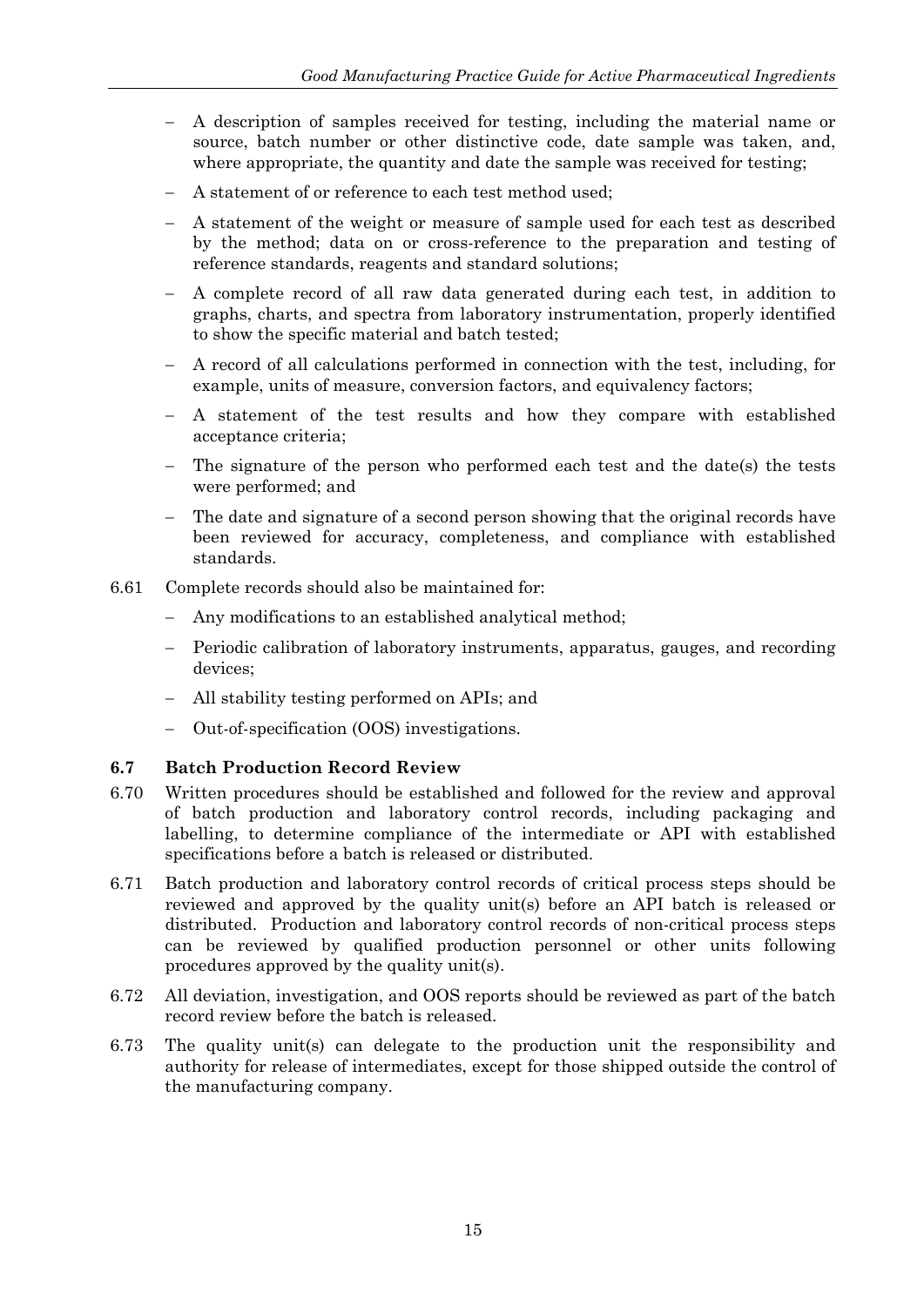- A description of samples received for testing, including the material name or source, batch number or other distinctive code, date sample was taken, and, where appropriate, the quantity and date the sample was received for testing;
- A statement of or reference to each test method used;
- A statement of the weight or measure of sample used for each test as described by the method; data on or cross-reference to the preparation and testing of reference standards, reagents and standard solutions;
- A complete record of all raw data generated during each test, in addition to graphs, charts, and spectra from laboratory instrumentation, properly identified to show the specific material and batch tested;
- A record of all calculations performed in connection with the test, including, for example, units of measure, conversion factors, and equivalency factors;
- A statement of the test results and how they compare with established acceptance criteria;
- The signature of the person who performed each test and the date(s) the tests were performed; and
- The date and signature of a second person showing that the original records have been reviewed for accuracy, completeness, and compliance with established standards.

6.61 Complete records should also be maintained for:

- Any modifications to an established analytical method;
- Periodic calibration of laboratory instruments, apparatus, gauges, and recording devices;
- All stability testing performed on APIs; and
- Out-of-specification (OOS) investigations.

### 6.7 Batch Production Record Review

6.70 Written procedures should be established and followed for the review and approval of batch production and laboratory control records, including packaging and labelling, to determine compliance of the intermediate or API with established specifications before a batch is released or distributed.

6.71 Batch production and laboratory control records of critical process steps should be reviewed and approved by the quality unit(s) before an API batch is released or distributed. Production and laboratory control records of non-critical process steps can be reviewed by qualified production personnel or other units following procedures approved by the quality unit(s).

6.72 All deviation, investigation, and OOS reports should be reviewed as part of the batch record review before the batch is released.

6.73 The quality unit(s) can delegate to the production unit the responsibility and authority for release of intermediates, except for those shipped outside the control of the manufacturing company.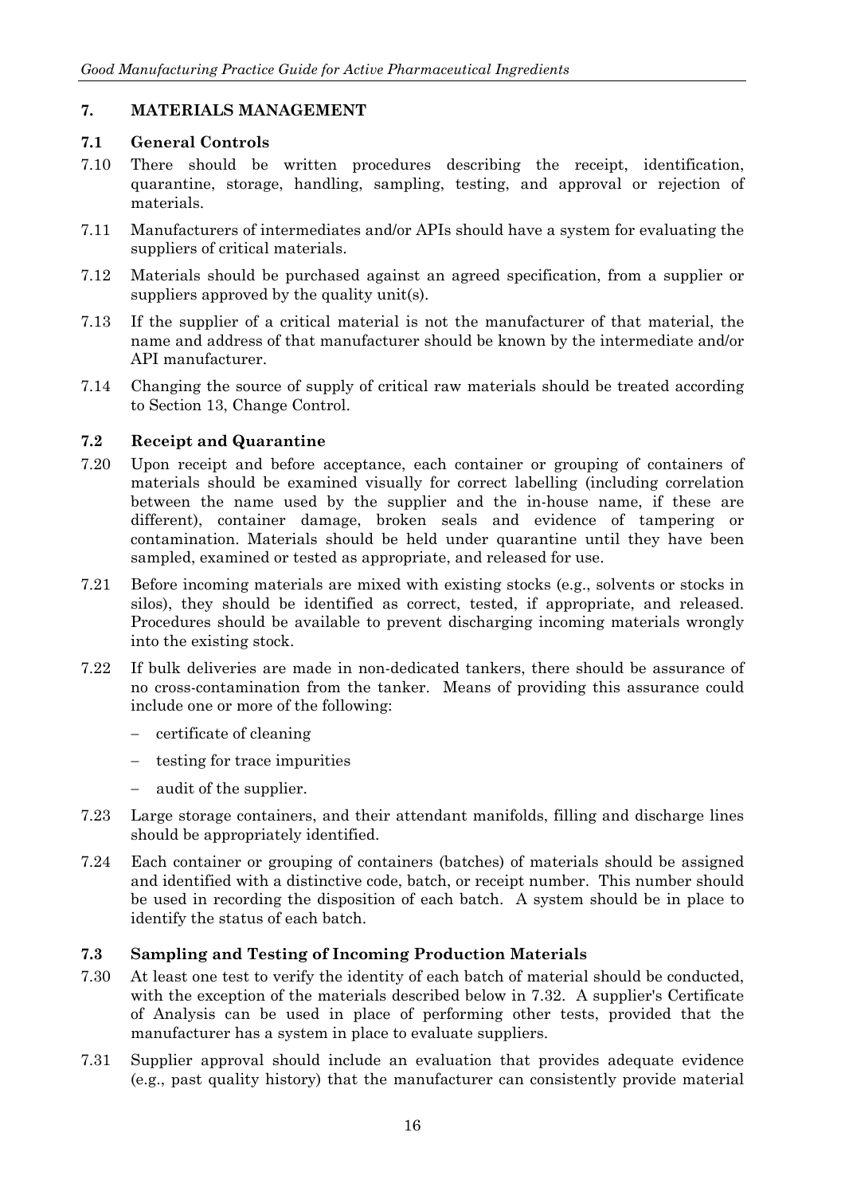## 7. MATERIALS MANAGEMENT

### 7.1 General Controls

7.10 There should be written procedures describing the receipt, identification, quarantine, storage, handling, sampling, testing, and approval or rejection of materials.

7.11 Manufacturers of intermediates and/or APIs should have a system for evaluating the suppliers of critical materials.

7.12 Materials should be purchased against an agreed specification, from a supplier or suppliers approved by the quality unit(s).

7.13 If the supplier of a critical material is not the manufacturer of that material, the name and address of that manufacturer should be known by the intermediate and/or API manufacturer.

7.14 Changing the source of supply of critical raw materials should be treated according to Section 13, Change Control.

### 7.2 Receipt and Quarantine

7.20 Upon receipt and before acceptance, each container or grouping of containers of materials should be examined visually for correct labelling (including correlation between the name used by the supplier and the in-house name, if these are different), container damage, broken seals and evidence of tampering or contamination. Materials should be held under quarantine until they have been sampled, examined or tested as appropriate, and released for use.

7.21 Before incoming materials are mixed with existing stocks (e.g., solvents or stocks in silos), they should be identified as correct, tested, if appropriate, and released. Procedures should be available to prevent discharging incoming materials wrongly into the existing stock.

7.22 If bulk deliveries are made in non-dedicated tankers, there should be assurance of no cross-contamination from the tanker. Means of providing this assurance could include one or more of the following:

- certificate of cleaning
- testing for trace impurities
- audit of the supplier.

7.23 Large storage containers, and their attendant manifolds, filling and discharge lines should be appropriately identified.

7.24 Each container or grouping of containers (batches) of materials should be assigned and identified with a distinctive code, batch, or receipt number. This number should be used in recording the disposition of each batch. A system should be in place to identify the status of each batch.

### 7.3 Sampling and Testing of Incoming Production Materials

7.30 At least one test to verify the identity of each batch of material should be conducted, with the exception of the materials described below in 7.32. A supplier's Certificate of Analysis can be used in place of performing other tests, provided that the manufacturer has a system in place to evaluate suppliers.

7.31 Supplier approval should include an evaluation that provides adequate evidence (e.g., past quality history) that the manufacturer can consistently provide material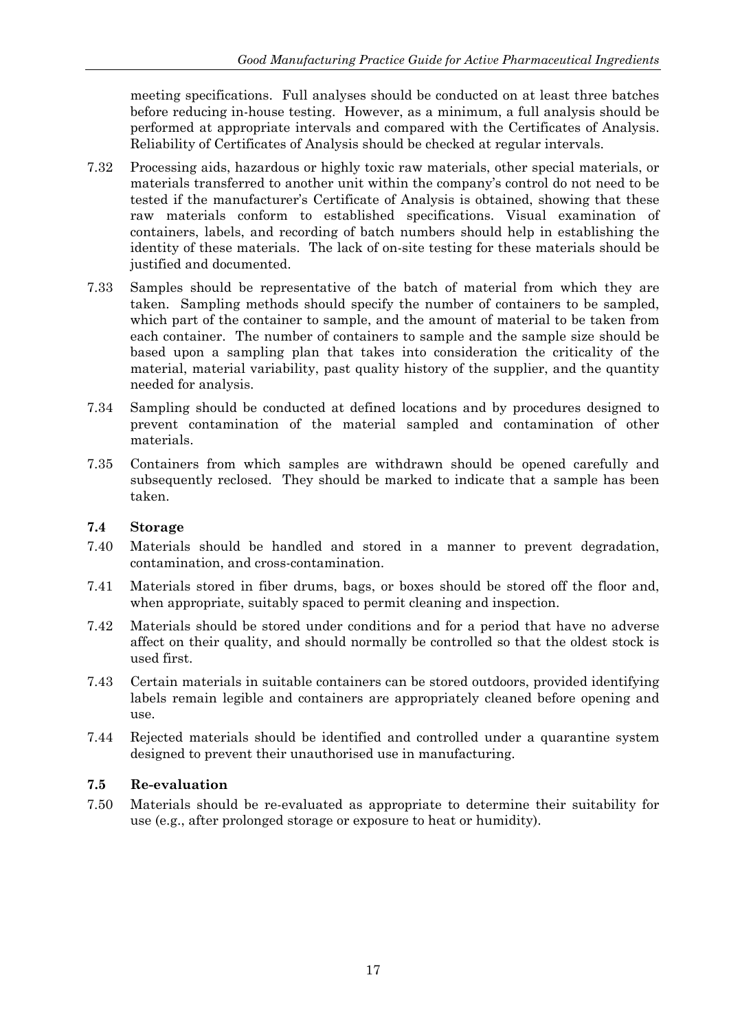meeting specifications. Full analyses should be conducted on at least three batches before reducing in-house testing. However, as a minimum, a full analysis should be performed at appropriate intervals and compared with the Certificates of Analysis. Reliability of Certificates of Analysis should be checked at regular intervals.

7.32 Processing aids, hazardous or highly toxic raw materials, other special materials, or materials transferred to another unit within the company's control do not need to be tested if the manufacturer's Certificate of Analysis is obtained, showing that these raw materials conform to established specifications. Visual examination of containers, labels, and recording of batch numbers should help in establishing the identity of these materials. The lack of on-site testing for these materials should be justified and documented.

7.33 Samples should be representative of the batch of material from which they are taken. Sampling methods should specify the number of containers to be sampled, which part of the container to sample, and the amount of material to be taken from each container. The number of containers to sample and the sample size should be based upon a sampling plan that takes into consideration the criticality of the material, material variability, past quality history of the supplier, and the quantity needed for analysis.

7.34 Sampling should be conducted at defined locations and by procedures designed to prevent contamination of the material sampled and contamination of other materials.

7.35 Containers from which samples are withdrawn should be opened carefully and subsequently reclosed. They should be marked to indicate that a sample has been taken.

### 7.4 Storage

7.40 Materials should be handled and stored in a manner to prevent degradation, contamination, and cross-contamination.

7.41 Materials stored in fiber drums, bags, or boxes should be stored off the floor and, when appropriate, suitably spaced to permit cleaning and inspection.

7.42 Materials should be stored under conditions and for a period that have no adverse affect on their quality, and should normally be controlled so that the oldest stock is used first.

7.43 Certain materials in suitable containers can be stored outdoors, provided identifying labels remain legible and containers are appropriately cleaned before opening and use.

7.44 Rejected materials should be identified and controlled under a quarantine system designed to prevent their unauthorised use in manufacturing.

### 7.5 Re-evaluation

7.50 Materials should be re-evaluated as appropriate to determine their suitability for use (e.g., after prolonged storage or exposure to heat or humidity).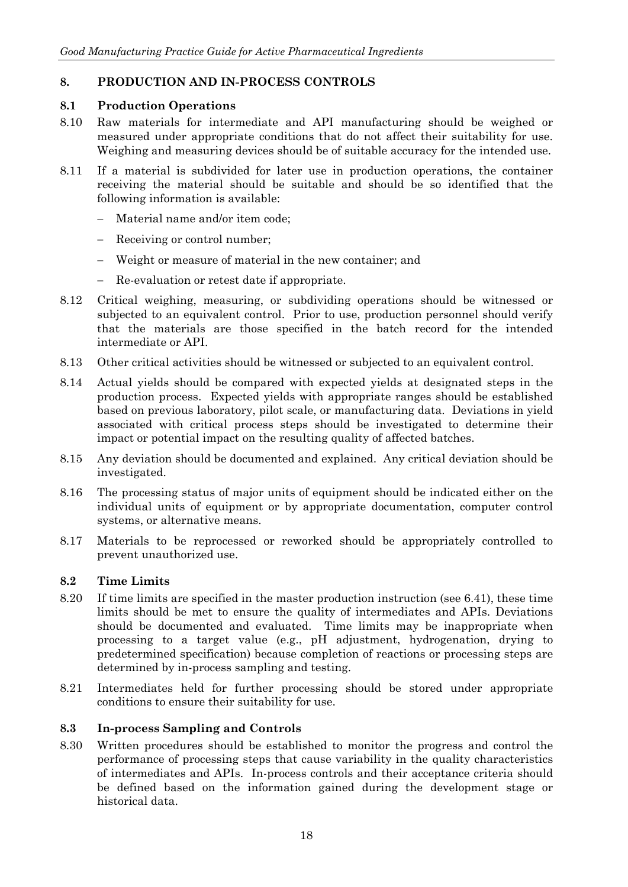## 8. PRODUCTION AND IN-PROCESS CONTROLS

### 8.1 Production Operations

8.10 Raw materials for intermediate and API manufacturing should be weighed or measured under appropriate conditions that do not affect their suitability for use. Weighing and measuring devices should be of suitable accuracy for the intended use.

8.11 If a material is subdivided for later use in production operations, the container receiving the material should be suitable and should be so identified that the following information is available:

- Material name and/or item code;
- Receiving or control number;
- Weight or measure of material in the new container; and
- Re-evaluation or retest date if appropriate.

8.12 Critical weighing, measuring, or subdividing operations should be witnessed or subjected to an equivalent control. Prior to use, production personnel should verify that the materials are those specified in the batch record for the intended intermediate or API.

8.13 Other critical activities should be witnessed or subjected to an equivalent control.

8.14 Actual yields should be compared with expected yields at designated steps in the production process. Expected yields with appropriate ranges should be established based on previous laboratory, pilot scale, or manufacturing data. Deviations in yield associated with critical process steps should be investigated to determine their impact or potential impact on the resulting quality of affected batches.

8.15 Any deviation should be documented and explained. Any critical deviation should be investigated.

8.16 The processing status of major units of equipment should be indicated either on the individual units of equipment or by appropriate documentation, computer control systems, or alternative means.

8.17 Materials to be reprocessed or reworked should be appropriately controlled to prevent unauthorized use.

### 8.2 Time Limits

8.20 If time limits are specified in the master production instruction (see 6.41), these time limits should be met to ensure the quality of intermediates and APIs. Deviations should be documented and evaluated. Time limits may be inappropriate when processing to a target value (e.g., pH adjustment, hydrogenation, drying to predetermined specification) because completion of reactions or processing steps are determined by in-process sampling and testing.

8.21 Intermediates held for further processing should be stored under appropriate conditions to ensure their suitability for use.

### 8.3 In-process Sampling and Controls

8.30 Written procedures should be established to monitor the progress and control the performance of processing steps that cause variability in the quality characteristics of intermediates and APIs. In-process controls and their acceptance criteria should be defined based on the information gained during the development stage or historical data.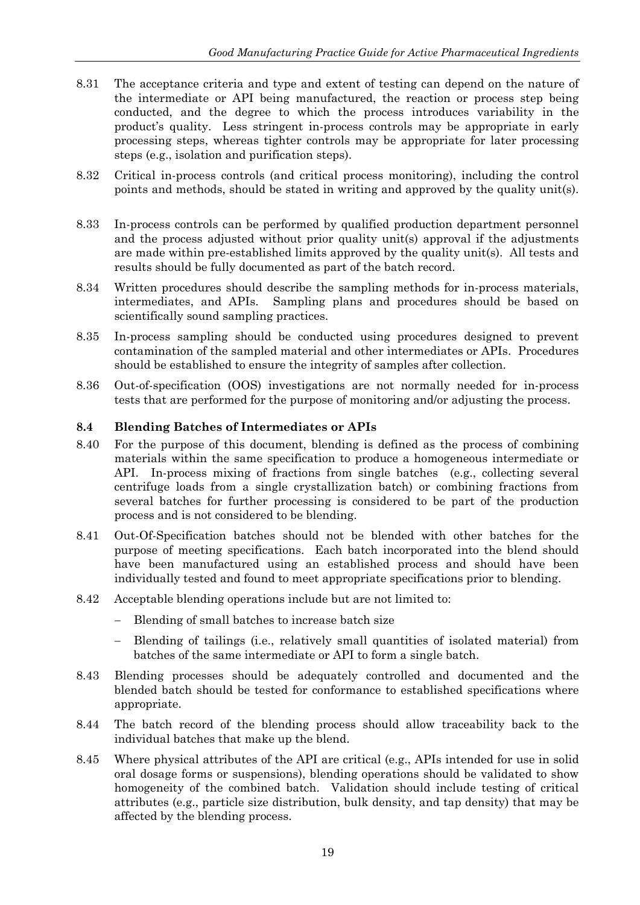8.31 The acceptance criteria and type and extent of testing can depend on the nature of the intermediate or API being manufactured, the reaction or process step being conducted, and the degree to which the process introduces variability in the product's quality. Less stringent in-process controls may be appropriate in early processing steps, whereas tighter controls may be appropriate for later processing steps (e.g., isolation and purification steps).

8.32 Critical in-process controls (and critical process monitoring), including the control points and methods, should be stated in writing and approved by the quality unit(s).

8.33 In-process controls can be performed by qualified production department personnel and the process adjusted without prior quality unit(s) approval if the adjustments are made within pre-established limits approved by the quality unit(s). All tests and results should be fully documented as part of the batch record.

8.34 Written procedures should describe the sampling methods for in-process materials, intermediates, and APIs. Sampling plans and procedures should be based on scientifically sound sampling practices.

8.35 In-process sampling should be conducted using procedures designed to prevent contamination of the sampled material and other intermediates or APIs. Procedures should be established to ensure the integrity of samples after collection.

8.36 Out-of-specification (OOS) investigations are not normally needed for in-process tests that are performed for the purpose of monitoring and/or adjusting the process.

### 8.4 Blending Batches of Intermediates or APIs

8.40 For the purpose of this document, blending is defined as the process of combining materials within the same specification to produce a homogeneous intermediate or API. In-process mixing of fractions from single batches (e.g., collecting several centrifuge loads from a single crystallization batch) or combining fractions from several batches for further processing is considered to be part of the production process and is not considered to be blending.

8.41 Out-Of-Specification batches should not be blended with other batches for the purpose of meeting specifications. Each batch incorporated into the blend should have been manufactured using an established process and should have been individually tested and found to meet appropriate specifications prior to blending.

8.42 Acceptable blending operations include but are not limited to:

- Blending of small batches to increase batch size
- Blending of tailings (i.e., relatively small quantities of isolated material) from batches of the same intermediate or API to form a single batch.

8.43 Blending processes should be adequately controlled and documented and the blended batch should be tested for conformance to established specifications where appropriate.

8.44 The batch record of the blending process should allow traceability back to the individual batches that make up the blend.

8.45 Where physical attributes of the API are critical (e.g., APIs intended for use in solid oral dosage forms or suspensions), blending operations should be validated to show homogeneity of the combined batch. Validation should include testing of critical attributes (e.g., particle size distribution, bulk density, and tap density) that may be affected by the blending process.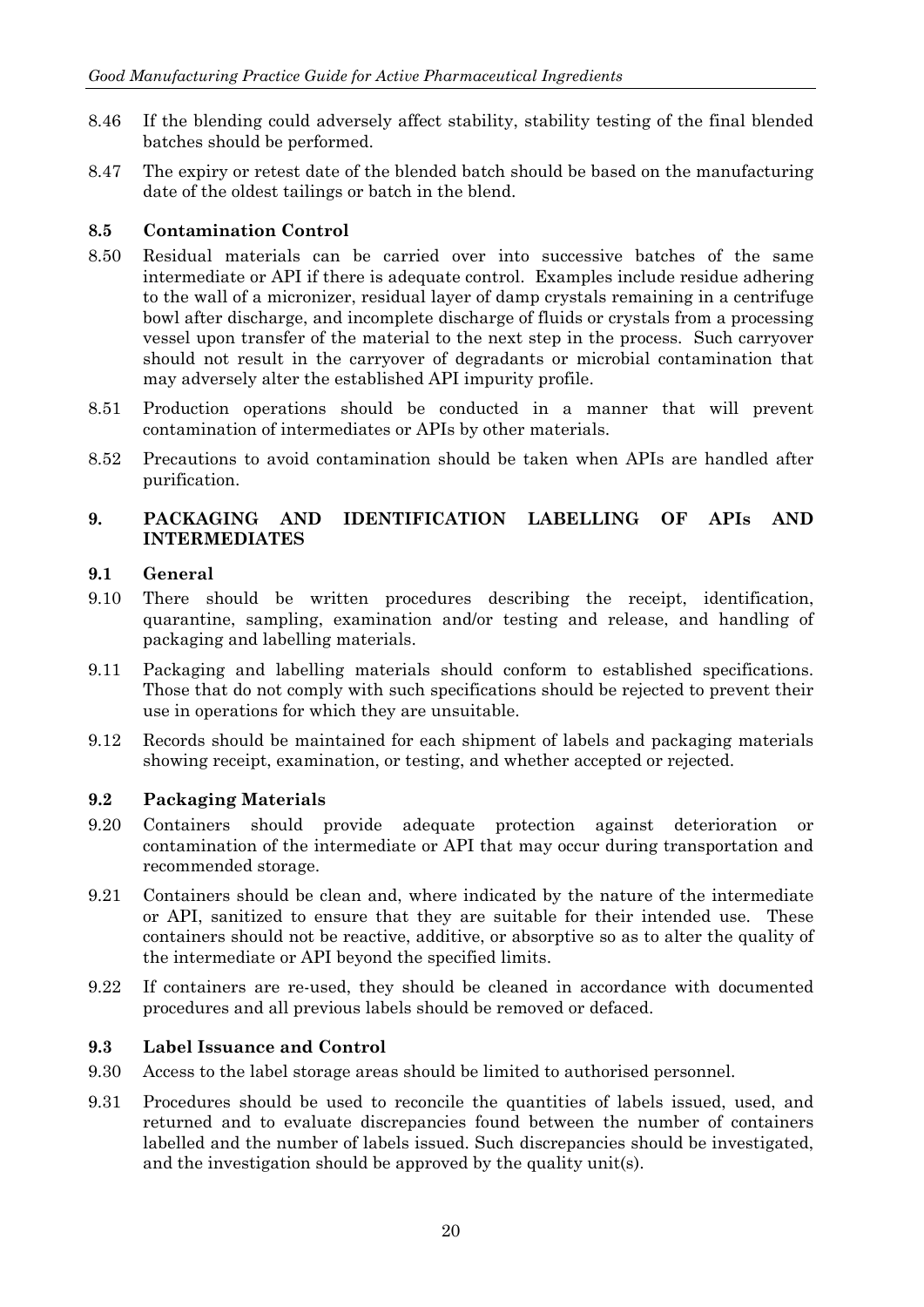8.46 If the blending could adversely affect stability, stability testing of the final blended batches should be performed.

8.47 The expiry or retest date of the blended batch should be based on the manufacturing date of the oldest tailings or batch in the blend.

### 8.5 Contamination Control

8.50 Residual materials can be carried over into successive batches of the same intermediate or API if there is adequate control. Examples include residue adhering to the wall of a micronizer, residual layer of damp crystals remaining in a centrifuge bowl after discharge, and incomplete discharge of fluids or crystals from a processing vessel upon transfer of the material to the next step in the process. Such carryover should not result in the carryover of degradants or microbial contamination that may adversely alter the established API impurity profile.

8.51 Production operations should be conducted in a manner that will prevent contamination of intermediates or APIs by other materials.

8.52 Precautions to avoid contamination should be taken when APIs are handled after purification.

## 9. PACKAGING AND IDENTIFICATION LABELLING OF APIs AND INTERMEDIATES

### 9.1 General

9.10 There should be written procedures describing the receipt, identification, quarantine, sampling, examination and/or testing and release, and handling of packaging and labelling materials.

9.11 Packaging and labelling materials should conform to established specifications. Those that do not comply with such specifications should be rejected to prevent their use in operations for which they are unsuitable.

9.12 Records should be maintained for each shipment of labels and packaging materials showing receipt, examination, or testing, and whether accepted or rejected.

### 9.2 Packaging Materials

9.20 Containers should provide adequate protection against deterioration or contamination of the intermediate or API that may occur during transportation and recommended storage.

9.21 Containers should be clean and, where indicated by the nature of the intermediate or API, sanitized to ensure that they are suitable for their intended use. These containers should not be reactive, additive, or absorptive so as to alter the quality of the intermediate or API beyond the specified limits.

9.22 If containers are re-used, they should be cleaned in accordance with documented procedures and all previous labels should be removed or defaced.

### 9.3 Label Issuance and Control

9.30 Access to the label storage areas should be limited to authorised personnel.

9.31 Procedures should be used to reconcile the quantities of labels issued, used, and returned and to evaluate discrepancies found between the number of containers labelled and the number of labels issued. Such discrepancies should be investigated, and the investigation should be approved by the quality unit(s).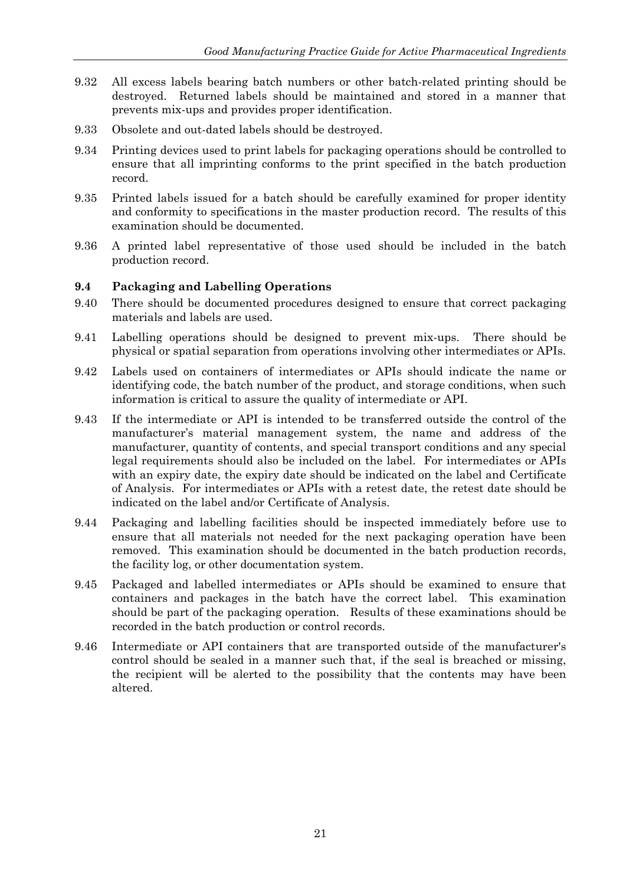9.32 All excess labels bearing batch numbers or other batch-related printing should be destroyed. Returned labels should be maintained and stored in a manner that prevents mix-ups and provides proper identification.

9.33 Obsolete and out-dated labels should be destroyed.

9.34 Printing devices used to print labels for packaging operations should be controlled to ensure that all imprinting conforms to the print specified in the batch production record.

9.35 Printed labels issued for a batch should be carefully examined for proper identity and conformity to specifications in the master production record. The results of this examination should be documented.

9.36 A printed label representative of those used should be included in the batch production record.

### 9.4 Packaging and Labelling Operations

9.40 There should be documented procedures designed to ensure that correct packaging materials and labels are used.

9.41 Labelling operations should be designed to prevent mix-ups. There should be physical or spatial separation from operations involving other intermediates or APIs.

9.42 Labels used on containers of intermediates or APIs should indicate the name or identifying code, the batch number of the product, and storage conditions, when such information is critical to assure the quality of intermediate or API.

9.43 If the intermediate or API is intended to be transferred outside the control of the manufacturer's material management system, the name and address of the manufacturer, quantity of contents, and special transport conditions and any special legal requirements should also be included on the label. For intermediates or APIs with an expiry date, the expiry date should be indicated on the label and Certificate of Analysis. For intermediates or APIs with a retest date, the retest date should be indicated on the label and/or Certificate of Analysis.

9.44 Packaging and labelling facilities should be inspected immediately before use to ensure that all materials not needed for the next packaging operation have been removed. This examination should be documented in the batch production records, the facility log, or other documentation system.

9.45 Packaged and labelled intermediates or APIs should be examined to ensure that containers and packages in the batch have the correct label. This examination should be part of the packaging operation. Results of these examinations should be recorded in the batch production or control records.

9.46 Intermediate or API containers that are transported outside of the manufacturer's control should be sealed in a manner such that, if the seal is breached or missing, the recipient will be alerted to the possibility that the contents may have been altered.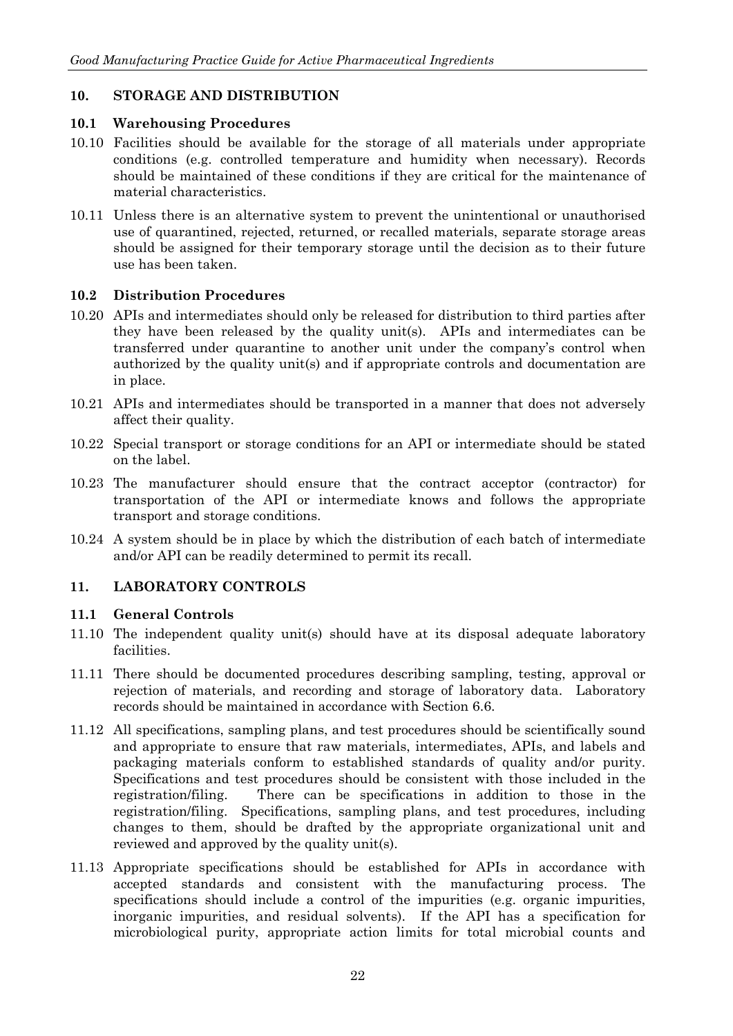## 10. STORAGE AND DISTRIBUTION

### 10.1 Warehousing Procedures

10.10 Facilities should be available for the storage of all materials under appropriate conditions (e.g. controlled temperature and humidity when necessary). Records should be maintained of these conditions if they are critical for the maintenance of material characteristics.

10.11 Unless there is an alternative system to prevent the unintentional or unauthorised use of quarantined, rejected, returned, or recalled materials, separate storage areas should be assigned for their temporary storage until the decision as to their future use has been taken.

### 10.2 Distribution Procedures

10.20 APIs and intermediates should only be released for distribution to third parties after they have been released by the quality unit(s). APIs and intermediates can be transferred under quarantine to another unit under the company's control when authorized by the quality unit(s) and if appropriate controls and documentation are in place.

10.21 APIs and intermediates should be transported in a manner that does not adversely affect their quality.

10.22 Special transport or storage conditions for an API or intermediate should be stated on the label.

10.23 The manufacturer should ensure that the contract acceptor (contractor) for transportation of the API or intermediate knows and follows the appropriate transport and storage conditions.

10.24 A system should be in place by which the distribution of each batch of intermediate and/or API can be readily determined to permit its recall.

## 11. LABORATORY CONTROLS

### 11.1 General Controls

11.10 The independent quality unit(s) should have at its disposal adequate laboratory facilities.

11.11 There should be documented procedures describing sampling, testing, approval or rejection of materials, and recording and storage of laboratory data. Laboratory records should be maintained in accordance with Section 6.6.

11.12 All specifications, sampling plans, and test procedures should be scientifically sound and appropriate to ensure that raw materials, intermediates, APIs, and labels and packaging materials conform to established standards of quality and/or purity. Specifications and test procedures should be consistent with those included in the registration/filing. There can be specifications in addition to those in the registration/filing. Specifications, sampling plans, and test procedures, including changes to them, should be drafted by the appropriate organizational unit and reviewed and approved by the quality unit(s).

11.13 Appropriate specifications should be established for APIs in accordance with accepted standards and consistent with the manufacturing process. The specifications should include a control of the impurities (e.g. organic impurities, inorganic impurities, and residual solvents). If the API has a specification for microbiological purity, appropriate action limits for total microbial counts and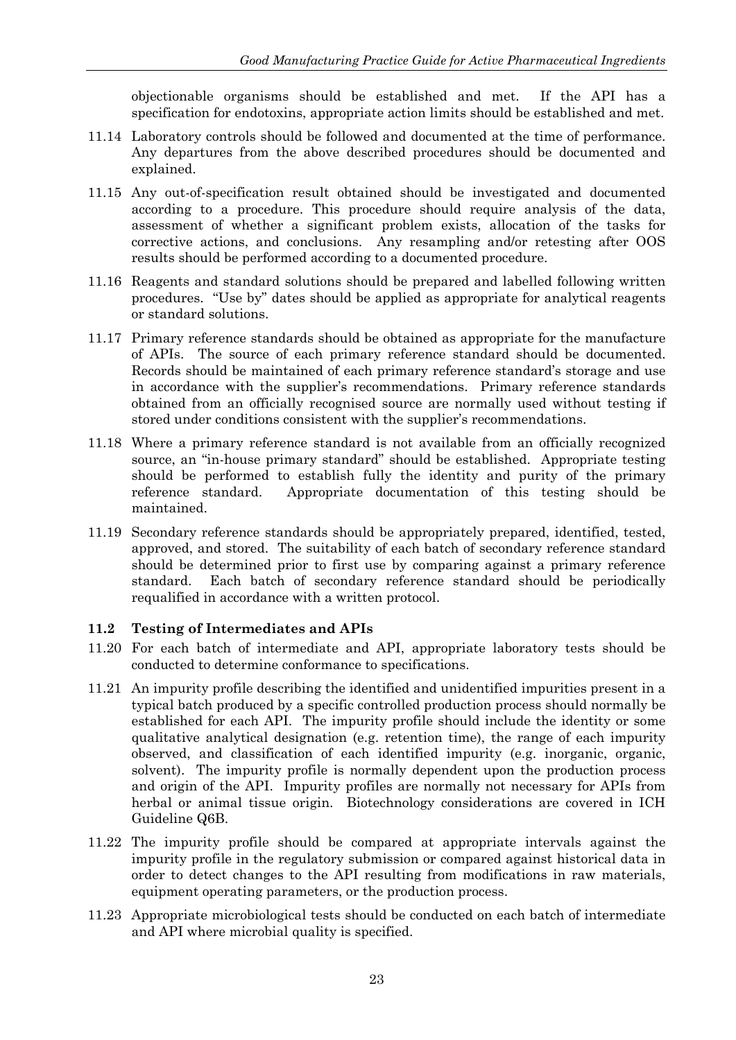objectionable organisms should be established and met. If the API has a specification for endotoxins, appropriate action limits should be established and met.

11.14 Laboratory controls should be followed and documented at the time of performance. Any departures from the above described procedures should be documented and explained.

11.15 Any out-of-specification result obtained should be investigated and documented according to a procedure. This procedure should require analysis of the data, assessment of whether a significant problem exists, allocation of the tasks for corrective actions, and conclusions. Any resampling and/or retesting after OOS results should be performed according to a documented procedure.

11.16 Reagents and standard solutions should be prepared and labelled following written procedures. "Use by" dates should be applied as appropriate for analytical reagents or standard solutions.

11.17 Primary reference standards should be obtained as appropriate for the manufacture of APIs. The source of each primary reference standard should be documented. Records should be maintained of each primary reference standard's storage and use in accordance with the supplier's recommendations. Primary reference standards obtained from an officially recognised source are normally used without testing if stored under conditions consistent with the supplier's recommendations.

11.18 Where a primary reference standard is not available from an officially recognized source, an "in-house primary standard" should be established. Appropriate testing should be performed to establish fully the identity and purity of the primary reference standard. Appropriate documentation of this testing should be maintained.

11.19 Secondary reference standards should be appropriately prepared, identified, tested, approved, and stored. The suitability of each batch of secondary reference standard should be determined prior to first use by comparing against a primary reference standard. Each batch of secondary reference standard should be periodically requalified in accordance with a written protocol.

### 11.2 Testing of Intermediates and APIs

11.20 For each batch of intermediate and API, appropriate laboratory tests should be conducted to determine conformance to specifications.

11.21 An impurity profile describing the identified and unidentified impurities present in a typical batch produced by a specific controlled production process should normally be established for each API. The impurity profile should include the identity or some qualitative analytical designation (e.g. retention time), the range of each impurity observed, and classification of each identified impurity (e.g. inorganic, organic, solvent). The impurity profile is normally dependent upon the production process and origin of the API. Impurity profiles are normally not necessary for APIs from herbal or animal tissue origin. Biotechnology considerations are covered in ICH Guideline Q6B.

11.22 The impurity profile should be compared at appropriate intervals against the impurity profile in the regulatory submission or compared against historical data in order to detect changes to the API resulting from modifications in raw materials, equipment operating parameters, or the production process.

11.23 Appropriate microbiological tests should be conducted on each batch of intermediate and API where microbial quality is specified.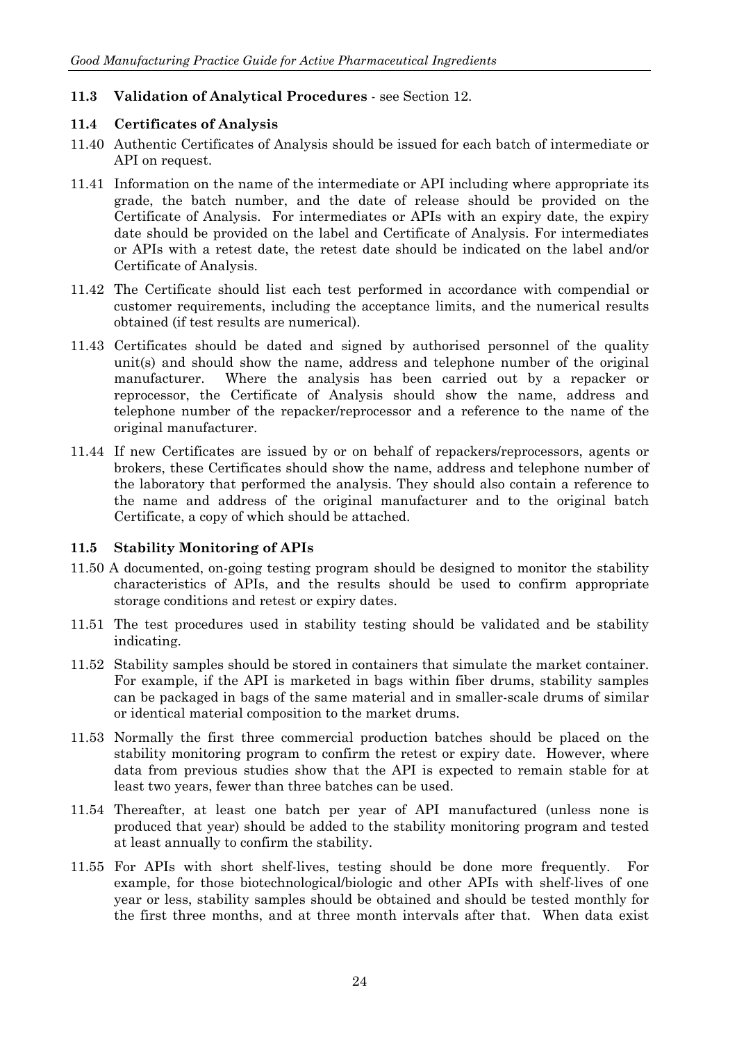### 11.3 Validation of Analytical Procedures - see Section 12.

### 11.4 Certificates of Analysis

11.40 Authentic Certificates of Analysis should be issued for each batch of intermediate or API on request.

11.41 Information on the name of the intermediate or API including where appropriate its grade, the batch number, and the date of release should be provided on the Certificate of Analysis. For intermediates or APIs with an expiry date, the expiry date should be provided on the label and Certificate of Analysis. For intermediates or APIs with a retest date, the retest date should be indicated on the label and/or Certificate of Analysis.

11.42 The Certificate should list each test performed in accordance with compendial or customer requirements, including the acceptance limits, and the numerical results obtained (if test results are numerical).

11.43 Certificates should be dated and signed by authorised personnel of the quality unit(s) and should show the name, address and telephone number of the original manufacturer. Where the analysis has been carried out by a repacker or reprocessor, the Certificate of Analysis should show the name, address and telephone number of the repacker/reprocessor and a reference to the name of the original manufacturer.

11.44 If new Certificates are issued by or on behalf of repackers/reprocessors, agents or brokers, these Certificates should show the name, address and telephone number of the laboratory that performed the analysis. They should also contain a reference to the name and address of the original manufacturer and to the original batch Certificate, a copy of which should be attached.

### 11.5 Stability Monitoring of APIs

11.50 A documented, on-going testing program should be designed to monitor the stability characteristics of APIs, and the results should be used to confirm appropriate storage conditions and retest or expiry dates.

11.51 The test procedures used in stability testing should be validated and be stability indicating.

11.52 Stability samples should be stored in containers that simulate the market container. For example, if the API is marketed in bags within fiber drums, stability samples can be packaged in bags of the same material and in smaller-scale drums of similar or identical material composition to the market drums.

11.53 Normally the first three commercial production batches should be placed on the stability monitoring program to confirm the retest or expiry date. However, where data from previous studies show that the API is expected to remain stable for at least two years, fewer than three batches can be used.

11.54 Thereafter, at least one batch per year of API manufactured (unless none is produced that year) should be added to the stability monitoring program and tested at least annually to confirm the stability.

11.55 For APIs with short shelf-lives, testing should be done more frequently. For example, for those biotechnological/biologic and other APIs with shelf-lives of one year or less, stability samples should be obtained and should be tested monthly for the first three months, and at three month intervals after that. When data exist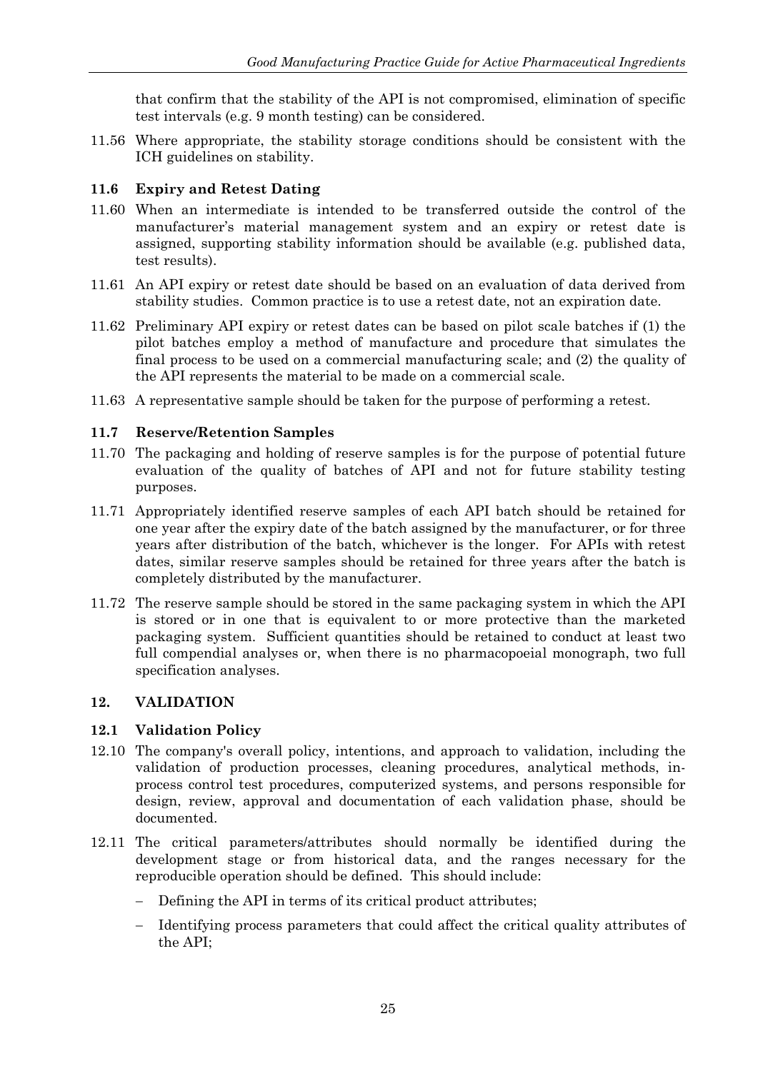that confirm that the stability of the API is not compromised, elimination of specific test intervals (e.g. 9 month testing) can be considered.

11.56 Where appropriate, the stability storage conditions should be consistent with the ICH guidelines on stability.

### 11.6 Expiry and Retest Dating

11.60 When an intermediate is intended to be transferred outside the control of the manufacturer's material management system and an expiry or retest date is assigned, supporting stability information should be available (e.g. published data, test results).

11.61 An API expiry or retest date should be based on an evaluation of data derived from stability studies. Common practice is to use a retest date, not an expiration date.

11.62 Preliminary API expiry or retest dates can be based on pilot scale batches if (1) the pilot batches employ a method of manufacture and procedure that simulates the final process to be used on a commercial manufacturing scale; and (2) the quality of the API represents the material to be made on a commercial scale.

11.63 A representative sample should be taken for the purpose of performing a retest.

### 11.7 Reserve/Retention Samples

11.70 The packaging and holding of reserve samples is for the purpose of potential future evaluation of the quality of batches of API and not for future stability testing purposes.

11.71 Appropriately identified reserve samples of each API batch should be retained for one year after the expiry date of the batch assigned by the manufacturer, or for three years after distribution of the batch, whichever is the longer. For APIs with retest dates, similar reserve samples should be retained for three years after the batch is completely distributed by the manufacturer.

11.72 The reserve sample should be stored in the same packaging system in which the API is stored or in one that is equivalent to or more protective than the marketed packaging system. Sufficient quantities should be retained to conduct at least two full compendial analyses or, when there is no pharmacopoeial monograph, two full specification analyses.

## 12. VALIDATION

### 12.1 Validation Policy

12.10 The company's overall policy, intentions, and approach to validation, including the validation of production processes, cleaning procedures, analytical methods, in-process control test procedures, computerized systems, and persons responsible for design, review, approval and documentation of each validation phase, should be documented.

12.11 The critical parameters/attributes should normally be identified during the development stage or from historical data, and the ranges necessary for the reproducible operation should be defined. This should include:

- Defining the API in terms of its critical product attributes;
- Identifying process parameters that could affect the critical quality attributes of the API;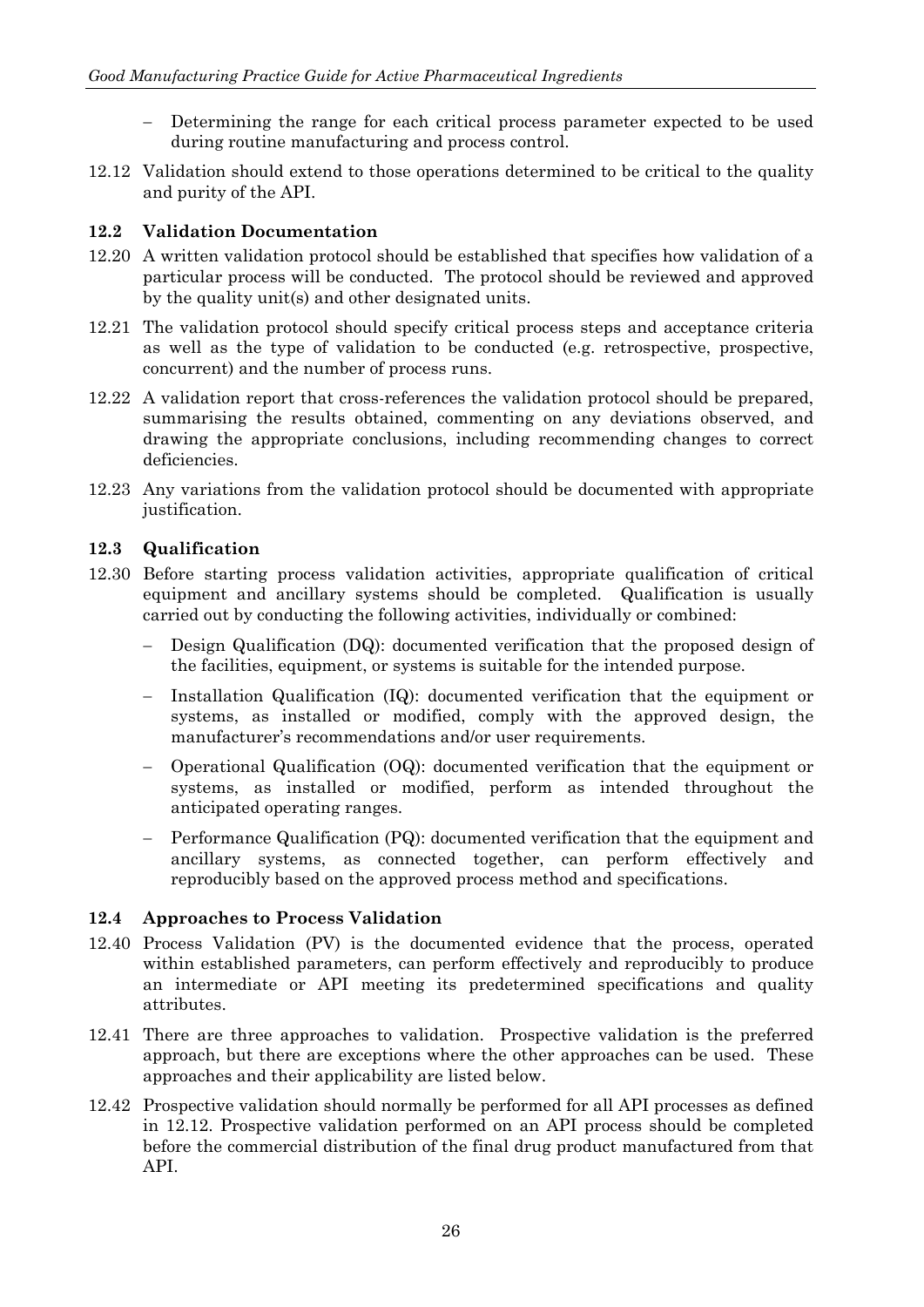- Determining the range for each critical process parameter expected to be used during routine manufacturing and process control.

12.12 Validation should extend to those operations determined to be critical to the quality and purity of the API.

### 12.2 Validation Documentation

12.20 A written validation protocol should be established that specifies how validation of a particular process will be conducted. The protocol should be reviewed and approved by the quality unit(s) and other designated units.

12.21 The validation protocol should specify critical process steps and acceptance criteria as well as the type of validation to be conducted (e.g. retrospective, prospective, concurrent) and the number of process runs.

12.22 A validation report that cross-references the validation protocol should be prepared, summarising the results obtained, commenting on any deviations observed, and drawing the appropriate conclusions, including recommending changes to correct deficiencies.

12.23 Any variations from the validation protocol should be documented with appropriate justification.

### 12.3 Qualification

12.30 Before starting process validation activities, appropriate qualification of critical equipment and ancillary systems should be completed. Qualification is usually carried out by conducting the following activities, individually or combined:

- Design Qualification (DQ): documented verification that the proposed design of the facilities, equipment, or systems is suitable for the intended purpose.
- Installation Qualification (IQ): documented verification that the equipment or systems, as installed or modified, comply with the approved design, the manufacturer's recommendations and/or user requirements.
- Operational Qualification (OQ): documented verification that the equipment or systems, as installed or modified, perform as intended throughout the anticipated operating ranges.
- Performance Qualification (PQ): documented verification that the equipment and ancillary systems, as connected together, can perform effectively and reproducibly based on the approved process method and specifications.

### 12.4 Approaches to Process Validation

12.40 Process Validation (PV) is the documented evidence that the process, operated within established parameters, can perform effectively and reproducibly to produce an intermediate or API meeting its predetermined specifications and quality attributes.

12.41 There are three approaches to validation. Prospective validation is the preferred approach, but there are exceptions where the other approaches can be used. These approaches and their applicability are listed below.

12.42 Prospective validation should normally be performed for all API processes as defined in 12.12. Prospective validation performed on an API process should be completed before the commercial distribution of the final drug product manufactured from that API.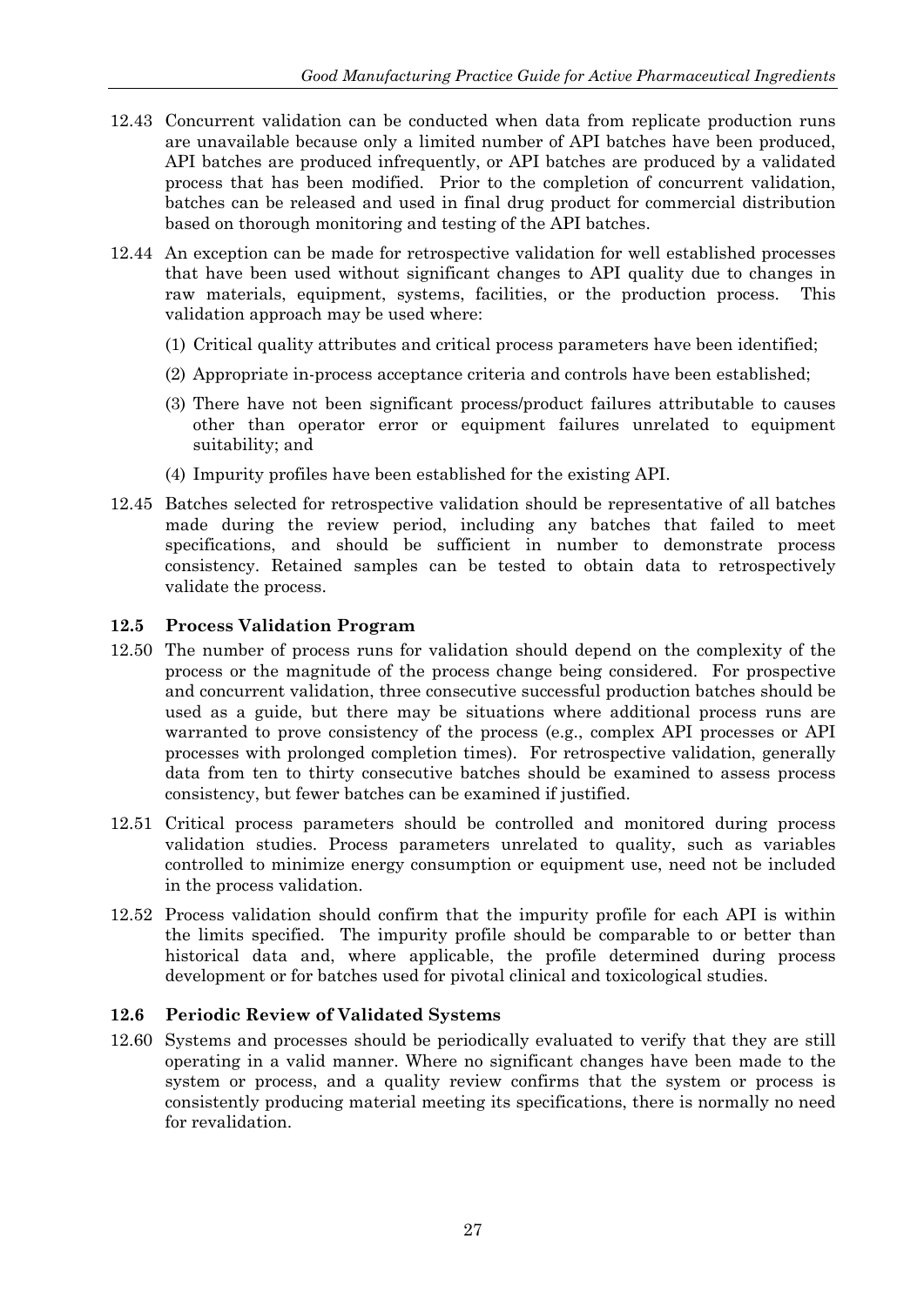12.43 Concurrent validation can be conducted when data from replicate production runs are unavailable because only a limited number of API batches have been produced, API batches are produced infrequently, or API batches are produced by a validated process that has been modified. Prior to the completion of concurrent validation, batches can be released and used in final drug product for commercial distribution based on thorough monitoring and testing of the API batches.

12.44 An exception can be made for retrospective validation for well established processes that have been used without significant changes to API quality due to changes in raw materials, equipment, systems, facilities, or the production process. This validation approach may be used where:

(1) Critical quality attributes and critical process parameters have been identified;

(2) Appropriate in-process acceptance criteria and controls have been established;

(3) There have not been significant process/product failures attributable to causes other than operator error or equipment failures unrelated to equipment suitability; and

(4) Impurity profiles have been established for the existing API.

12.45 Batches selected for retrospective validation should be representative of all batches made during the review period, including any batches that failed to meet specifications, and should be sufficient in number to demonstrate process consistency. Retained samples can be tested to obtain data to retrospectively validate the process.

### 12.5 Process Validation Program

12.50 The number of process runs for validation should depend on the complexity of the process or the magnitude of the process change being considered. For prospective and concurrent validation, three consecutive successful production batches should be used as a guide, but there may be situations where additional process runs are warranted to prove consistency of the process (e.g., complex API processes or API processes with prolonged completion times). For retrospective validation, generally data from ten to thirty consecutive batches should be examined to assess process consistency, but fewer batches can be examined if justified.

12.51 Critical process parameters should be controlled and monitored during process validation studies. Process parameters unrelated to quality, such as variables controlled to minimize energy consumption or equipment use, need not be included in the process validation.

12.52 Process validation should confirm that the impurity profile for each API is within the limits specified. The impurity profile should be comparable to or better than historical data and, where applicable, the profile determined during process development or for batches used for pivotal clinical and toxicological studies.

### 12.6 Periodic Review of Validated Systems

12.60 Systems and processes should be periodically evaluated to verify that they are still operating in a valid manner. Where no significant changes have been made to the system or process, and a quality review confirms that the system or process is consistently producing material meeting its specifications, there is normally no need for revalidation.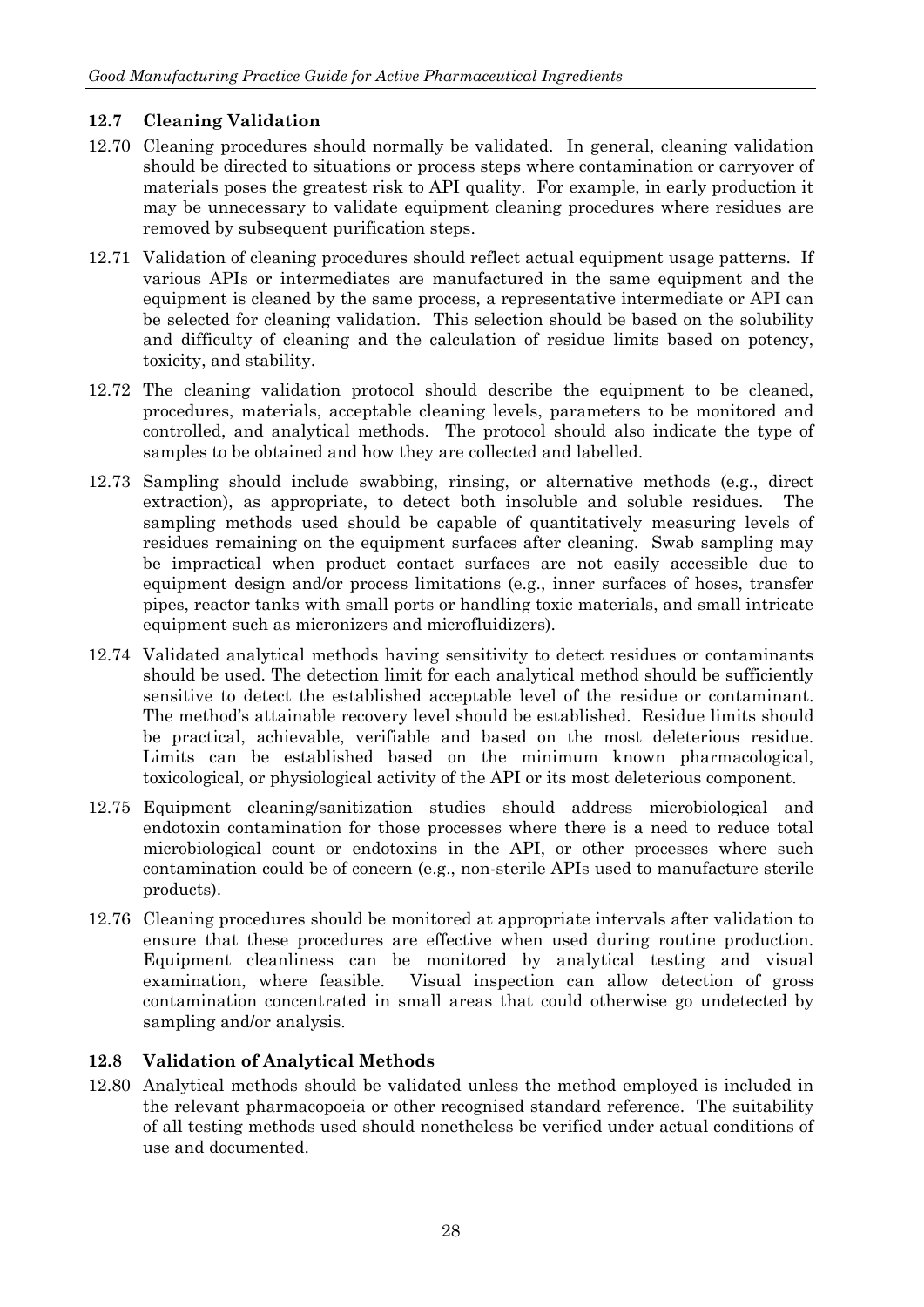### 12.7 Cleaning Validation

12.70 Cleaning procedures should normally be validated. In general, cleaning validation should be directed to situations or process steps where contamination or carryover of materials poses the greatest risk to API quality. For example, in early production it may be unnecessary to validate equipment cleaning procedures where residues are removed by subsequent purification steps.

12.71 Validation of cleaning procedures should reflect actual equipment usage patterns. If various APIs or intermediates are manufactured in the same equipment and the equipment is cleaned by the same process, a representative intermediate or API can be selected for cleaning validation. This selection should be based on the solubility and difficulty of cleaning and the calculation of residue limits based on potency, toxicity, and stability.

12.72 The cleaning validation protocol should describe the equipment to be cleaned, procedures, materials, acceptable cleaning levels, parameters to be monitored and controlled, and analytical methods. The protocol should also indicate the type of samples to be obtained and how they are collected and labelled.

12.73 Sampling should include swabbing, rinsing, or alternative methods (e.g., direct extraction), as appropriate, to detect both insoluble and soluble residues. The sampling methods used should be capable of quantitatively measuring levels of residues remaining on the equipment surfaces after cleaning. Swab sampling may be impractical when product contact surfaces are not easily accessible due to equipment design and/or process limitations (e.g., inner surfaces of hoses, transfer pipes, reactor tanks with small ports or handling toxic materials, and small intricate equipment such as micronizers and microfluidizers).

12.74 Validated analytical methods having sensitivity to detect residues or contaminants should be used. The detection limit for each analytical method should be sufficiently sensitive to detect the established acceptable level of the residue or contaminant. The method's attainable recovery level should be established. Residue limits should be practical, achievable, verifiable and based on the most deleterious residue. Limits can be established based on the minimum known pharmacological, toxicological, or physiological activity of the API or its most deleterious component.

12.75 Equipment cleaning/sanitization studies should address microbiological and endotoxin contamination for those processes where there is a need to reduce total microbiological count or endotoxins in the API, or other processes where such contamination could be of concern (e.g., non-sterile APIs used to manufacture sterile products).

12.76 Cleaning procedures should be monitored at appropriate intervals after validation to ensure that these procedures are effective when used during routine production. Equipment cleanliness can be monitored by analytical testing and visual examination, where feasible. Visual inspection can allow detection of gross contamination concentrated in small areas that could otherwise go undetected by sampling and/or analysis.

### 12.8 Validation of Analytical Methods

12.80 Analytical methods should be validated unless the method employed is included in the relevant pharmacopoeia or other recognised standard reference. The suitability of all testing methods used should nonetheless be verified under actual conditions of use and documented.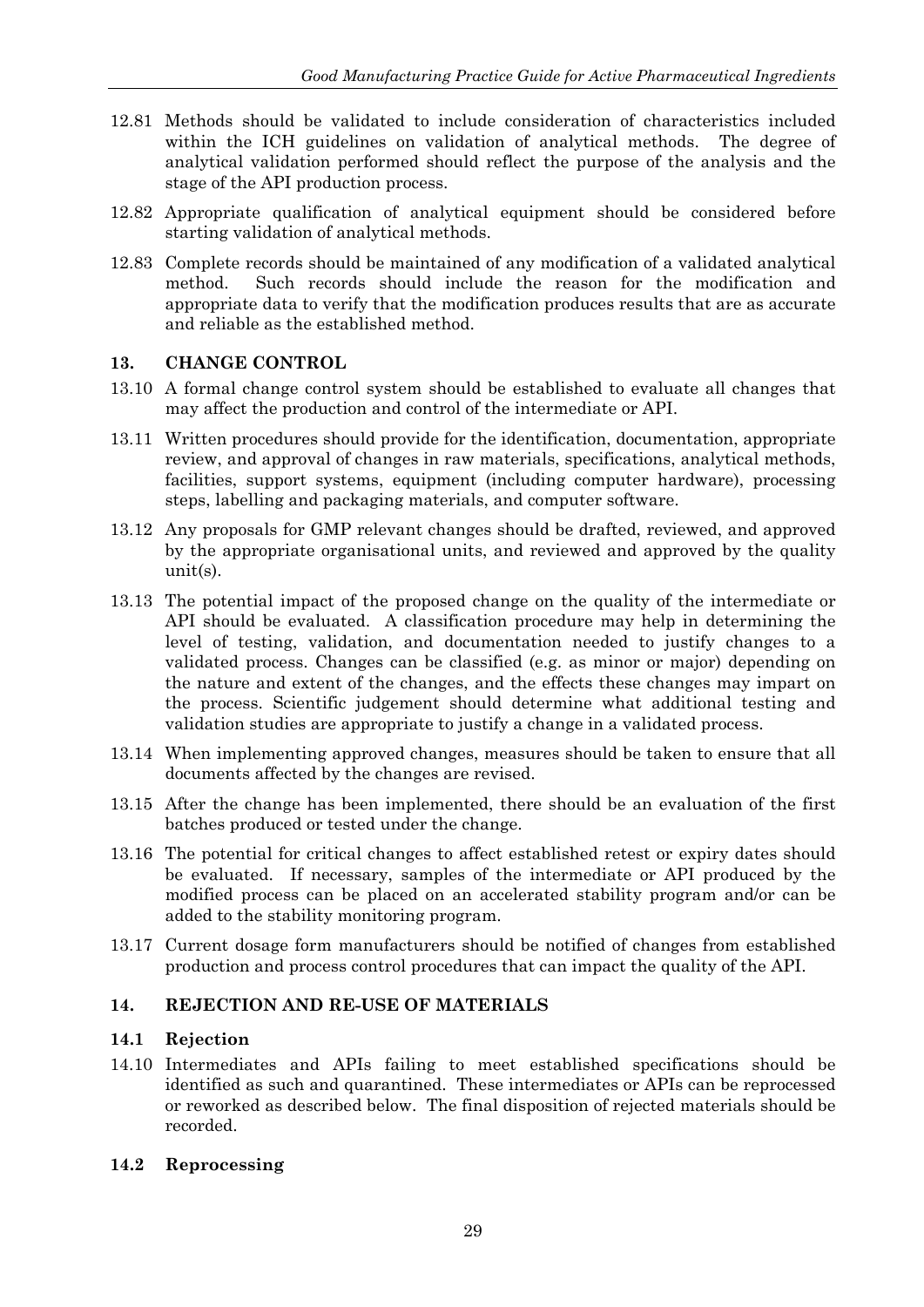12.81 Methods should be validated to include consideration of characteristics included within the ICH guidelines on validation of analytical methods. The degree of analytical validation performed should reflect the purpose of the analysis and the stage of the API production process.

12.82 Appropriate qualification of analytical equipment should be considered before starting validation of analytical methods.

12.83 Complete records should be maintained of any modification of a validated analytical method. Such records should include the reason for the modification and appropriate data to verify that the modification produces results that are as accurate and reliable as the established method.

## 13. CHANGE CONTROL

13.10 A formal change control system should be established to evaluate all changes that may affect the production and control of the intermediate or API.

13.11 Written procedures should provide for the identification, documentation, appropriate review, and approval of changes in raw materials, specifications, analytical methods, facilities, support systems, equipment (including computer hardware), processing steps, labelling and packaging materials, and computer software.

13.12 Any proposals for GMP relevant changes should be drafted, reviewed, and approved by the appropriate organisational units, and reviewed and approved by the quality unit(s).

13.13 The potential impact of the proposed change on the quality of the intermediate or API should be evaluated. A classification procedure may help in determining the level of testing, validation, and documentation needed to justify changes to a validated process. Changes can be classified (e.g. as minor or major) depending on the nature and extent of the changes, and the effects these changes may impart on the process. Scientific judgement should determine what additional testing and validation studies are appropriate to justify a change in a validated process.

13.14 When implementing approved changes, measures should be taken to ensure that all documents affected by the changes are revised.

13.15 After the change has been implemented, there should be an evaluation of the first batches produced or tested under the change.

13.16 The potential for critical changes to affect established retest or expiry dates should be evaluated. If necessary, samples of the intermediate or API produced by the modified process can be placed on an accelerated stability program and/or can be added to the stability monitoring program.

13.17 Current dosage form manufacturers should be notified of changes from established production and process control procedures that can impact the quality of the API.

## 14. REJECTION AND RE-USE OF MATERIALS

### 14.1 Rejection

14.10 Intermediates and APIs failing to meet established specifications should be identified as such and quarantined. These intermediates or APIs can be reprocessed or reworked as described below. The final disposition of rejected materials should be recorded.

### 14.2 Reprocessing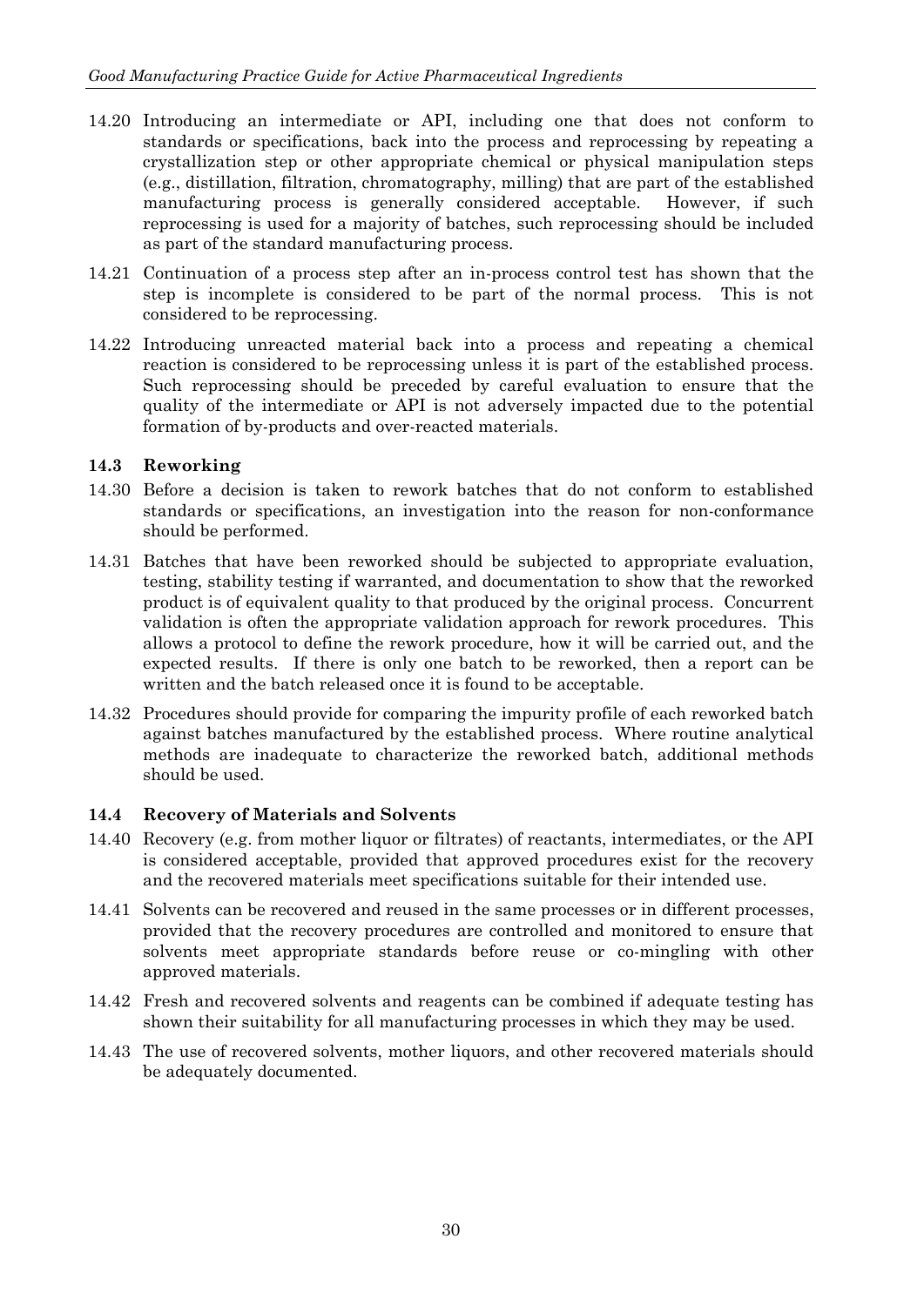14.20 Introducing an intermediate or API, including one that does not conform to standards or specifications, back into the process and reprocessing by repeating a crystallization step or other appropriate chemical or physical manipulation steps (e.g., distillation, filtration, chromatography, milling) that are part of the established manufacturing process is generally considered acceptable. However, if such reprocessing is used for a majority of batches, such reprocessing should be included as part of the standard manufacturing process.

14.21 Continuation of a process step after an in-process control test has shown that the step is incomplete is considered to be part of the normal process. This is not considered to be reprocessing.

14.22 Introducing unreacted material back into a process and repeating a chemical reaction is considered to be reprocessing unless it is part of the established process. Such reprocessing should be preceded by careful evaluation to ensure that the quality of the intermediate or API is not adversely impacted due to the potential formation of by-products and over-reacted materials.

### 14.3 Reworking

14.30 Before a decision is taken to rework batches that do not conform to established standards or specifications, an investigation into the reason for non-conformance should be performed.

14.31 Batches that have been reworked should be subjected to appropriate evaluation, testing, stability testing if warranted, and documentation to show that the reworked product is of equivalent quality to that produced by the original process. Concurrent validation is often the appropriate validation approach for rework procedures. This allows a protocol to define the rework procedure, how it will be carried out, and the expected results. If there is only one batch to be reworked, then a report can be written and the batch released once it is found to be acceptable.

14.32 Procedures should provide for comparing the impurity profile of each reworked batch against batches manufactured by the established process. Where routine analytical methods are inadequate to characterize the reworked batch, additional methods should be used.

### 14.4 Recovery of Materials and Solvents

14.40 Recovery (e.g. from mother liquor or filtrates) of reactants, intermediates, or the API is considered acceptable, provided that approved procedures exist for the recovery and the recovered materials meet specifications suitable for their intended use.

14.41 Solvents can be recovered and reused in the same processes or in different processes, provided that the recovery procedures are controlled and monitored to ensure that solvents meet appropriate standards before reuse or co-mingling with other approved materials.

14.42 Fresh and recovered solvents and reagents can be combined if adequate testing has shown their suitability for all manufacturing processes in which they may be used.

14.43 The use of recovered solvents, mother liquors, and other recovered materials should be adequately documented.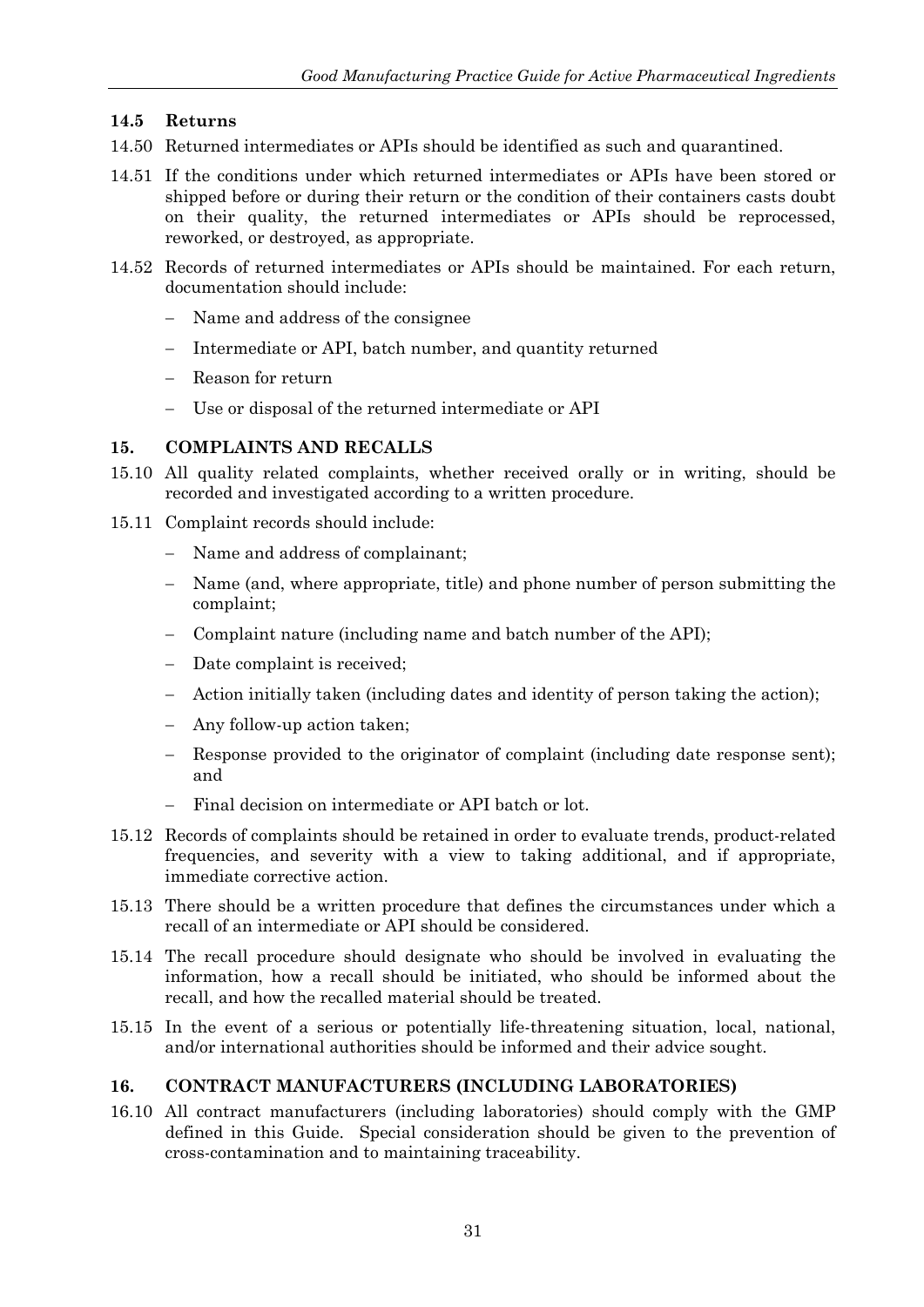### 14.5 Returns

14.50 Returned intermediates or APIs should be identified as such and quarantined.

14.51 If the conditions under which returned intermediates or APIs have been stored or shipped before or during their return or the condition of their containers casts doubt on their quality, the returned intermediates or APIs should be reprocessed, reworked, or destroyed, as appropriate.

14.52 Records of returned intermediates or APIs should be maintained. For each return, documentation should include:

- Name and address of the consignee
- Intermediate or API, batch number, and quantity returned
- Reason for return
- Use or disposal of the returned intermediate or API

## 15. COMPLAINTS AND RECALLS

15.10 All quality related complaints, whether received orally or in writing, should be recorded and investigated according to a written procedure.

15.11 Complaint records should include:

- Name and address of complainant;
- Name (and, where appropriate, title) and phone number of person submitting the complaint;
- Complaint nature (including name and batch number of the API);
- Date complaint is received;
- Action initially taken (including dates and identity of person taking the action);
- Any follow-up action taken;
- Response provided to the originator of complaint (including date response sent); and
- Final decision on intermediate or API batch or lot.

15.12 Records of complaints should be retained in order to evaluate trends, product-related frequencies, and severity with a view to taking additional, and if appropriate, immediate corrective action.

15.13 There should be a written procedure that defines the circumstances under which a recall of an intermediate or API should be considered.

15.14 The recall procedure should designate who should be involved in evaluating the information, how a recall should be initiated, who should be informed about the recall, and how the recalled material should be treated.

15.15 In the event of a serious or potentially life-threatening situation, local, national, and/or international authorities should be informed and their advice sought.

## 16. CONTRACT MANUFACTURERS (INCLUDING LABORATORIES)

16.10 All contract manufacturers (including laboratories) should comply with the GMP defined in this Guide. Special consideration should be given to the prevention of cross-contamination and to maintaining traceability.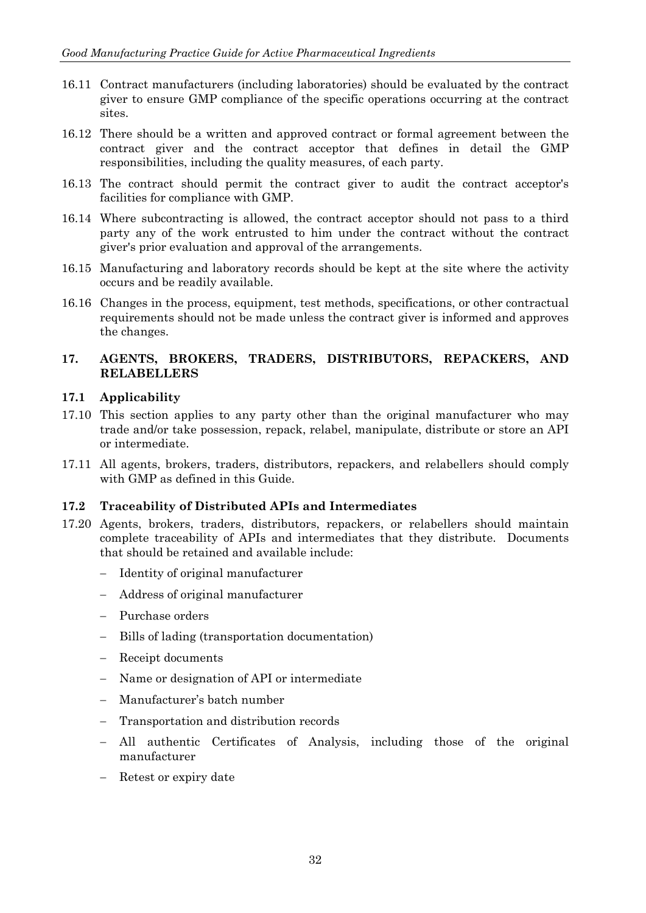16.11 Contract manufacturers (including laboratories) should be evaluated by the contract giver to ensure GMP compliance of the specific operations occurring at the contract sites.

16.12 There should be a written and approved contract or formal agreement between the contract giver and the contract acceptor that defines in detail the GMP responsibilities, including the quality measures, of each party.

16.13 The contract should permit the contract giver to audit the contract acceptor's facilities for compliance with GMP.

16.14 Where subcontracting is allowed, the contract acceptor should not pass to a third party any of the work entrusted to him under the contract without the contract giver's prior evaluation and approval of the arrangements.

16.15 Manufacturing and laboratory records should be kept at the site where the activity occurs and be readily available.

16.16 Changes in the process, equipment, test methods, specifications, or other contractual requirements should not be made unless the contract giver is informed and approves the changes.

## 17. AGENTS, BROKERS, TRADERS, DISTRIBUTORS, REPACKERS, AND RELABELLERS

### 17.1 Applicability

17.10 This section applies to any party other than the original manufacturer who may trade and/or take possession, repack, relabel, manipulate, distribute or store an API or intermediate.

17.11 All agents, brokers, traders, distributors, repackers, and relabellers should comply with GMP as defined in this Guide.

### 17.2 Traceability of Distributed APIs and Intermediates

17.20 Agents, brokers, traders, distributors, repackers, or relabellers should maintain complete traceability of APIs and intermediates that they distribute. Documents that should be retained and available include:

- Identity of original manufacturer
- Address of original manufacturer
- Purchase orders
- Bills of lading (transportation documentation)
- Receipt documents
- Name or designation of API or intermediate
- Manufacturer's batch number
- Transportation and distribution records
- All authentic Certificates of Analysis, including those of the original manufacturer
- Retest or expiry date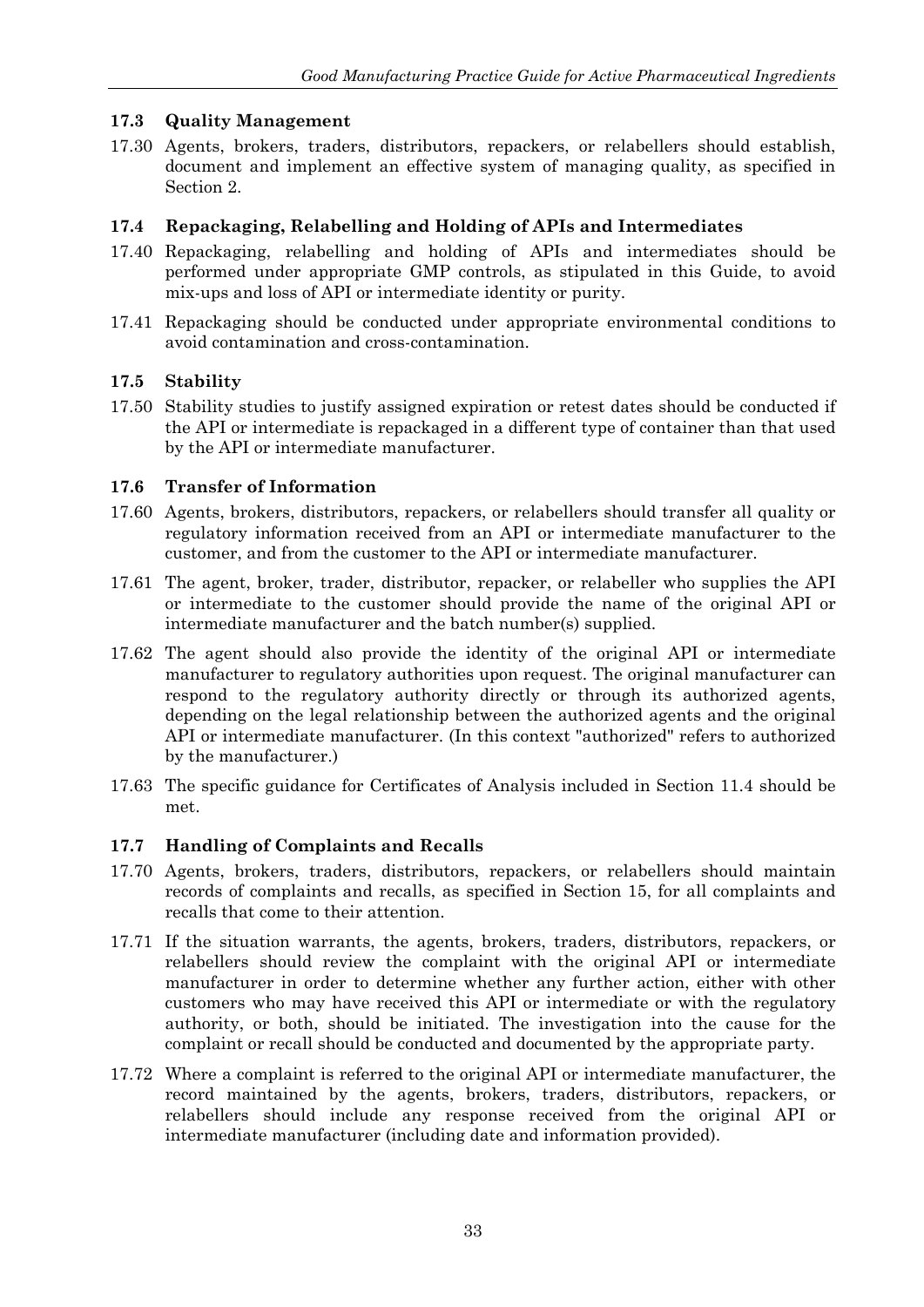### 17.3 Quality Management

17.30 Agents, brokers, traders, distributors, repackers, or relabellers should establish, document and implement an effective system of managing quality, as specified in Section 2.

### 17.4 Repackaging, Relabelling and Holding of APIs and Intermediates

17.40 Repackaging, relabelling and holding of APIs and intermediates should be performed under appropriate GMP controls, as stipulated in this Guide, to avoid mix-ups and loss of API or intermediate identity or purity.

17.41 Repackaging should be conducted under appropriate environmental conditions to avoid contamination and cross-contamination.

### 17.5 Stability

17.50 Stability studies to justify assigned expiration or retest dates should be conducted if the API or intermediate is repackaged in a different type of container than that used by the API or intermediate manufacturer.

### 17.6 Transfer of Information

17.60 Agents, brokers, distributors, repackers, or relabellers should transfer all quality or regulatory information received from an API or intermediate manufacturer to the customer, and from the customer to the API or intermediate manufacturer.

17.61 The agent, broker, trader, distributor, repacker, or relabeller who supplies the API or intermediate to the customer should provide the name of the original API or intermediate manufacturer and the batch number(s) supplied.

17.62 The agent should also provide the identity of the original API or intermediate manufacturer to regulatory authorities upon request. The original manufacturer can respond to the regulatory authority directly or through its authorized agents, depending on the legal relationship between the authorized agents and the original API or intermediate manufacturer. (In this context "authorized" refers to authorized by the manufacturer.)

17.63 The specific guidance for Certificates of Analysis included in Section 11.4 should be met.

### 17.7 Handling of Complaints and Recalls

17.70 Agents, brokers, traders, distributors, repackers, or relabellers should maintain records of complaints and recalls, as specified in Section 15, for all complaints and recalls that come to their attention.

17.71 If the situation warrants, the agents, brokers, traders, distributors, repackers, or relabellers should review the complaint with the original API or intermediate manufacturer in order to determine whether any further action, either with other customers who may have received this API or intermediate or with the regulatory authority, or both, should be initiated. The investigation into the cause for the complaint or recall should be conducted and documented by the appropriate party.

17.72 Where a complaint is referred to the original API or intermediate manufacturer, the record maintained by the agents, brokers, traders, distributors, repackers, or relabellers should include any response received from the original API or intermediate manufacturer (including date and information provided).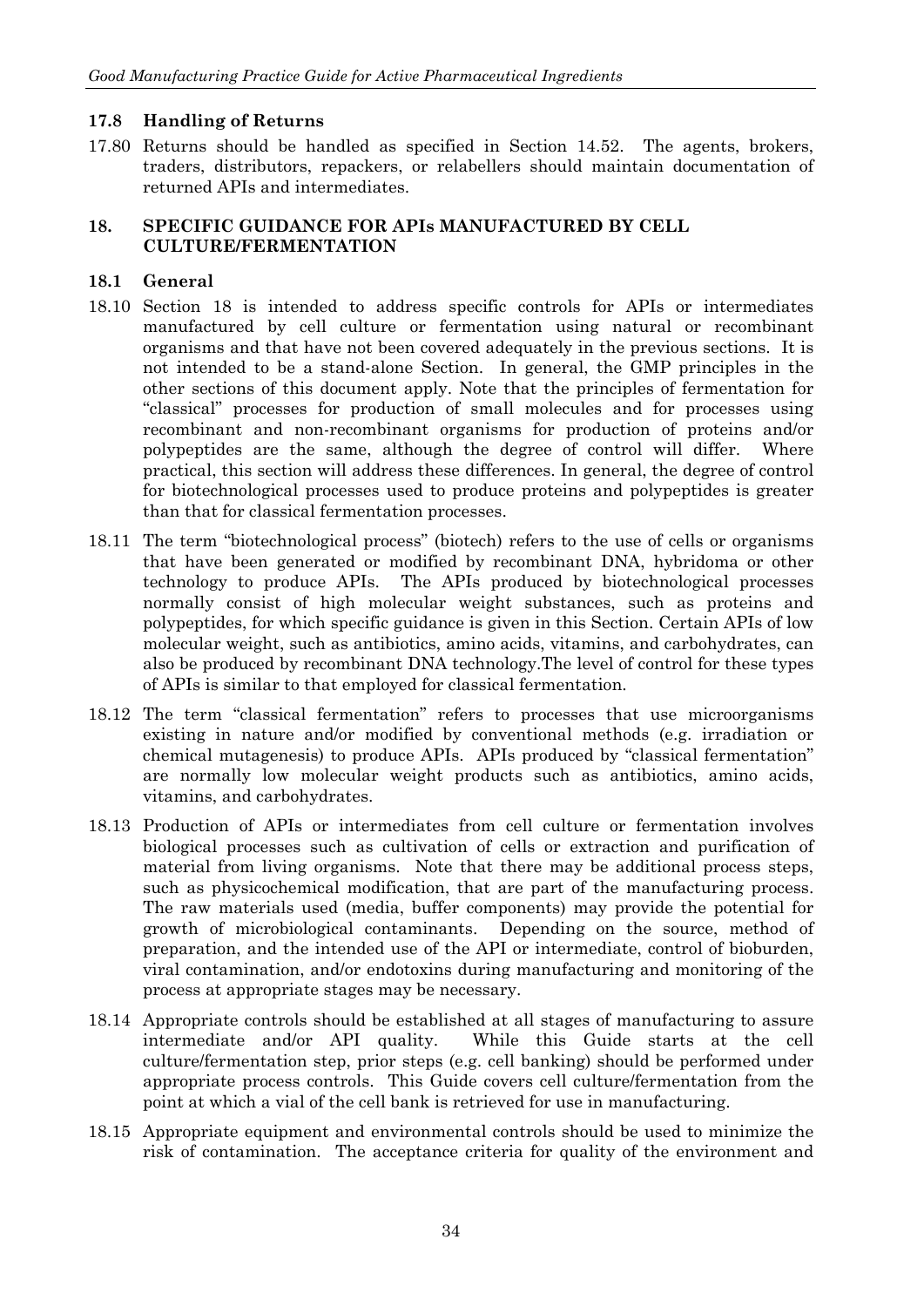### 17.8 Handling of Returns

17.80 Returns should be handled as specified in Section 14.52. The agents, brokers, traders, distributors, repackers, or relabellers should maintain documentation of returned APIs and intermediates.

## 18. SPECIFIC GUIDANCE FOR APIs MANUFACTURED BY CELL CULTURE/FERMENTATION

### 18.1 General

18.10 Section 18 is intended to address specific controls for APIs or intermediates manufactured by cell culture or fermentation using natural or recombinant organisms and that have not been covered adequately in the previous sections. It is not intended to be a stand-alone Section. In general, the GMP principles in the other sections of this document apply. Note that the principles of fermentation for "classical" processes for production of small molecules and for processes using recombinant and non-recombinant organisms for production of proteins and/or polypeptides are the same, although the degree of control will differ. Where practical, this section will address these differences. In general, the degree of control for biotechnological processes used to produce proteins and polypeptides is greater than that for classical fermentation processes.

18.11 The term "biotechnological process" (biotech) refers to the use of cells or organisms that have been generated or modified by recombinant DNA, hybridoma or other technology to produce APIs. The APIs produced by biotechnological processes normally consist of high molecular weight substances, such as proteins and polypeptides, for which specific guidance is given in this Section. Certain APIs of low molecular weight, such as antibiotics, amino acids, vitamins, and carbohydrates, can also be produced by recombinant DNA technology.The level of control for these types of APIs is similar to that employed for classical fermentation.

18.12 The term "classical fermentation" refers to processes that use microorganisms existing in nature and/or modified by conventional methods (e.g. irradiation or chemical mutagenesis) to produce APIs. APIs produced by "classical fermentation" are normally low molecular weight products such as antibiotics, amino acids, vitamins, and carbohydrates.

18.13 Production of APIs or intermediates from cell culture or fermentation involves biological processes such as cultivation of cells or extraction and purification of material from living organisms. Note that there may be additional process steps, such as physicochemical modification, that are part of the manufacturing process. The raw materials used (media, buffer components) may provide the potential for growth of microbiological contaminants. Depending on the source, method of preparation, and the intended use of the API or intermediate, control of bioburden, viral contamination, and/or endotoxins during manufacturing and monitoring of the process at appropriate stages may be necessary.

18.14 Appropriate controls should be established at all stages of manufacturing to assure intermediate and/or API quality. While this Guide starts at the cell culture/fermentation step, prior steps (e.g. cell banking) should be performed under appropriate process controls. This Guide covers cell culture/fermentation from the point at which a vial of the cell bank is retrieved for use in manufacturing.

18.15 Appropriate equipment and environmental controls should be used to minimize the risk of contamination. The acceptance criteria for quality of the environment and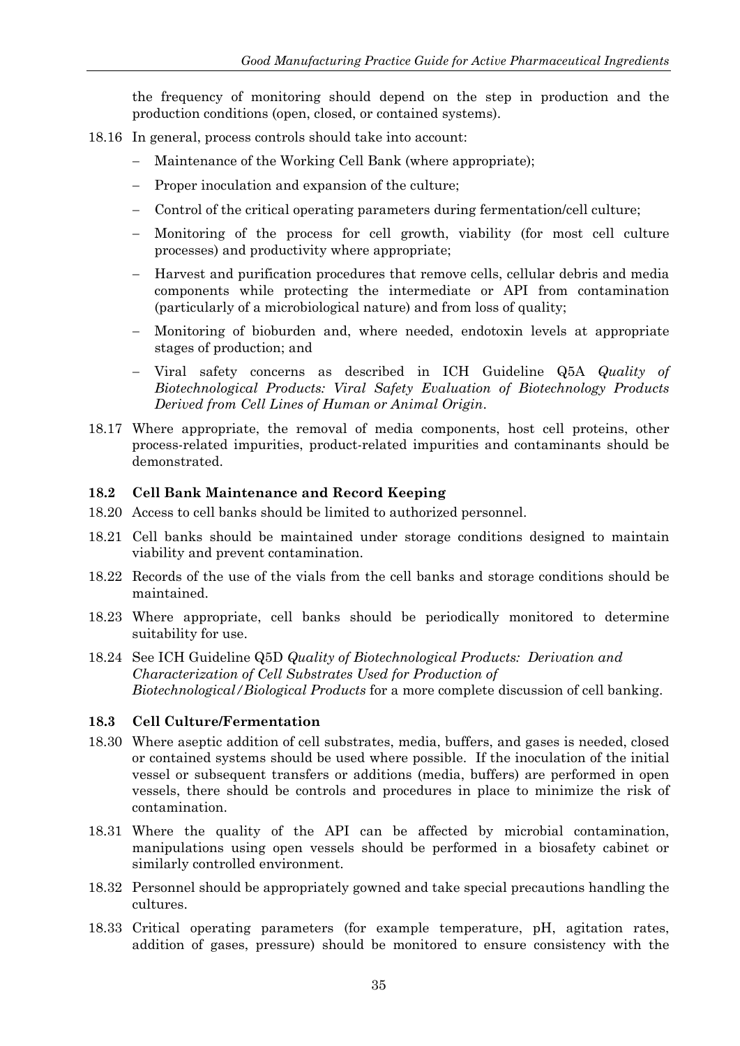the frequency of monitoring should depend on the step in production and the production conditions (open, closed, or contained systems).

18.16 In general, process controls should take into account:

- Maintenance of the Working Cell Bank (where appropriate);
- Proper inoculation and expansion of the culture;
- Control of the critical operating parameters during fermentation/cell culture;
- Monitoring of the process for cell growth, viability (for most cell culture processes) and productivity where appropriate;
- Harvest and purification procedures that remove cells, cellular debris and media components while protecting the intermediate or API from contamination (particularly of a microbiological nature) and from loss of quality;
- Monitoring of bioburden and, where needed, endotoxin levels at appropriate stages of production; and
- Viral safety concerns as described in ICH Guideline Q5A *Quality of Biotechnological Products: Viral Safety Evaluation of Biotechnology Products Derived from Cell Lines of Human or Animal Origin*.

18.17 Where appropriate, the removal of media components, host cell proteins, other process-related impurities, product-related impurities and contaminants should be demonstrated.

### 18.2 Cell Bank Maintenance and Record Keeping

18.20 Access to cell banks should be limited to authorized personnel.

18.21 Cell banks should be maintained under storage conditions designed to maintain viability and prevent contamination.

18.22 Records of the use of the vials from the cell banks and storage conditions should be maintained.

18.23 Where appropriate, cell banks should be periodically monitored to determine suitability for use.

18.24 See ICH Guideline Q5D *Quality of Biotechnological Products: Derivation and Characterization of Cell Substrates Used for Production of Biotechnological/Biological Products* for a more complete discussion of cell banking.

### 18.3 Cell Culture/Fermentation

18.30 Where aseptic addition of cell substrates, media, buffers, and gases is needed, closed or contained systems should be used where possible. If the inoculation of the initial vessel or subsequent transfers or additions (media, buffers) are performed in open vessels, there should be controls and procedures in place to minimize the risk of contamination.

18.31 Where the quality of the API can be affected by microbial contamination, manipulations using open vessels should be performed in a biosafety cabinet or similarly controlled environment.

18.32 Personnel should be appropriately gowned and take special precautions handling the cultures.

18.33 Critical operating parameters (for example temperature, pH, agitation rates, addition of gases, pressure) should be monitored to ensure consistency with the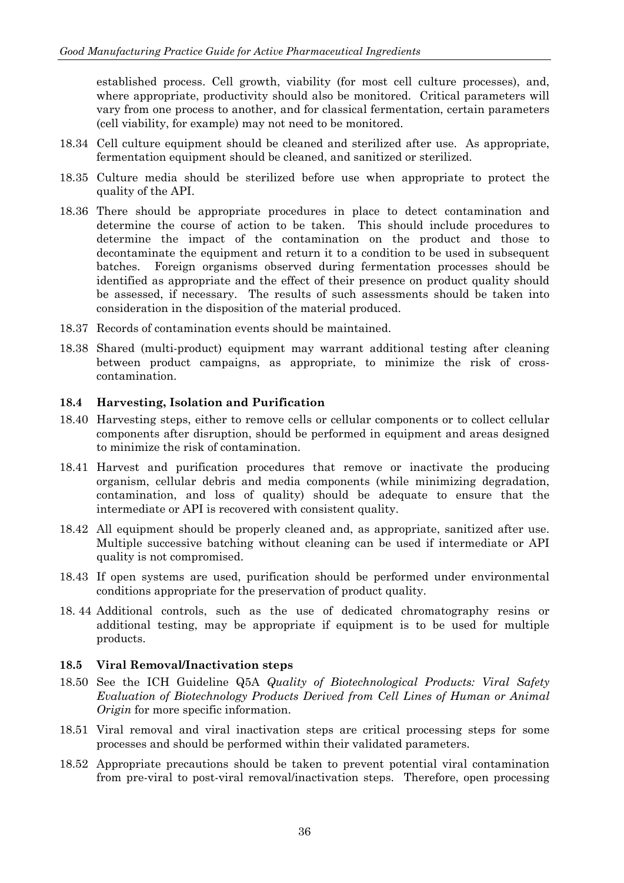established process. Cell growth, viability (for most cell culture processes), and, where appropriate, productivity should also be monitored. Critical parameters will vary from one process to another, and for classical fermentation, certain parameters (cell viability, for example) may not need to be monitored.

18.34 Cell culture equipment should be cleaned and sterilized after use. As appropriate, fermentation equipment should be cleaned, and sanitized or sterilized.

18.35 Culture media should be sterilized before use when appropriate to protect the quality of the API.

18.36 There should be appropriate procedures in place to detect contamination and determine the course of action to be taken. This should include procedures to determine the impact of the contamination on the product and those to decontaminate the equipment and return it to a condition to be used in subsequent batches. Foreign organisms observed during fermentation processes should be identified as appropriate and the effect of their presence on product quality should be assessed, if necessary. The results of such assessments should be taken into consideration in the disposition of the material produced.

18.37 Records of contamination events should be maintained.

18.38 Shared (multi-product) equipment may warrant additional testing after cleaning between product campaigns, as appropriate, to minimize the risk of cross-contamination.

### 18.4 Harvesting, Isolation and Purification

18.40 Harvesting steps, either to remove cells or cellular components or to collect cellular components after disruption, should be performed in equipment and areas designed to minimize the risk of contamination.

18.41 Harvest and purification procedures that remove or inactivate the producing organism, cellular debris and media components (while minimizing degradation, contamination, and loss of quality) should be adequate to ensure that the intermediate or API is recovered with consistent quality.

18.42 All equipment should be properly cleaned and, as appropriate, sanitized after use. Multiple successive batching without cleaning can be used if intermediate or API quality is not compromised.

18.43 If open systems are used, purification should be performed under environmental conditions appropriate for the preservation of product quality.

18.44 Additional controls, such as the use of dedicated chromatography resins or additional testing, may be appropriate if equipment is to be used for multiple products.

### 18.5 Viral Removal/Inactivation steps

18.50 See the ICH Guideline Q5A *Quality of Biotechnological Products: Viral Safety Evaluation of Biotechnology Products Derived from Cell Lines of Human or Animal Origin* for more specific information.

18.51 Viral removal and viral inactivation steps are critical processing steps for some processes and should be performed within their validated parameters.

18.52 Appropriate precautions should be taken to prevent potential viral contamination from pre-viral to post-viral removal/inactivation steps. Therefore, open processing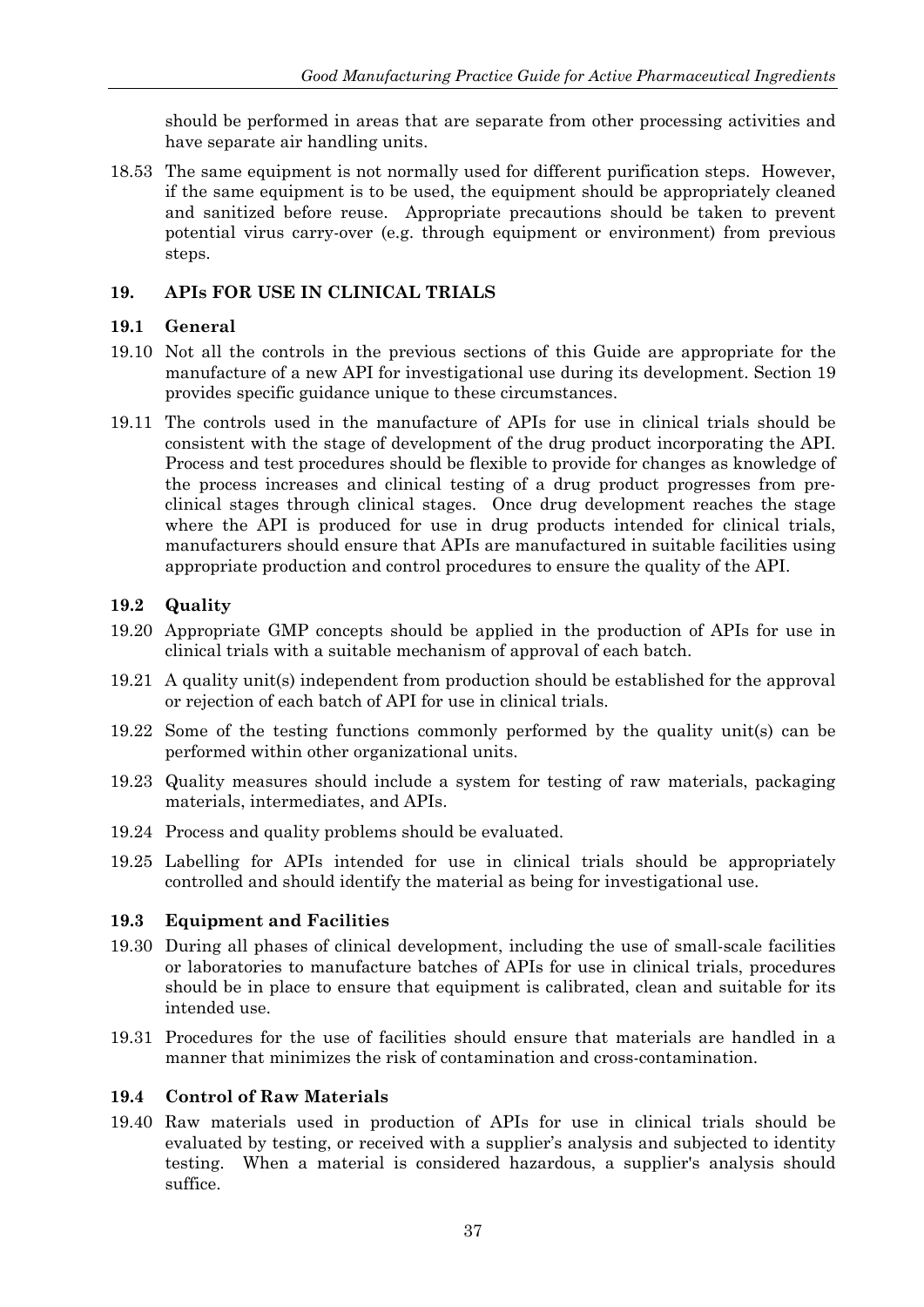should be performed in areas that are separate from other processing activities and have separate air handling units.

18.53 The same equipment is not normally used for different purification steps. However, if the same equipment is to be used, the equipment should be appropriately cleaned and sanitized before reuse. Appropriate precautions should be taken to prevent potential virus carry-over (e.g. through equipment or environment) from previous steps.

## 19. APIs FOR USE IN CLINICAL TRIALS

### 19.1 General

19.10 Not all the controls in the previous sections of this Guide are appropriate for the manufacture of a new API for investigational use during its development. Section 19 provides specific guidance unique to these circumstances.

19.11 The controls used in the manufacture of APIs for use in clinical trials should be consistent with the stage of development of the drug product incorporating the API. Process and test procedures should be flexible to provide for changes as knowledge of the process increases and clinical testing of a drug product progresses from pre-clinical stages through clinical stages. Once drug development reaches the stage where the API is produced for use in drug products intended for clinical trials, manufacturers should ensure that APIs are manufactured in suitable facilities using appropriate production and control procedures to ensure the quality of the API.

### 19.2 Quality

19.20 Appropriate GMP concepts should be applied in the production of APIs for use in clinical trials with a suitable mechanism of approval of each batch.

19.21 A quality unit(s) independent from production should be established for the approval or rejection of each batch of API for use in clinical trials.

19.22 Some of the testing functions commonly performed by the quality unit(s) can be performed within other organizational units.

19.23 Quality measures should include a system for testing of raw materials, packaging materials, intermediates, and APIs.

19.24 Process and quality problems should be evaluated.

19.25 Labelling for APIs intended for use in clinical trials should be appropriately controlled and should identify the material as being for investigational use.

### 19.3 Equipment and Facilities

19.30 During all phases of clinical development, including the use of small-scale facilities or laboratories to manufacture batches of APIs for use in clinical trials, procedures should be in place to ensure that equipment is calibrated, clean and suitable for its intended use.

19.31 Procedures for the use of facilities should ensure that materials are handled in a manner that minimizes the risk of contamination and cross-contamination.

### 19.4 Control of Raw Materials

19.40 Raw materials used in production of APIs for use in clinical trials should be evaluated by testing, or received with a supplier's analysis and subjected to identity testing. When a material is considered hazardous, a supplier's analysis should suffice.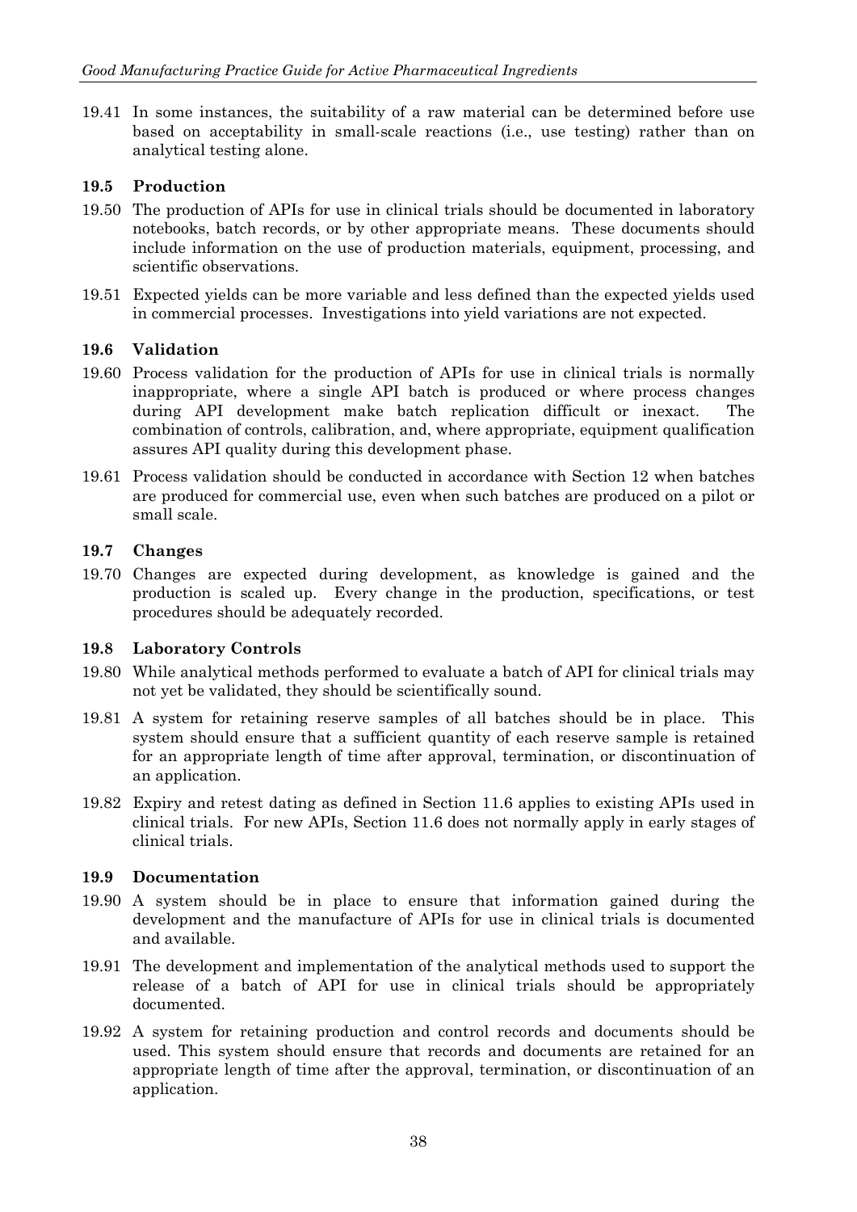19.41 In some instances, the suitability of a raw material can be determined before use based on acceptability in small-scale reactions (i.e., use testing) rather than on analytical testing alone.

### 19.5 Production

19.50 The production of APIs for use in clinical trials should be documented in laboratory notebooks, batch records, or by other appropriate means. These documents should include information on the use of production materials, equipment, processing, and scientific observations.

19.51 Expected yields can be more variable and less defined than the expected yields used in commercial processes. Investigations into yield variations are not expected.

### 19.6 Validation

19.60 Process validation for the production of APIs for use in clinical trials is normally inappropriate, where a single API batch is produced or where process changes during API development make batch replication difficult or inexact. The combination of controls, calibration, and, where appropriate, equipment qualification assures API quality during this development phase.

19.61 Process validation should be conducted in accordance with Section 12 when batches are produced for commercial use, even when such batches are produced on a pilot or small scale.

### 19.7 Changes

19.70 Changes are expected during development, as knowledge is gained and the production is scaled up. Every change in the production, specifications, or test procedures should be adequately recorded.

### 19.8 Laboratory Controls

19.80 While analytical methods performed to evaluate a batch of API for clinical trials may not yet be validated, they should be scientifically sound.

19.81 A system for retaining reserve samples of all batches should be in place. This system should ensure that a sufficient quantity of each reserve sample is retained for an appropriate length of time after approval, termination, or discontinuation of an application.

19.82 Expiry and retest dating as defined in Section 11.6 applies to existing APIs used in clinical trials. For new APIs, Section 11.6 does not normally apply in early stages of clinical trials.

### 19.9 Documentation

19.90 A system should be in place to ensure that information gained during the development and the manufacture of APIs for use in clinical trials is documented and available.

19.91 The development and implementation of the analytical methods used to support the release of a batch of API for use in clinical trials should be appropriately documented.

19.92 A system for retaining production and control records and documents should be used. This system should ensure that records and documents are retained for an appropriate length of time after the approval, termination, or discontinuation of an application.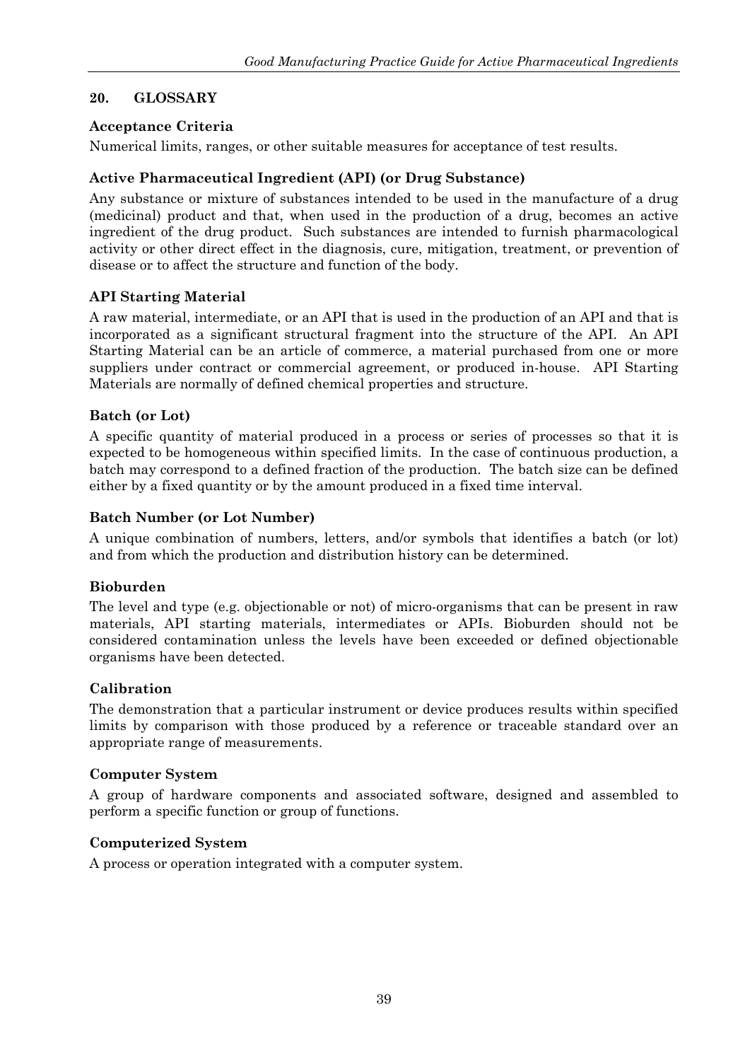## 20. GLOSSARY

### Acceptance Criteria

Numerical limits, ranges, or other suitable measures for acceptance of test results.

### Active Pharmaceutical Ingredient (API) (or Drug Substance)

Any substance or mixture of substances intended to be used in the manufacture of a drug (medicinal) product and that, when used in the production of a drug, becomes an active ingredient of the drug product. Such substances are intended to furnish pharmacological activity or other direct effect in the diagnosis, cure, mitigation, treatment, or prevention of disease or to affect the structure and function of the body.

### API Starting Material

A raw material, intermediate, or an API that is used in the production of an API and that is incorporated as a significant structural fragment into the structure of the API. An API Starting Material can be an article of commerce, a material purchased from one or more suppliers under contract or commercial agreement, or produced in-house. API Starting Materials are normally of defined chemical properties and structure.

### Batch (or Lot)

A specific quantity of material produced in a process or series of processes so that it is expected to be homogeneous within specified limits. In the case of continuous production, a batch may correspond to a defined fraction of the production. The batch size can be defined either by a fixed quantity or by the amount produced in a fixed time interval.

### Batch Number (or Lot Number)

A unique combination of numbers, letters, and/or symbols that identifies a batch (or lot) and from which the production and distribution history can be determined.

### Bioburden

The level and type (e.g. objectionable or not) of micro-organisms that can be present in raw materials, API starting materials, intermediates or APIs. Bioburden should not be considered contamination unless the levels have been exceeded or defined objectionable organisms have been detected.

### Calibration

The demonstration that a particular instrument or device produces results within specified limits by comparison with those produced by a reference or traceable standard over an appropriate range of measurements.

### Computer System

A group of hardware components and associated software, designed and assembled to perform a specific function or group of functions.

### Computerized System

A process or operation integrated with a computer system.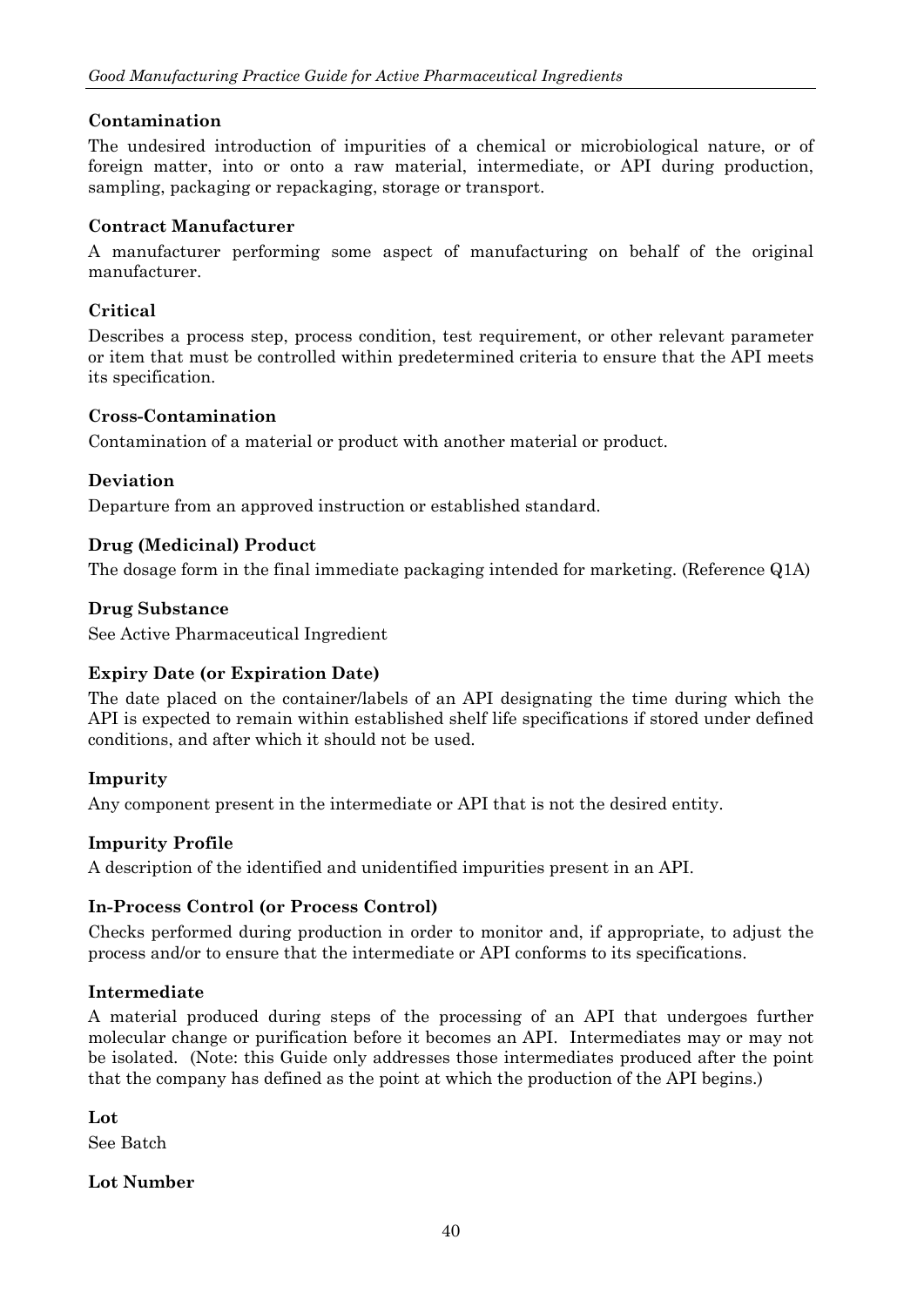**Contamination**

The undesired introduction of impurities of a chemical or microbiological nature, or of foreign matter, into or onto a raw material, intermediate, or API during production, sampling, packaging or repackaging, storage or transport.

**Contract Manufacturer**

A manufacturer performing some aspect of manufacturing on behalf of the original manufacturer.

**Critical**

Describes a process step, process condition, test requirement, or other relevant parameter or item that must be controlled within predetermined criteria to ensure that the API meets its specification.

**Cross-Contamination**

Contamination of a material or product with another material or product.

**Deviation**

Departure from an approved instruction or established standard.

**Drug (Medicinal) Product**

The dosage form in the final immediate packaging intended for marketing. (Reference Q1A)

**Drug Substance**

See Active Pharmaceutical Ingredient

**Expiry Date (or Expiration Date)**

The date placed on the container/labels of an API designating the time during which the API is expected to remain within established shelf life specifications if stored under defined conditions, and after which it should not be used.

**Impurity**

Any component present in the intermediate or API that is not the desired entity.

**Impurity Profile**

A description of the identified and unidentified impurities present in an API.

**In-Process Control (or Process Control)**

Checks performed during production in order to monitor and, if appropriate, to adjust the process and/or to ensure that the intermediate or API conforms to its specifications.

**Intermediate**

A material produced during steps of the processing of an API that undergoes further molecular change or purification before it becomes an API. Intermediates may or may not be isolated. (Note: this Guide only addresses those intermediates produced after the point that the company has defined as the point at which the production of the API begins.)

**Lot**

See Batch

**Lot Number**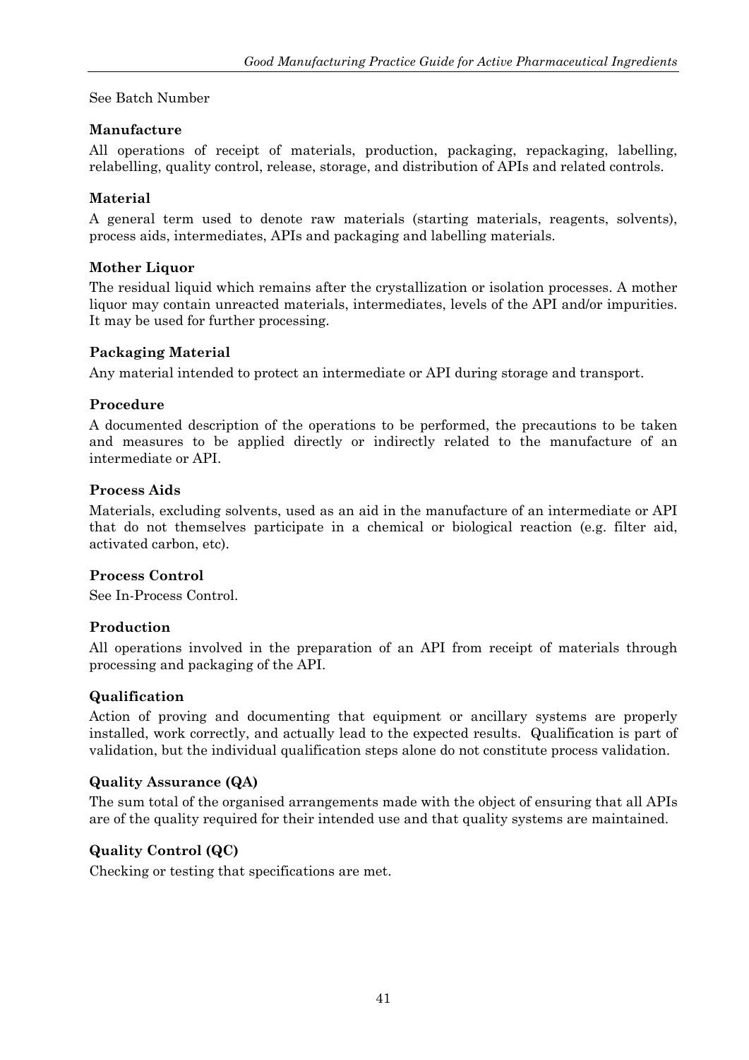See Batch Number

**Manufacture**

All operations of receipt of materials, production, packaging, repackaging, labelling, relabelling, quality control, release, storage, and distribution of APIs and related controls.

**Material**

A general term used to denote raw materials (starting materials, reagents, solvents), process aids, intermediates, APIs and packaging and labelling materials.

**Mother Liquor**

The residual liquid which remains after the crystallization or isolation processes. A mother liquor may contain unreacted materials, intermediates, levels of the API and/or impurities. It may be used for further processing.

**Packaging Material**

Any material intended to protect an intermediate or API during storage and transport.

**Procedure**

A documented description of the operations to be performed, the precautions to be taken and measures to be applied directly or indirectly related to the manufacture of an intermediate or API.

**Process Aids**

Materials, excluding solvents, used as an aid in the manufacture of an intermediate or API that do not themselves participate in a chemical or biological reaction (e.g. filter aid, activated carbon, etc).

**Process Control**

See In-Process Control.

**Production**

All operations involved in the preparation of an API from receipt of materials through processing and packaging of the API.

**Qualification**

Action of proving and documenting that equipment or ancillary systems are properly installed, work correctly, and actually lead to the expected results. Qualification is part of validation, but the individual qualification steps alone do not constitute process validation.

**Quality Assurance (QA)**

The sum total of the organised arrangements made with the object of ensuring that all APIs are of the quality required for their intended use and that quality systems are maintained.

**Quality Control (QC)**

Checking or testing that specifications are met.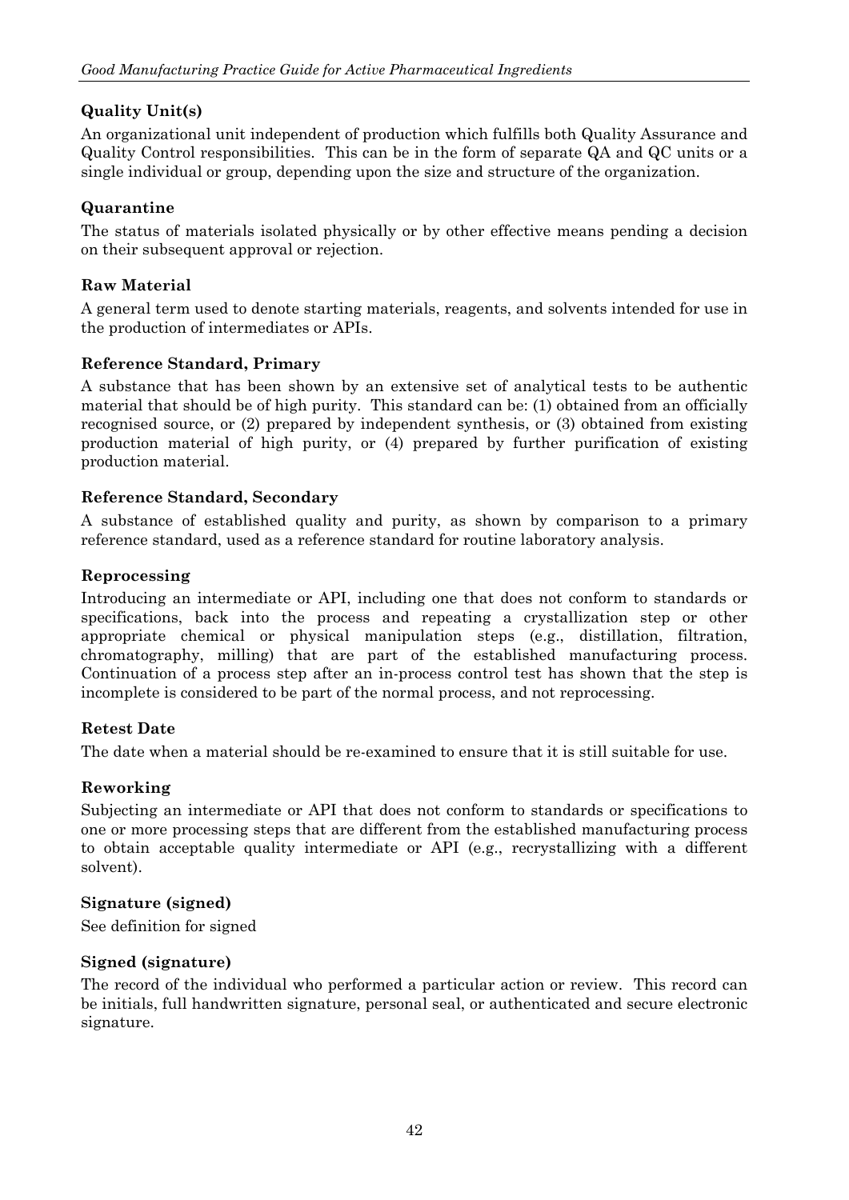### Quality Unit(s)

An organizational unit independent of production which fulfills both Quality Assurance and Quality Control responsibilities. This can be in the form of separate QA and QC units or a single individual or group, depending upon the size and structure of the organization.

### Quarantine

The status of materials isolated physically or by other effective means pending a decision on their subsequent approval or rejection.

### Raw Material

A general term used to denote starting materials, reagents, and solvents intended for use in the production of intermediates or APIs.

### Reference Standard, Primary

A substance that has been shown by an extensive set of analytical tests to be authentic material that should be of high purity. This standard can be: (1) obtained from an officially recognised source, or (2) prepared by independent synthesis, or (3) obtained from existing production material of high purity, or (4) prepared by further purification of existing production material.

### Reference Standard, Secondary

A substance of established quality and purity, as shown by comparison to a primary reference standard, used as a reference standard for routine laboratory analysis.

### Reprocessing

Introducing an intermediate or API, including one that does not conform to standards or specifications, back into the process and repeating a crystallization step or other appropriate chemical or physical manipulation steps (e.g., distillation, filtration, chromatography, milling) that are part of the established manufacturing process. Continuation of a process step after an in-process control test has shown that the step is incomplete is considered to be part of the normal process, and not reprocessing.

### Retest Date

The date when a material should be re-examined to ensure that it is still suitable for use.

### Reworking

Subjecting an intermediate or API that does not conform to standards or specifications to one or more processing steps that are different from the established manufacturing process to obtain acceptable quality intermediate or API (e.g., recrystallizing with a different solvent).

### Signature (signed)

See definition for signed

### Signed (signature)

The record of the individual who performed a particular action or review. This record can be initials, full handwritten signature, personal seal, or authenticated and secure electronic signature.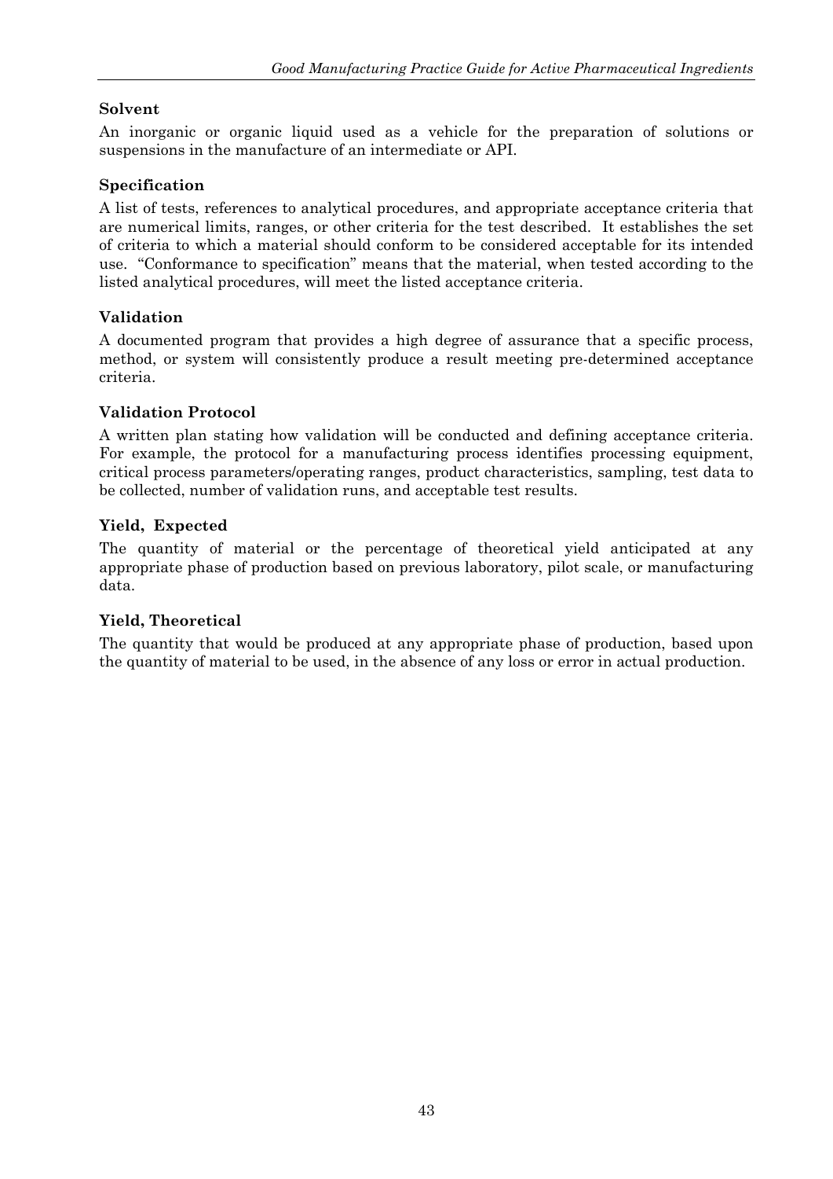**Solvent**

An inorganic or organic liquid used as a vehicle for the preparation of solutions or suspensions in the manufacture of an intermediate or API.

**Specification**

A list of tests, references to analytical procedures, and appropriate acceptance criteria that are numerical limits, ranges, or other criteria for the test described. It establishes the set of criteria to which a material should conform to be considered acceptable for its intended use. "Conformance to specification" means that the material, when tested according to the listed analytical procedures, will meet the listed acceptance criteria.

**Validation**

A documented program that provides a high degree of assurance that a specific process, method, or system will consistently produce a result meeting pre-determined acceptance criteria.

**Validation Protocol**

A written plan stating how validation will be conducted and defining acceptance criteria. For example, the protocol for a manufacturing process identifies processing equipment, critical process parameters/operating ranges, product characteristics, sampling, test data to be collected, number of validation runs, and acceptable test results.

**Yield, Expected**

The quantity of material or the percentage of theoretical yield anticipated at any appropriate phase of production based on previous laboratory, pilot scale, or manufacturing data.

**Yield, Theoretical**

The quantity that would be produced at any appropriate phase of production, based upon the quantity of material to be used, in the absence of any loss or error in actual production.